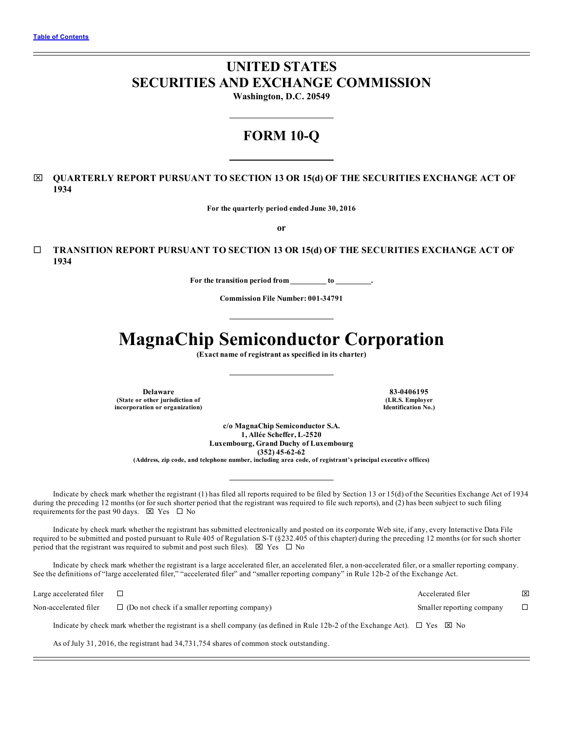Table of Contents

# UNITED STATES
# SECURITIES AND EXCHANGE COMMISSION

**Washington, D.C. 20549**

# FORM 10-Q

☒ **QUARTERLY REPORT PURSUANT TO SECTION 13 OR 15(d) OF THE SECURITIES EXCHANGE ACT OF 1934**

**For the quarterly period ended June 30, 2016**

**or**

☐ **TRANSITION REPORT PURSUANT TO SECTION 13 OR 15(d) OF THE SECURITIES EXCHANGE ACT OF 1934**

**For the transition period from \_\_\_\_\_\_\_\_\_ to \_\_\_\_\_\_\_\_\_.**

**Commission File Number: 001-34791**

# MagnaChip Semiconductor Corporation

**(Exact name of registrant as specified in its charter)**

| | |
|---|---|
| **Delaware**<br>**(State or other jurisdiction of incorporation or organization)** | **83-0406195**<br>**(I.R.S. Employer Identification No.)** |

**c/o MagnaChip Semiconductor S.A.**
**1, Allée Scheffer, L-2520**
**Luxembourg, Grand Duchy of Luxembourg**
**(352) 45-62-62**
**(Address, zip code, and telephone number, including area code, of registrant's principal executive offices)**

Indicate by check mark whether the registrant (1) has filed all reports required to be filed by Section 13 or 15(d) of the Securities Exchange Act of 1934 during the preceding 12 months (or for such shorter period that the registrant was required to file such reports), and (2) has been subject to such filing requirements for the past 90 days. ☒ Yes ☐ No

Indicate by check mark whether the registrant has submitted electronically and posted on its corporate Web site, if any, every Interactive Data File required to be submitted and posted pursuant to Rule 405 of Regulation S-T (§232.405 of this chapter) during the preceding 12 months (or for such shorter period that the registrant was required to submit and post such files). ☒ Yes ☐ No

Indicate by check mark whether the registrant is a large accelerated filer, an accelerated filer, a non-accelerated filer, or a smaller reporting company. See the definitions of "large accelerated filer," "accelerated filer" and "smaller reporting company" in Rule 12b-2 of the Exchange Act.

| | | | |
|---|---|---|---|
| Large accelerated filer | ☐ | Accelerated filer | ☒ |
| Non-accelerated filer | ☐ (Do not check if a smaller reporting company) | Smaller reporting company | ☐ |

Indicate by check mark whether the registrant is a shell company (as defined in Rule 12b-2 of the Exchange Act). ☐ Yes ☒ No

As of July 31, 2016, the registrant had 34,731,754 shares of common stock outstanding.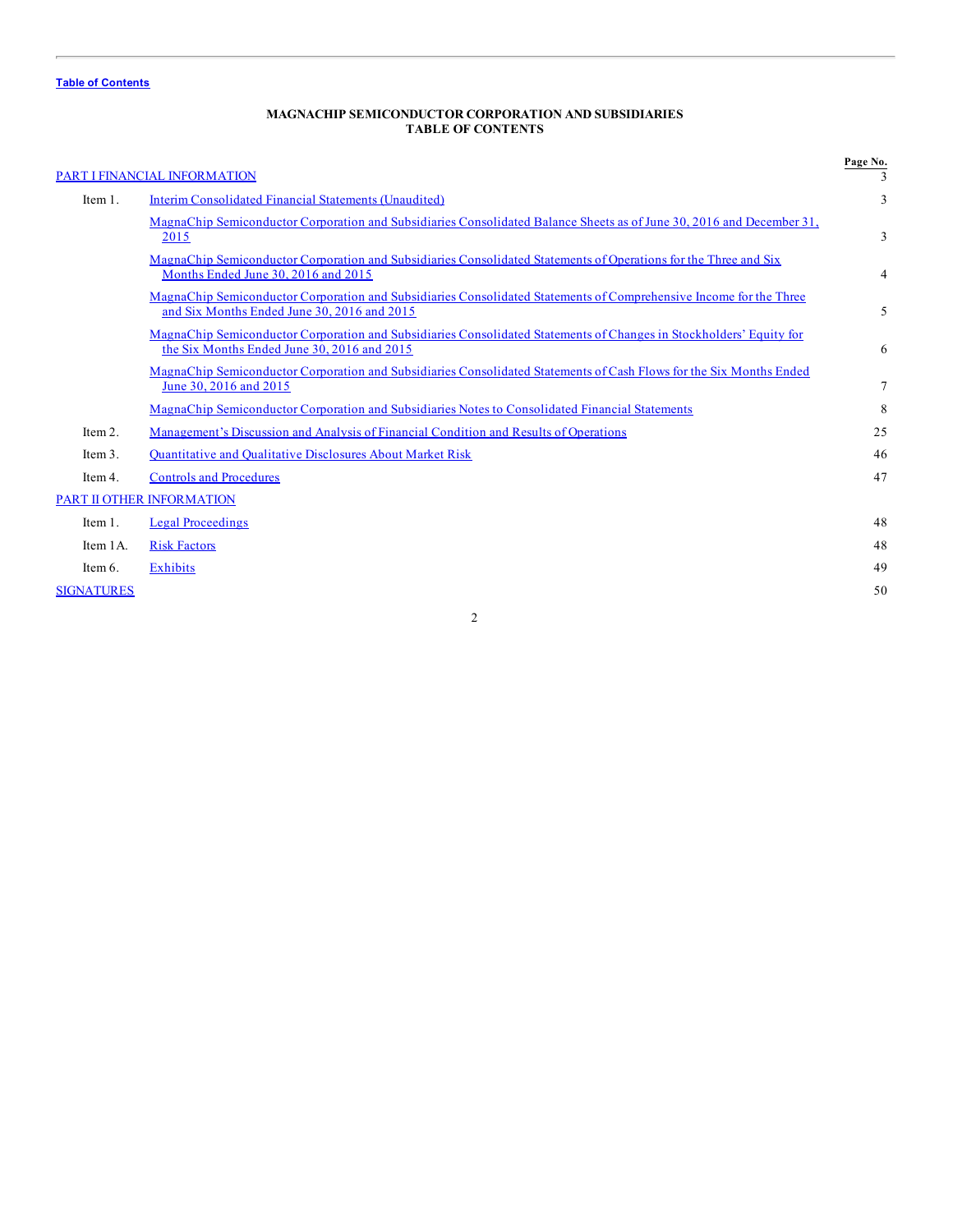Table of Contents

# MAGNACHIP SEMICONDUCTOR CORPORATION AND SUBSIDIARIES
## TABLE OF CONTENTS

| | | Page No. |
|---|---|---|
| PART I FINANCIAL INFORMATION | | 3 |
| Item 1. | Interim Consolidated Financial Statements (Unaudited) | 3 |
| | MagnaChip Semiconductor Corporation and Subsidiaries Consolidated Balance Sheets as of June 30, 2016 and December 31, 2015 | 3 |
| | MagnaChip Semiconductor Corporation and Subsidiaries Consolidated Statements of Operations for the Three and Six Months Ended June 30, 2016 and 2015 | 4 |
| | MagnaChip Semiconductor Corporation and Subsidiaries Consolidated Statements of Comprehensive Income for the Three and Six Months Ended June 30, 2016 and 2015 | 5 |
| | MagnaChip Semiconductor Corporation and Subsidiaries Consolidated Statements of Changes in Stockholders' Equity for the Six Months Ended June 30, 2016 and 2015 | 6 |
| | MagnaChip Semiconductor Corporation and Subsidiaries Consolidated Statements of Cash Flows for the Six Months Ended June 30, 2016 and 2015 | 7 |
| | MagnaChip Semiconductor Corporation and Subsidiaries Notes to Consolidated Financial Statements | 8 |
| Item 2. | Management's Discussion and Analysis of Financial Condition and Results of Operations | 25 |
| Item 3. | Quantitative and Qualitative Disclosures About Market Risk | 46 |
| Item 4. | Controls and Procedures | 47 |
| PART II OTHER INFORMATION | | |
| Item 1. | Legal Proceedings | 48 |
| Item 1A. | Risk Factors | 48 |
| Item 6. | Exhibits | 49 |
| SIGNATURES | | 50 |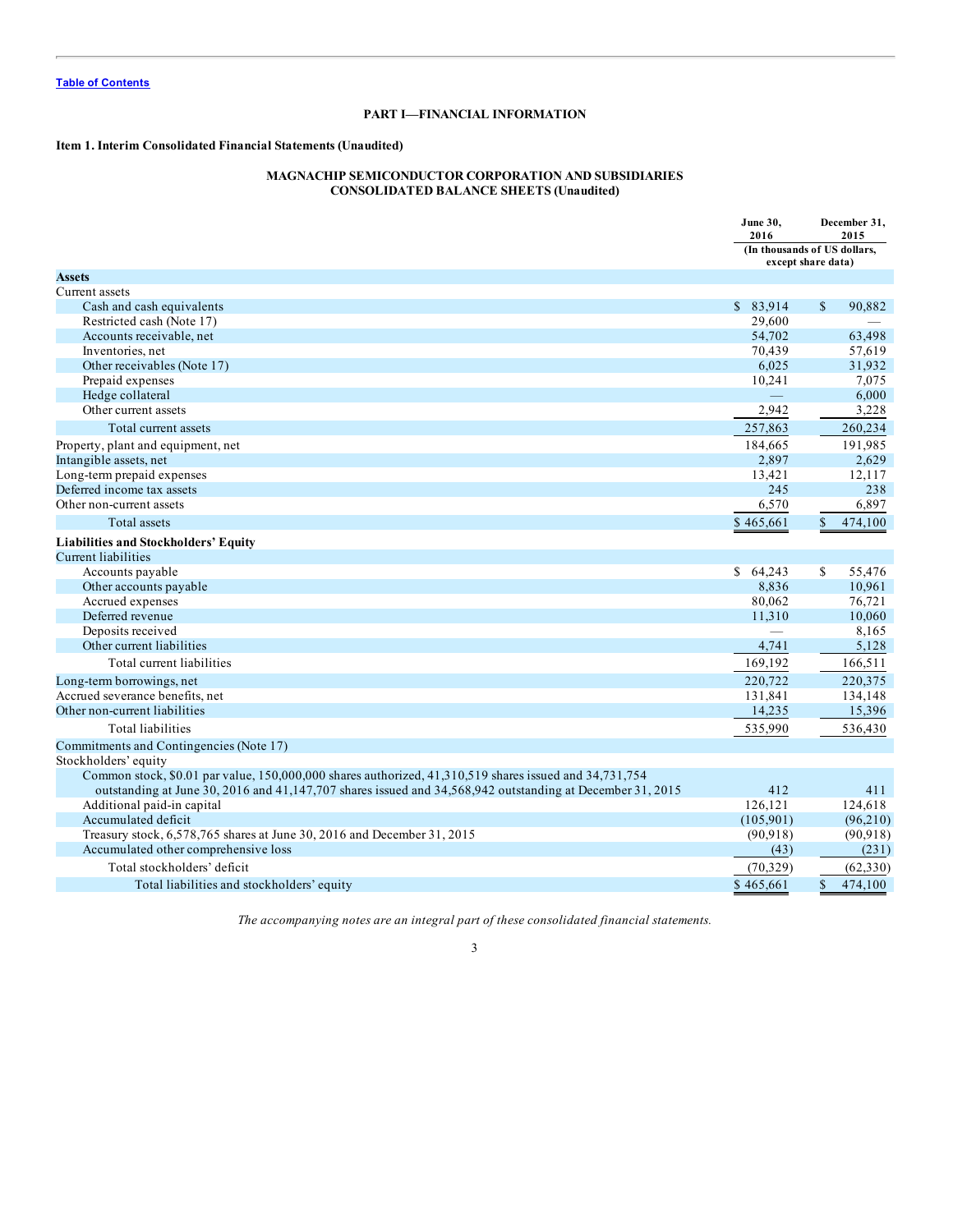[Table of Contents](#)

# PART I—FINANCIAL INFORMATION

## Item 1. Interim Consolidated Financial Statements (Unaudited)

### MAGNACHIP SEMICONDUCTOR CORPORATION AND SUBSIDIARIES
### CONSOLIDATED BALANCE SHEETS (Unaudited)

| | June 30, 2016 | December 31, 2015 |
|---|---|---|
| | (In thousands of US dollars, except share data) | |
| **Assets** | | |
| Current assets | | |
| Cash and cash equivalents | $ 83,914 | $ 90,882 |
| Restricted cash (Note 17) | 29,600 | — |
| Accounts receivable, net | 54,702 | 63,498 |
| Inventories, net | 70,439 | 57,619 |
| Other receivables (Note 17) | 6,025 | 31,932 |
| Prepaid expenses | 10,241 | 7,075 |
| Hedge collateral | — | 6,000 |
| Other current assets | 2,942 | 3,228 |
| Total current assets | 257,863 | 260,234 |
| Property, plant and equipment, net | 184,665 | 191,985 |
| Intangible assets, net | 2,897 | 2,629 |
| Long-term prepaid expenses | 13,421 | 12,117 |
| Deferred income tax assets | 245 | 238 |
| Other non-current assets | 6,570 | 6,897 |
| Total assets | $ 465,661 | $ 474,100 |
| **Liabilities and Stockholders' Equity** | | |
| Current liabilities | | |
| Accounts payable | $ 64,243 | $ 55,476 |
| Other accounts payable | 8,836 | 10,961 |
| Accrued expenses | 80,062 | 76,721 |
| Deferred revenue | 11,310 | 10,060 |
| Deposits received | — | 8,165 |
| Other current liabilities | 4,741 | 5,128 |
| Total current liabilities | 169,192 | 166,511 |
| Long-term borrowings, net | 220,722 | 220,375 |
| Accrued severance benefits, net | 131,841 | 134,148 |
| Other non-current liabilities | 14,235 | 15,396 |
| Total liabilities | 535,990 | 536,430 |
| Commitments and Contingencies (Note 17) | | |
| Stockholders' equity | | |
| Common stock, $0.01 par value, 150,000,000 shares authorized, 41,310,519 shares issued and 34,731,754 outstanding at June 30, 2016 and 41,147,707 shares issued and 34,568,942 outstanding at December 31, 2015 | 412 | 411 |
| Additional paid-in capital | 126,121 | 124,618 |
| Accumulated deficit | (105,901) | (96,210) |
| Treasury stock, 6,578,765 shares at June 30, 2016 and December 31, 2015 | (90,918) | (90,918) |
| Accumulated other comprehensive loss | (43) | (231) |
| Total stockholders' deficit | (70,329) | (62,330) |
| Total liabilities and stockholders' equity | $ 465,661 | $ 474,100 |

*The accompanying notes are an integral part of these consolidated financial statements.*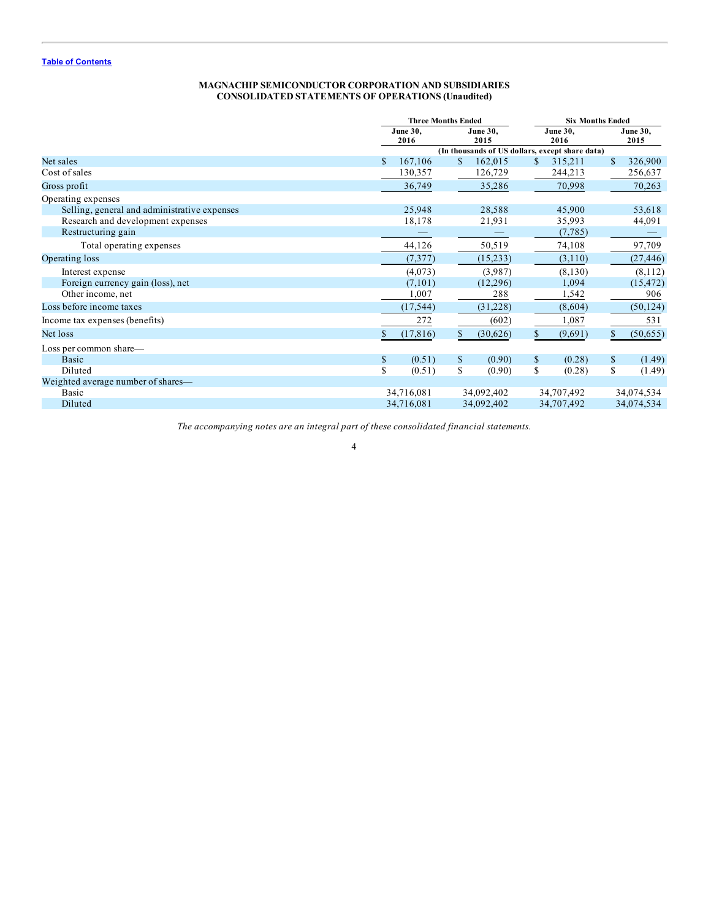[Table of Contents](#)

**MAGNACHIP SEMICONDUCTOR CORPORATION AND SUBSIDIARIES**
**CONSOLIDATED STATEMENTS OF OPERATIONS (Unaudited)**

| | Three Months Ended | | Six Months Ended | |
|---|---|---|---|---|
| | June 30, 2016 | June 30, 2015 | June 30, 2016 | June 30, 2015 |
| | (In thousands of US dollars, except share data) | | | |
| Net sales | $ 167,106 | $ 162,015 | $ 315,211 | $ 326,900 |
| Cost of sales | 130,357 | 126,729 | 244,213 | 256,637 |
| Gross profit | 36,749 | 35,286 | 70,998 | 70,263 |
| Operating expenses | | | | |
| Selling, general and administrative expenses | 25,948 | 28,588 | 45,900 | 53,618 |
| Research and development expenses | 18,178 | 21,931 | 35,993 | 44,091 |
| Restructuring gain | — | — | (7,785) | — |
| Total operating expenses | 44,126 | 50,519 | 74,108 | 97,709 |
| Operating loss | (7,377) | (15,233) | (3,110) | (27,446) |
| Interest expense | (4,073) | (3,987) | (8,130) | (8,112) |
| Foreign currency gain (loss), net | (7,101) | (12,296) | 1,094 | (15,472) |
| Other income, net | 1,007 | 288 | 1,542 | 906 |
| Loss before income taxes | (17,544) | (31,228) | (8,604) | (50,124) |
| Income tax expenses (benefits) | 272 | (602) | 1,087 | 531 |
| Net loss | $ (17,816) | $ (30,626) | $ (9,691) | $ (50,655) |
| Loss per common share— | | | | |
| Basic | $ (0.51) | $ (0.90) | $ (0.28) | $ (1.49) |
| Diluted | $ (0.51) | $ (0.90) | $ (0.28) | $ (1.49) |
| Weighted average number of shares— | | | | |
| Basic | 34,716,081 | 34,092,402 | 34,707,492 | 34,074,534 |
| Diluted | 34,716,081 | 34,092,402 | 34,707,492 | 34,074,534 |

*The accompanying notes are an integral part of these consolidated financial statements.*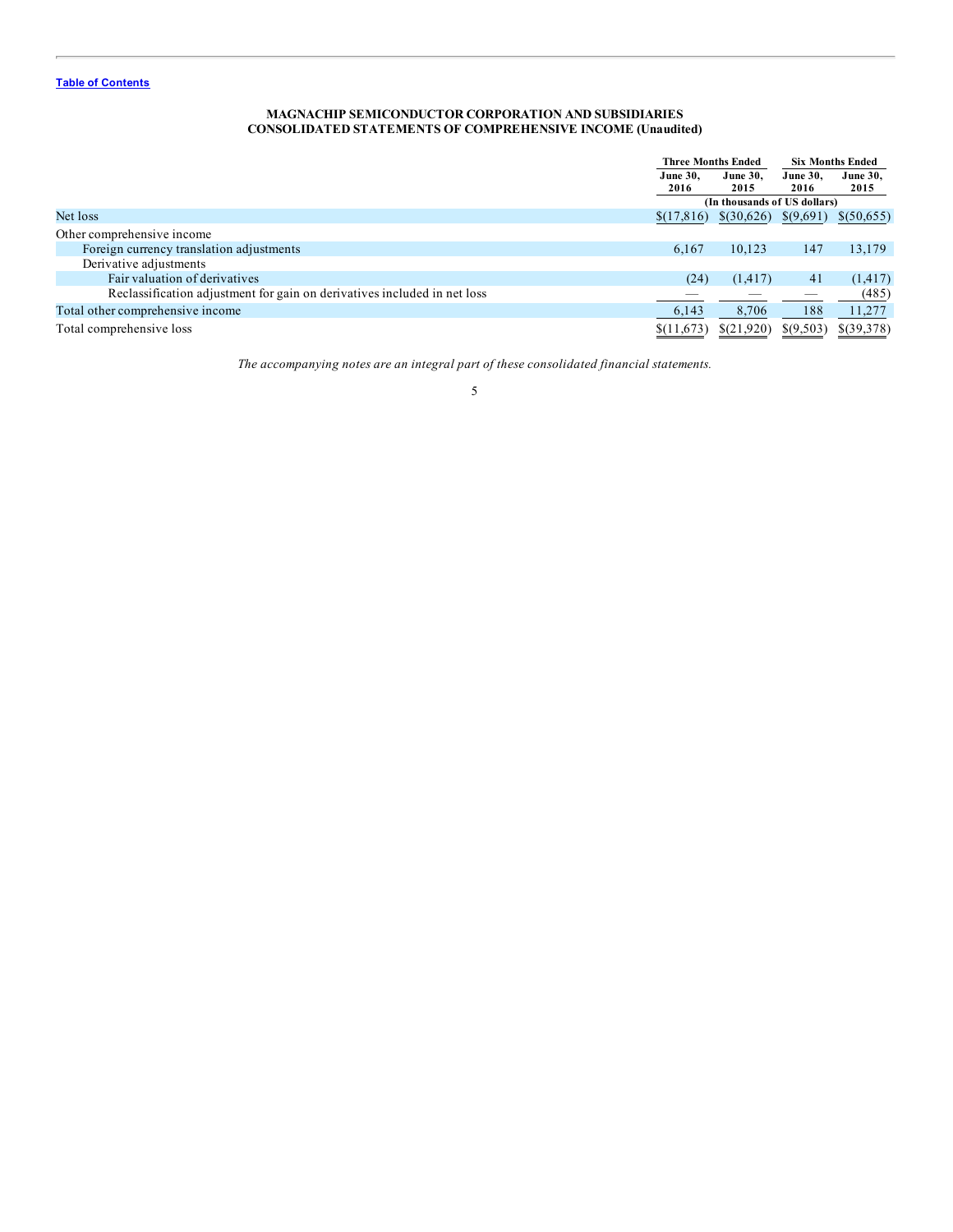[Table of Contents](#)

**MAGNACHIP SEMICONDUCTOR CORPORATION AND SUBSIDIARIES**
**CONSOLIDATED STATEMENTS OF COMPREHENSIVE INCOME (Unaudited)**

| | Three Months Ended | | Six Months Ended | |
|---|---|---|---|---|
| | June 30, 2016 | June 30, 2015 | June 30, 2016 | June 30, 2015 |
| | (In thousands of US dollars) | | | |
| Net loss | $(17,816) | $(30,626) | $(9,691) | $(50,655) |
| Other comprehensive income | | | | |
| Foreign currency translation adjustments | 6,167 | 10,123 | 147 | 13,179 |
| Derivative adjustments | | | | |
| Fair valuation of derivatives | (24) | (1,417) | 41 | (1,417) |
| Reclassification adjustment for gain on derivatives included in net loss | — | — | — | (485) |
| Total other comprehensive income | 6,143 | 8,706 | 188 | 11,277 |
| Total comprehensive loss | $(11,673) | $(21,920) | $(9,503) | $(39,378) |

*The accompanying notes are an integral part of these consolidated financial statements.*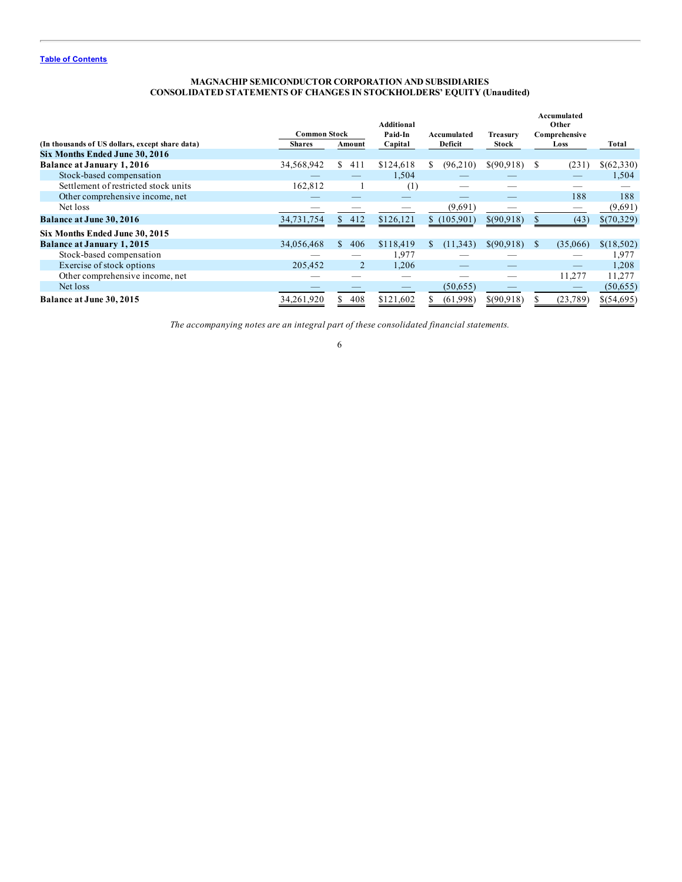[Table of Contents](#)

**MAGNACHIP SEMICONDUCTOR CORPORATION AND SUBSIDIARIES**
**CONSOLIDATED STATEMENTS OF CHANGES IN STOCKHOLDERS' EQUITY (Unaudited)**

| (In thousands of US dollars, except share data) | Common Stock Shares | Common Stock Amount | Additional Paid-In Capital | Accumulated Deficit | Treasury Stock | Accumulated Other Comprehensive Loss | Total |
|---|---|---|---|---|---|---|---|
| **Six Months Ended June 30, 2016** | | | | | | | |
| **Balance at January 1, 2016** | 34,568,942 | $ 411 | $124,618 | $ (96,210) | $(90,918) | $ (231) | $(62,330) |
| Stock-based compensation | — | — | 1,504 | — | — | — | 1,504 |
| Settlement of restricted stock units | 162,812 | 1 | (1) | — | — | — | — |
| Other comprehensive income, net | — | — | — | — | — | 188 | 188 |
| Net loss | — | — | — | (9,691) | — | — | (9,691) |
| **Balance at June 30, 2016** | 34,731,754 | $ 412 | $126,121 | $ (105,901) | $(90,918) | $ (43) | $(70,329) |
| **Six Months Ended June 30, 2015** | | | | | | | |
| **Balance at January 1, 2015** | 34,056,468 | $ 406 | $118,419 | $ (11,343) | $(90,918) | $ (35,066) | $(18,502) |
| Stock-based compensation | — | — | 1,977 | — | — | — | 1,977 |
| Exercise of stock options | 205,452 | 2 | 1,206 | — | — | — | 1,208 |
| Other comprehensive income, net | — | — | — | — | — | 11,277 | 11,277 |
| Net loss | — | — | — | (50,655) | — | — | (50,655) |
| **Balance at June 30, 2015** | 34,261,920 | $ 408 | $121,602 | $ (61,998) | $(90,918) | $ (23,789) | $(54,695) |

*The accompanying notes are an integral part of these consolidated financial statements.*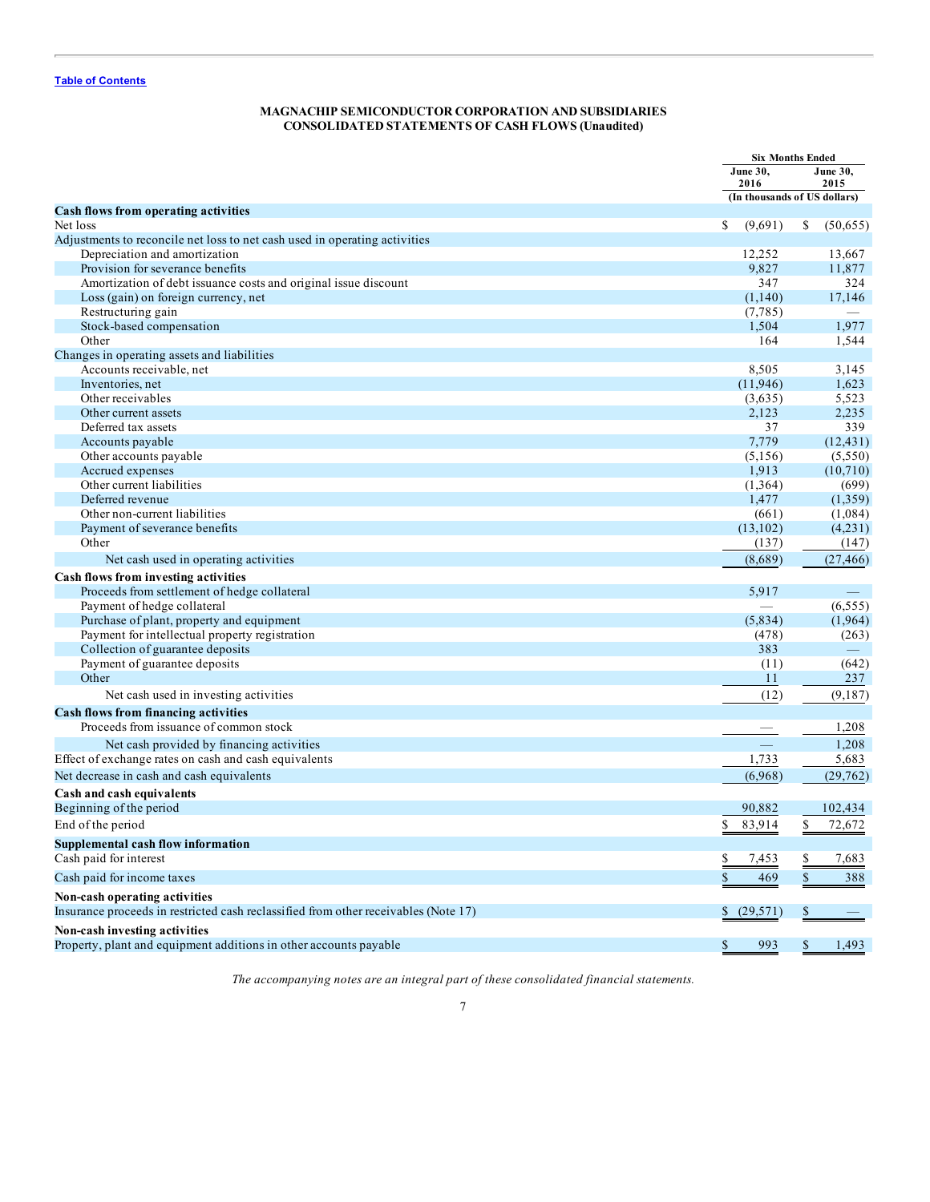[Table of Contents](#)

**MAGNACHIP SEMICONDUCTOR CORPORATION AND SUBSIDIARIES**
**CONSOLIDATED STATEMENTS OF CASH FLOWS (Unaudited)**

| | Six Months Ended | |
|---|---|---|
| | June 30, 2016 | June 30, 2015 |
| | (In thousands of US dollars) | |
| **Cash flows from operating activities** | | |
| Net loss | $ (9,691) | $ (50,655) |
| Adjustments to reconcile net loss to net cash used in operating activities | | |
| Depreciation and amortization | 12,252 | 13,667 |
| Provision for severance benefits | 9,827 | 11,877 |
| Amortization of debt issuance costs and original issue discount | 347 | 324 |
| Loss (gain) on foreign currency, net | (1,140) | 17,146 |
| Restructuring gain | (7,785) | — |
| Stock-based compensation | 1,504 | 1,977 |
| Other | 164 | 1,544 |
| Changes in operating assets and liabilities | | |
| Accounts receivable, net | 8,505 | 3,145 |
| Inventories, net | (11,946) | 1,623 |
| Other receivables | (3,635) | 5,523 |
| Other current assets | 2,123 | 2,235 |
| Deferred tax assets | 37 | 339 |
| Accounts payable | 7,779 | (12,431) |
| Other accounts payable | (5,156) | (5,550) |
| Accrued expenses | 1,913 | (10,710) |
| Other current liabilities | (1,364) | (699) |
| Deferred revenue | 1,477 | (1,359) |
| Other non-current liabilities | (661) | (1,084) |
| Payment of severance benefits | (13,102) | (4,231) |
| Other | (137) | (147) |
| Net cash used in operating activities | (8,689) | (27,466) |
| **Cash flows from investing activities** | | |
| Proceeds from settlement of hedge collateral | 5,917 | — |
| Payment of hedge collateral | — | (6,555) |
| Purchase of plant, property and equipment | (5,834) | (1,964) |
| Payment for intellectual property registration | (478) | (263) |
| Collection of guarantee deposits | 383 | — |
| Payment of guarantee deposits | (11) | (642) |
| Other | 11 | 237 |
| Net cash used in investing activities | (12) | (9,187) |
| **Cash flows from financing activities** | | |
| Proceeds from issuance of common stock | — | 1,208 |
| Net cash provided by financing activities | — | 1,208 |
| Effect of exchange rates on cash and cash equivalents | 1,733 | 5,683 |
| Net decrease in cash and cash equivalents | (6,968) | (29,762) |
| **Cash and cash equivalents** | | |
| Beginning of the period | 90,882 | 102,434 |
| End of the period | $ 83,914 | $ 72,672 |
| **Supplemental cash flow information** | | |
| Cash paid for interest | $ 7,453 | $ 7,683 |
| Cash paid for income taxes | $ 469 | $ 388 |
| **Non-cash operating activities** | | |
| Insurance proceeds in restricted cash reclassified from other receivables (Note 17) | $ (29,571) | $ — |
| **Non-cash investing activities** | | |
| Property, plant and equipment additions in other accounts payable | $ 993 | $ 1,493 |

*The accompanying notes are an integral part of these consolidated financial statements.*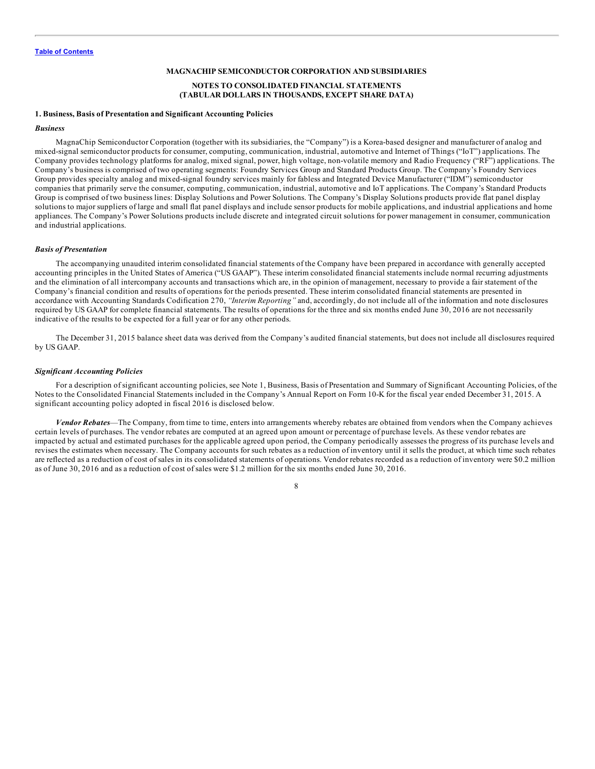**MAGNACHIP SEMICONDUCTOR CORPORATION AND SUBSIDIARIES**

**NOTES TO CONSOLIDATED FINANCIAL STATEMENTS**
**(TABULAR DOLLARS IN THOUSANDS, EXCEPT SHARE DATA)**

### 1. Business, Basis of Presentation and Significant Accounting Policies

***Business***

MagnaChip Semiconductor Corporation (together with its subsidiaries, the "Company") is a Korea-based designer and manufacturer of analog and mixed-signal semiconductor products for consumer, computing, communication, industrial, automotive and Internet of Things ("IoT") applications. The Company provides technology platforms for analog, mixed signal, power, high voltage, non-volatile memory and Radio Frequency ("RF") applications. The Company's business is comprised of two operating segments: Foundry Services Group and Standard Products Group. The Company's Foundry Services Group provides specialty analog and mixed-signal foundry services mainly for fabless and Integrated Device Manufacturer ("IDM") semiconductor companies that primarily serve the consumer, computing, communication, industrial, automotive and IoT applications. The Company's Standard Products Group is comprised of two business lines: Display Solutions and Power Solutions. The Company's Display Solutions products provide flat panel display solutions to major suppliers of large and small flat panel displays and include sensor products for mobile applications, and industrial applications and home appliances. The Company's Power Solutions products include discrete and integrated circuit solutions for power management in consumer, communication and industrial applications.

***Basis of Presentation***

The accompanying unaudited interim consolidated financial statements of the Company have been prepared in accordance with generally accepted accounting principles in the United States of America ("US GAAP"). These interim consolidated financial statements include normal recurring adjustments and the elimination of all intercompany accounts and transactions which are, in the opinion of management, necessary to provide a fair statement of the Company's financial condition and results of operations for the periods presented. These interim consolidated financial statements are presented in accordance with Accounting Standards Codification 270, *"Interim Reporting"* and, accordingly, do not include all of the information and note disclosures required by US GAAP for complete financial statements. The results of operations for the three and six months ended June 30, 2016 are not necessarily indicative of the results to be expected for a full year or for any other periods.

The December 31, 2015 balance sheet data was derived from the Company's audited financial statements, but does not include all disclosures required by US GAAP.

***Significant Accounting Policies***

For a description of significant accounting policies, see Note 1, Business, Basis of Presentation and Summary of Significant Accounting Policies, of the Notes to the Consolidated Financial Statements included in the Company's Annual Report on Form 10-K for the fiscal year ended December 31, 2015. A significant accounting policy adopted in fiscal 2016 is disclosed below.

***Vendor Rebates***—The Company, from time to time, enters into arrangements whereby rebates are obtained from vendors when the Company achieves certain levels of purchases. The vendor rebates are computed at an agreed upon amount or percentage of purchase levels. As these vendor rebates are impacted by actual and estimated purchases for the applicable agreed upon period, the Company periodically assesses the progress of its purchase levels and revises the estimates when necessary. The Company accounts for such rebates as a reduction of inventory until it sells the product, at which time such rebates are reflected as a reduction of cost of sales in its consolidated statements of operations. Vendor rebates recorded as a reduction of inventory were $0.2 million as of June 30, 2016 and as a reduction of cost of sales were $1.2 million for the six months ended June 30, 2016.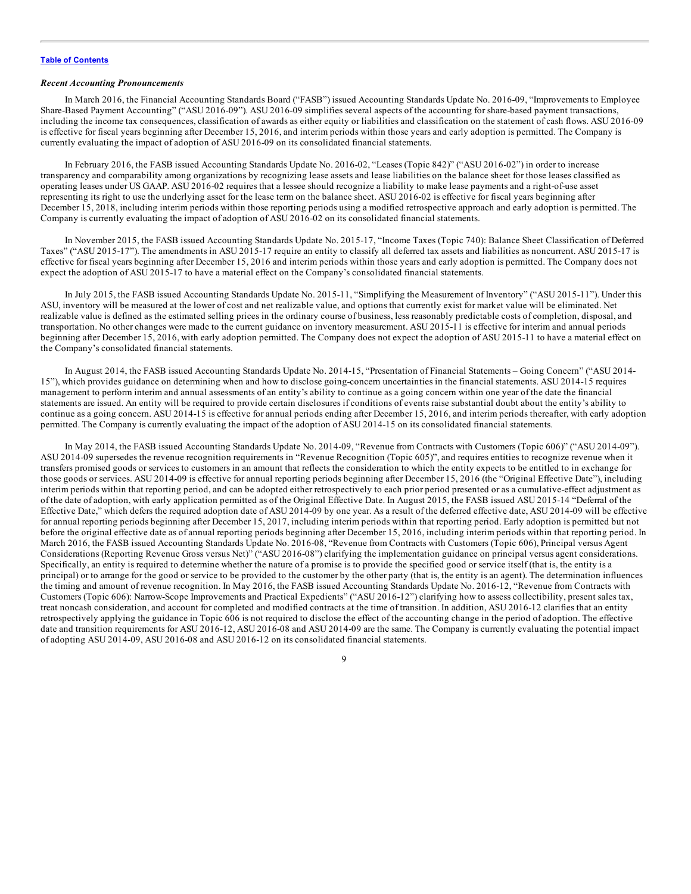[Table of Contents](#)

***Recent Accounting Pronouncements***

In March 2016, the Financial Accounting Standards Board ("FASB") issued Accounting Standards Update No. 2016-09, "Improvements to Employee Share-Based Payment Accounting" ("ASU 2016-09"). ASU 2016-09 simplifies several aspects of the accounting for share-based payment transactions, including the income tax consequences, classification of awards as either equity or liabilities and classification on the statement of cash flows. ASU 2016-09 is effective for fiscal years beginning after December 15, 2016, and interim periods within those years and early adoption is permitted. The Company is currently evaluating the impact of adoption of ASU 2016-09 on its consolidated financial statements.

In February 2016, the FASB issued Accounting Standards Update No. 2016-02, "Leases (Topic 842)" ("ASU 2016-02") in order to increase transparency and comparability among organizations by recognizing lease assets and lease liabilities on the balance sheet for those leases classified as operating leases under US GAAP. ASU 2016-02 requires that a lessee should recognize a liability to make lease payments and a right-of-use asset representing its right to use the underlying asset for the lease term on the balance sheet. ASU 2016-02 is effective for fiscal years beginning after December 15, 2018, including interim periods within those reporting periods using a modified retrospective approach and early adoption is permitted. The Company is currently evaluating the impact of adoption of ASU 2016-02 on its consolidated financial statements.

In November 2015, the FASB issued Accounting Standards Update No. 2015-17, "Income Taxes (Topic 740): Balance Sheet Classification of Deferred Taxes" ("ASU 2015-17"). The amendments in ASU 2015-17 require an entity to classify all deferred tax assets and liabilities as noncurrent. ASU 2015-17 is effective for fiscal years beginning after December 15, 2016 and interim periods within those years and early adoption is permitted. The Company does not expect the adoption of ASU 2015-17 to have a material effect on the Company's consolidated financial statements.

In July 2015, the FASB issued Accounting Standards Update No. 2015-11, "Simplifying the Measurement of Inventory" ("ASU 2015-11"). Under this ASU, inventory will be measured at the lower of cost and net realizable value, and options that currently exist for market value will be eliminated. Net realizable value is defined as the estimated selling prices in the ordinary course of business, less reasonably predictable costs of completion, disposal, and transportation. No other changes were made to the current guidance on inventory measurement. ASU 2015-11 is effective for interim and annual periods beginning after December 15, 2016, with early adoption permitted. The Company does not expect the adoption of ASU 2015-11 to have a material effect on the Company's consolidated financial statements.

In August 2014, the FASB issued Accounting Standards Update No. 2014-15, "Presentation of Financial Statements – Going Concern" ("ASU 2014-15"), which provides guidance on determining when and how to disclose going-concern uncertainties in the financial statements. ASU 2014-15 requires management to perform interim and annual assessments of an entity's ability to continue as a going concern within one year of the date the financial statements are issued. An entity will be required to provide certain disclosures if conditions of events raise substantial doubt about the entity's ability to continue as a going concern. ASU 2014-15 is effective for annual periods ending after December 15, 2016, and interim periods thereafter, with early adoption permitted. The Company is currently evaluating the impact of the adoption of ASU 2014-15 on its consolidated financial statements.

In May 2014, the FASB issued Accounting Standards Update No. 2014-09, "Revenue from Contracts with Customers (Topic 606)" ("ASU 2014-09"). ASU 2014-09 supersedes the revenue recognition requirements in "Revenue Recognition (Topic 605)", and requires entities to recognize revenue when it transfers promised goods or services to customers in an amount that reflects the consideration to which the entity expects to be entitled to in exchange for those goods or services. ASU 2014-09 is effective for annual reporting periods beginning after December 15, 2016 (the "Original Effective Date"), including interim periods within that reporting period, and can be adopted either retrospectively to each prior period presented or as a cumulative-effect adjustment as of the date of adoption, with early application permitted as of the Original Effective Date. In August 2015, the FASB issued ASU 2015-14 "Deferral of the Effective Date," which defers the required adoption date of ASU 2014-09 by one year. As a result of the deferred effective date, ASU 2014-09 will be effective for annual reporting periods beginning after December 15, 2017, including interim periods within that reporting period. Early adoption is permitted but not before the original effective date as of annual reporting periods beginning after December 15, 2016, including interim periods within that reporting period. In March 2016, the FASB issued Accounting Standards Update No. 2016-08, "Revenue from Contracts with Customers (Topic 606), Principal versus Agent Considerations (Reporting Revenue Gross versus Net)" ("ASU 2016-08") clarifying the implementation guidance on principal versus agent considerations. Specifically, an entity is required to determine whether the nature of a promise is to provide the specified good or service itself (that is, the entity is a principal) or to arrange for the good or service to be provided to the customer by the other party (that is, the entity is an agent). The determination influences the timing and amount of revenue recognition. In May 2016, the FASB issued Accounting Standards Update No. 2016-12, "Revenue from Contracts with Customers (Topic 606): Narrow-Scope Improvements and Practical Expedients" ("ASU 2016-12") clarifying how to assess collectibility, present sales tax, treat noncash consideration, and account for completed and modified contracts at the time of transition. In addition, ASU 2016-12 clarifies that an entity retrospectively applying the guidance in Topic 606 is not required to disclose the effect of the accounting change in the period of adoption. The effective date and transition requirements for ASU 2016-12, ASU 2016-08 and ASU 2014-09 are the same. The Company is currently evaluating the potential impact of adopting ASU 2014-09, ASU 2016-08 and ASU 2016-12 on its consolidated financial statements.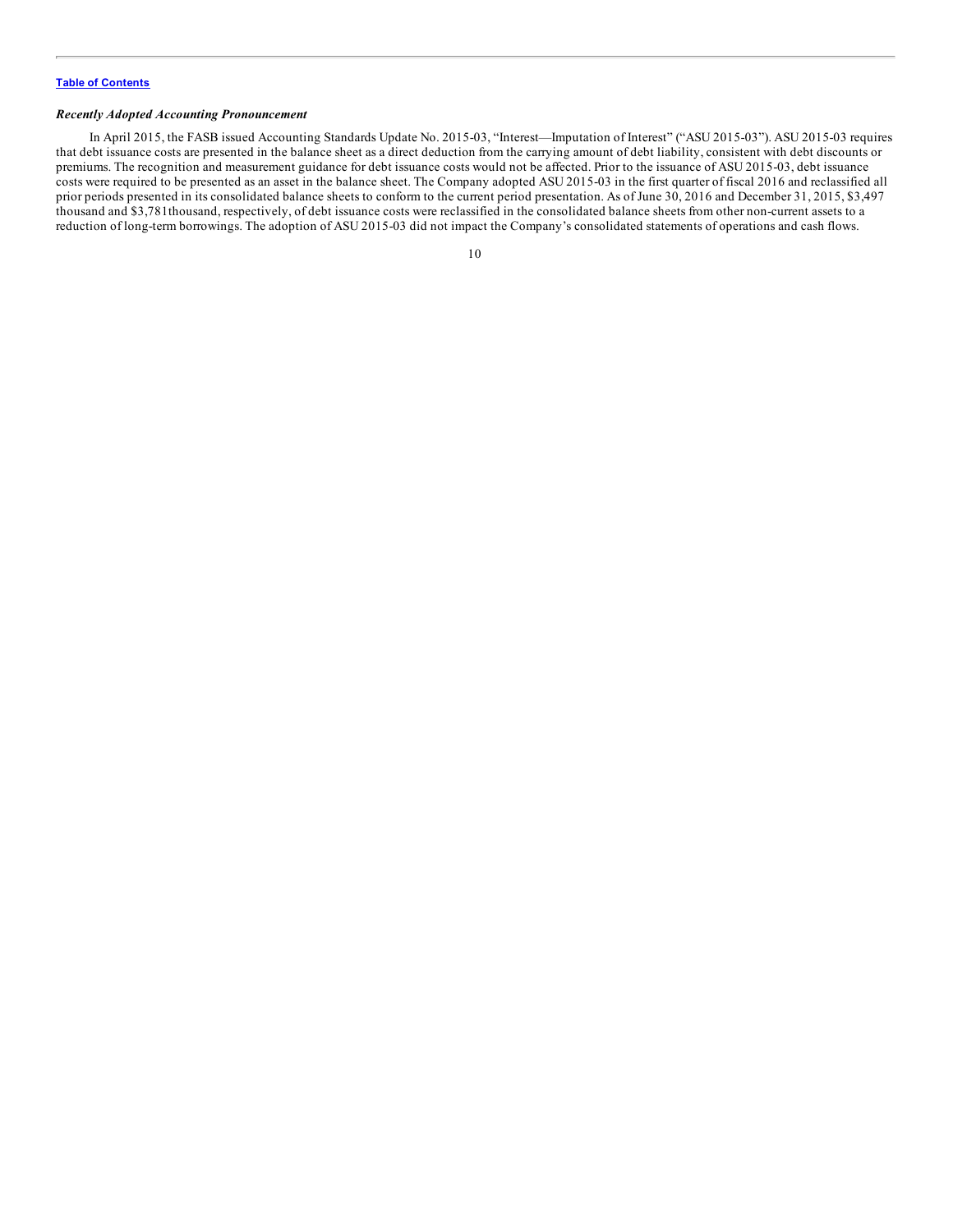*Recently Adopted Accounting Pronouncement*

In April 2015, the FASB issued Accounting Standards Update No. 2015-03, "Interest—Imputation of Interest" ("ASU 2015-03"). ASU 2015-03 requires that debt issuance costs are presented in the balance sheet as a direct deduction from the carrying amount of debt liability, consistent with debt discounts or premiums. The recognition and measurement guidance for debt issuance costs would not be affected. Prior to the issuance of ASU 2015-03, debt issuance costs were required to be presented as an asset in the balance sheet. The Company adopted ASU 2015-03 in the first quarter of fiscal 2016 and reclassified all prior periods presented in its consolidated balance sheets to conform to the current period presentation. As of June 30, 2016 and December 31, 2015, $3,497 thousand and $3,781thousand, respectively, of debt issuance costs were reclassified in the consolidated balance sheets from other non-current assets to a reduction of long-term borrowings. The adoption of ASU 2015-03 did not impact the Company's consolidated statements of operations and cash flows.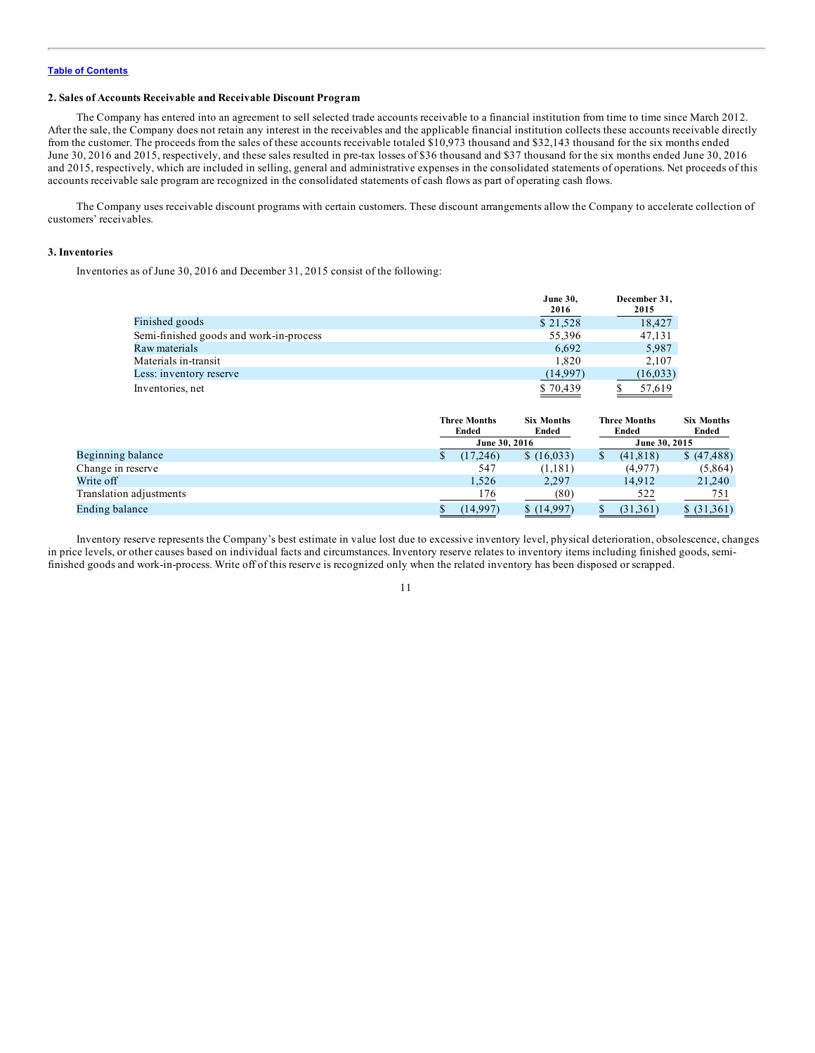**Table of Contents**

### 2. Sales of Accounts Receivable and Receivable Discount Program

The Company has entered into an agreement to sell selected trade accounts receivable to a financial institution from time to time since March 2012. After the sale, the Company does not retain any interest in the receivables and the applicable financial institution collects these accounts receivable directly from the customer. The proceeds from the sales of these accounts receivable totaled $10,973 thousand and $32,143 thousand for the six months ended June 30, 2016 and 2015, respectively, and these sales resulted in pre-tax losses of $36 thousand and $37 thousand for the six months ended June 30, 2016 and 2015, respectively, which are included in selling, general and administrative expenses in the consolidated statements of operations. Net proceeds of this accounts receivable sale program are recognized in the consolidated statements of cash flows as part of operating cash flows.

The Company uses receivable discount programs with certain customers. These discount arrangements allow the Company to accelerate collection of customers' receivables.

### 3. Inventories

Inventories as of June 30, 2016 and December 31, 2015 consist of the following:

| | June 30, 2016 | December 31, 2015 |
|---|---|---|
| Finished goods | $ 21,528 | 18,427 |
| Semi-finished goods and work-in-process | 55,396 | 47,131 |
| Raw materials | 6,692 | 5,987 |
| Materials in-transit | 1,820 | 2,107 |
| Less: inventory reserve | (14,997) | (16,033) |
| Inventories, net | $ 70,439 | $ 57,619 |

| | Three Months Ended | Six Months Ended | Three Months Ended | Six Months Ended |
|---|---|---|---|---|
| | June 30, 2016 | | June 30, 2015 | |
| Beginning balance | $ (17,246) | $ (16,033) | $ (41,818) | $ (47,488) |
| Change in reserve | 547 | (1,181) | (4,977) | (5,864) |
| Write off | 1,526 | 2,297 | 14,912 | 21,240 |
| Translation adjustments | 176 | (80) | 522 | 751 |
| Ending balance | $ (14,997) | $ (14,997) | $ (31,361) | $ (31,361) |

Inventory reserve represents the Company's best estimate in value lost due to excessive inventory level, physical deterioration, obsolescence, changes in price levels, or other causes based on individual facts and circumstances. Inventory reserve relates to inventory items including finished goods, semi-finished goods and work-in-process. Write off of this reserve is recognized only when the related inventory has been disposed or scrapped.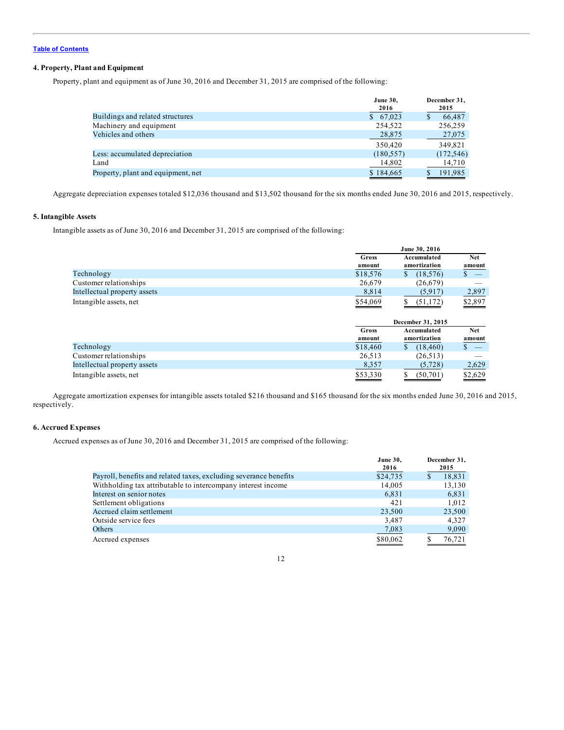Table of Contents

### 4. Property, Plant and Equipment

Property, plant and equipment as of June 30, 2016 and December 31, 2015 are comprised of the following:

| | June 30, 2016 | December 31, 2015 |
|---|---|---|
| Buildings and related structures | $ 67,023 | $ 66,487 |
| Machinery and equipment | 254,522 | 256,259 |
| Vehicles and others | 28,875 | 27,075 |
| | 350,420 | 349,821 |
| Less: accumulated depreciation | (180,557) | (172,546) |
| Land | 14,802 | 14,710 |
| Property, plant and equipment, net | $ 184,665 | $ 191,985 |

Aggregate depreciation expenses totaled $12,036 thousand and $13,502 thousand for the six months ended June 30, 2016 and 2015, respectively.

### 5. Intangible Assets

Intangible assets as of June 30, 2016 and December 31, 2015 are comprised of the following:

| | June 30, 2016 | | |
|---|---|---|---|
| | Gross amount | Accumulated amortization | Net amount |
| Technology | $18,576 | $ (18,576) | $ — |
| Customer relationships | 26,679 | (26,679) | — |
| Intellectual property assets | 8,814 | (5,917) | 2,897 |
| Intangible assets, net | $54,069 | $ (51,172) | $2,897 |

| | December 31, 2015 | | |
|---|---|---|---|
| | Gross amount | Accumulated amortization | Net amount |
| Technology | $18,460 | $ (18,460) | $ — |
| Customer relationships | 26,513 | (26,513) | — |
| Intellectual property assets | 8,357 | (5,728) | 2,629 |
| Intangible assets, net | $53,330 | $ (50,701) | $2,629 |

Aggregate amortization expenses for intangible assets totaled $216 thousand and $165 thousand for the six months ended June 30, 2016 and 2015, respectively.

### 6. Accrued Expenses

Accrued expenses as of June 30, 2016 and December 31, 2015 are comprised of the following:

| | June 30, 2016 | December 31, 2015 |
|---|---|---|
| Payroll, benefits and related taxes, excluding severance benefits | $24,735 | $ 18,831 |
| Withholding tax attributable to intercompany interest income | 14,005 | 13,130 |
| Interest on senior notes | 6,831 | 6,831 |
| Settlement obligations | 421 | 1,012 |
| Accrued claim settlement | 23,500 | 23,500 |
| Outside service fees | 3,487 | 4,327 |
| Others | 7,083 | 9,090 |
| Accrued expenses | $80,062 | $ 76,721 |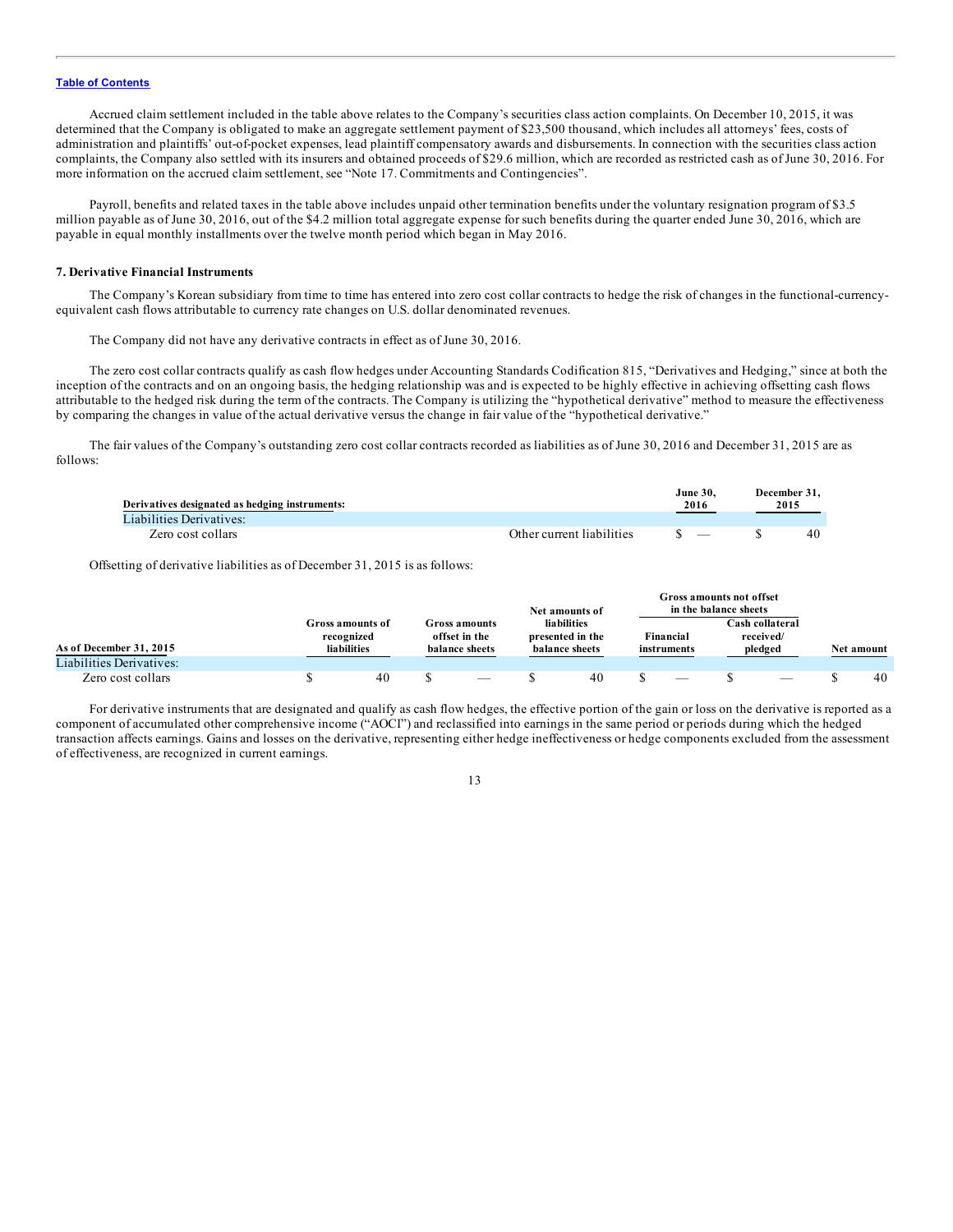Accrued claim settlement included in the table above relates to the Company's securities class action complaints. On December 10, 2015, it was determined that the Company is obligated to make an aggregate settlement payment of $23,500 thousand, which includes all attorneys' fees, costs of administration and plaintiffs' out-of-pocket expenses, lead plaintiff compensatory awards and disbursements. In connection with the securities class action complaints, the Company also settled with its insurers and obtained proceeds of $29.6 million, which are recorded as restricted cash as of June 30, 2016. For more information on the accrued claim settlement, see "Note 17. Commitments and Contingencies".

Payroll, benefits and related taxes in the table above includes unpaid other termination benefits under the voluntary resignation program of $3.5 million payable as of June 30, 2016, out of the $4.2 million total aggregate expense for such benefits during the quarter ended June 30, 2016, which are payable in equal monthly installments over the twelve month period which began in May 2016.

### 7. Derivative Financial Instruments

The Company's Korean subsidiary from time to time has entered into zero cost collar contracts to hedge the risk of changes in the functional-currency-equivalent cash flows attributable to currency rate changes on U.S. dollar denominated revenues.

The Company did not have any derivative contracts in effect as of June 30, 2016.

The zero cost collar contracts qualify as cash flow hedges under Accounting Standards Codification 815, "Derivatives and Hedging," since at both the inception of the contracts and on an ongoing basis, the hedging relationship was and is expected to be highly effective in achieving offsetting cash flows attributable to the hedged risk during the term of the contracts. The Company is utilizing the "hypothetical derivative" method to measure the effectiveness by comparing the changes in value of the actual derivative versus the change in fair value of the "hypothetical derivative."

The fair values of the Company's outstanding zero cost collar contracts recorded as liabilities as of June 30, 2016 and December 31, 2015 are as follows:

| Derivatives designated as hedging instruments: | | June 30, 2016 | December 31, 2015 |
|---|---|---|---|
| Liabilities Derivatives: | | | |
| Zero cost collars | Other current liabilities | $ — | $ 40 |

Offsetting of derivative liabilities as of December 31, 2015 is as follows:

| | | | | Gross amounts not offset in the balance sheets | | |
|---|---|---|---|---|---|---|
| As of December 31, 2015 | Gross amounts of recognized liabilities | Gross amounts offset in the balance sheets | Net amounts of liabilities presented in the balance sheets | Financial instruments | Cash collateral received/ pledged | Net amount |
| Liabilities Derivatives: | | | | | | |
| Zero cost collars | $ 40 | $ — | $ 40 | $ — | $ — | $ 40 |

For derivative instruments that are designated and qualify as cash flow hedges, the effective portion of the gain or loss on the derivative is reported as a component of accumulated other comprehensive income ("AOCI") and reclassified into earnings in the same period or periods during which the hedged transaction affects earnings. Gains and losses on the derivative, representing either hedge ineffectiveness or hedge components excluded from the assessment of effectiveness, are recognized in current earnings.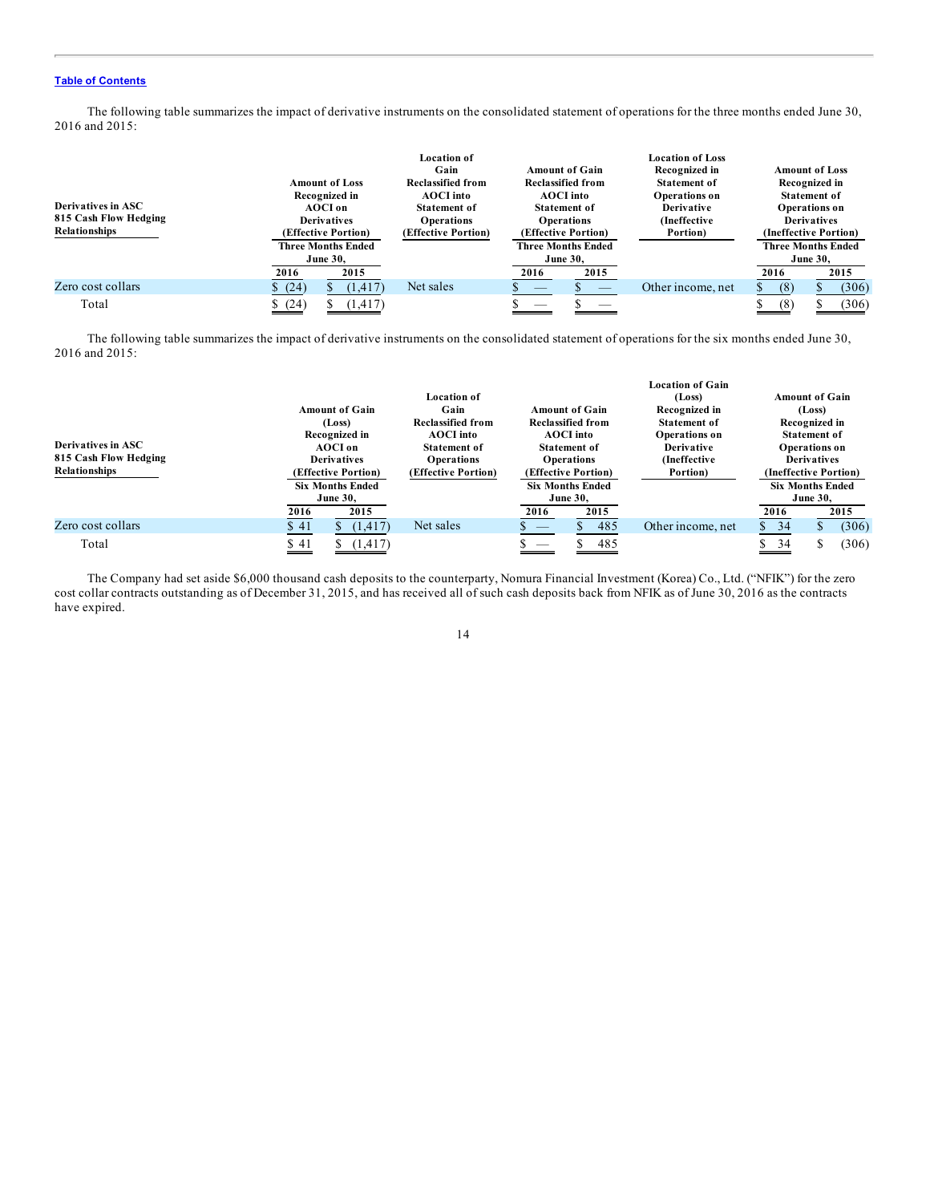[Table of Contents](#)

The following table summarizes the impact of derivative instruments on the consolidated statement of operations for the three months ended June 30, 2016 and 2015:

| Derivatives in ASC 815 Cash Flow Hedging Relationships | Amount of Loss Recognized in AOCI on Derivatives (Effective Portion) Three Months Ended June 30, | | Location of Gain Reclassified from AOCI into Statement of Operations (Effective Portion) | Amount of Gain Reclassified from AOCI into Statement of Operations (Effective Portion) Three Months Ended June 30, | | Location of Loss Recognized in Statement of Operations on Derivative (Ineffective Portion) | Amount of Loss Recognized in Statement of Operations on Derivatives (Ineffective Portion) Three Months Ended June 30, | |
|---|---|---|---|---|---|---|---|---|
| | 2016 | 2015 | | 2016 | 2015 | | 2016 | 2015 |
| Zero cost collars | $ (24) | $ (1,417) | Net sales | $ — | $ — | Other income, net | $ (8) | $ (306) |
| Total | $ (24) | $ (1,417) | | $ — | $ — | | $ (8) | $ (306) |

The following table summarizes the impact of derivative instruments on the consolidated statement of operations for the six months ended June 30, 2016 and 2015:

| Derivatives in ASC 815 Cash Flow Hedging Relationships | Amount of Gain (Loss) Recognized in AOCI on Derivatives (Effective Portion) Six Months Ended June 30, | | Location of Gain Reclassified from AOCI into Statement of Operations (Effective Portion) | Amount of Gain Reclassified from AOCI into Statement of Operations (Effective Portion) Six Months Ended June 30, | | Location of Gain (Loss) Recognized in Statement of Operations on Derivative (Ineffective Portion) | Amount of Gain (Loss) Recognized in Statement of Operations on Derivatives (Ineffective Portion) Six Months Ended June 30, | |
|---|---|---|---|---|---|---|---|---|
| | 2016 | 2015 | | 2016 | 2015 | | 2016 | 2015 |
| Zero cost collars | $ 41 | $ (1,417) | Net sales | $ — | $ 485 | Other income, net | $ 34 | $ (306) |
| Total | $ 41 | $ (1,417) | | $ — | $ 485 | | $ 34 | $ (306) |

The Company had set aside $6,000 thousand cash deposits to the counterparty, Nomura Financial Investment (Korea) Co., Ltd. ("NFIK") for the zero cost collar contracts outstanding as of December 31, 2015, and has received all of such cash deposits back from NFIK as of June 30, 2016 as the contracts have expired.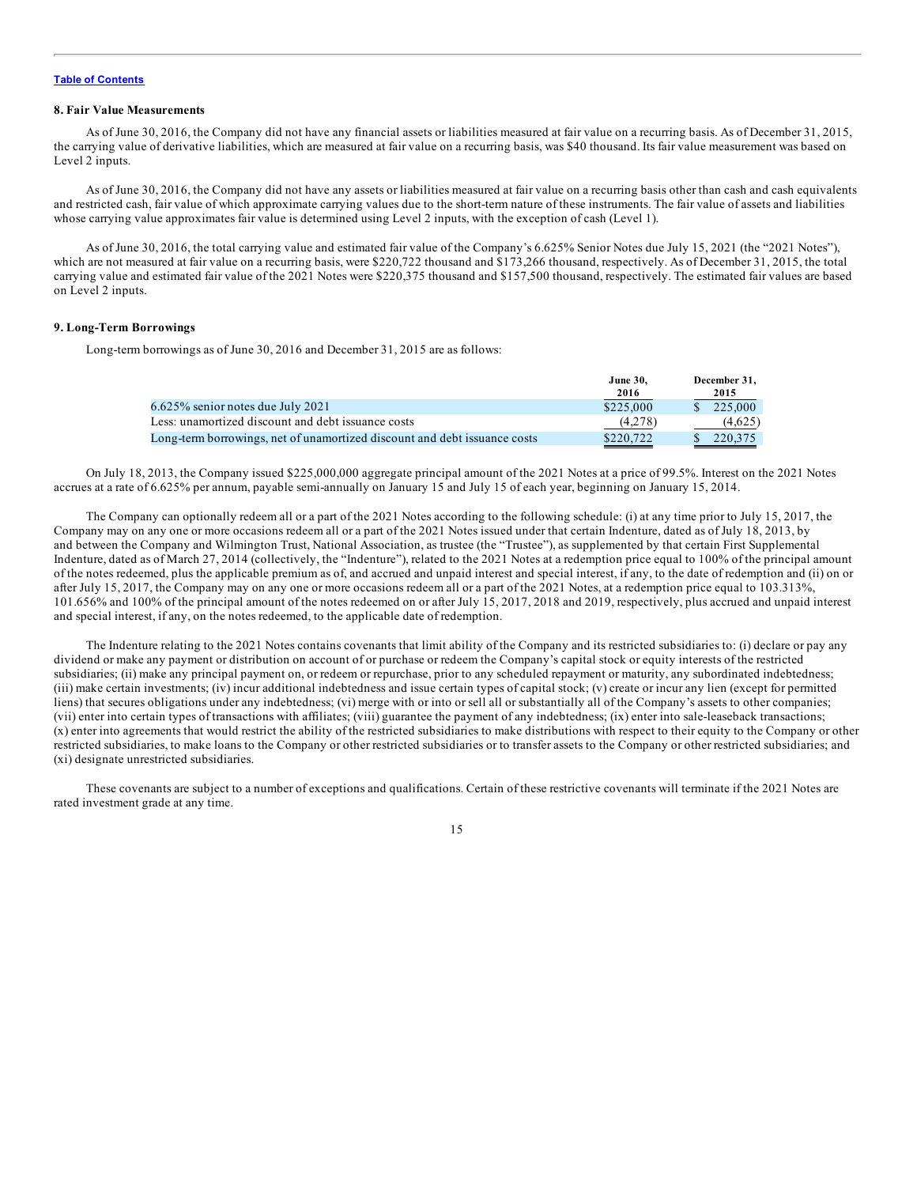[Table of Contents](#)

**8. Fair Value Measurements**

As of June 30, 2016, the Company did not have any financial assets or liabilities measured at fair value on a recurring basis. As of December 31, 2015, the carrying value of derivative liabilities, which are measured at fair value on a recurring basis, was $40 thousand. Its fair value measurement was based on Level 2 inputs.

As of June 30, 2016, the Company did not have any assets or liabilities measured at fair value on a recurring basis other than cash and cash equivalents and restricted cash, fair value of which approximate carrying values due to the short-term nature of these instruments. The fair value of assets and liabilities whose carrying value approximates fair value is determined using Level 2 inputs, with the exception of cash (Level 1).

As of June 30, 2016, the total carrying value and estimated fair value of the Company's 6.625% Senior Notes due July 15, 2021 (the "2021 Notes"), which are not measured at fair value on a recurring basis, were $220,722 thousand and $173,266 thousand, respectively. As of December 31, 2015, the total carrying value and estimated fair value of the 2021 Notes were $220,375 thousand and $157,500 thousand, respectively. The estimated fair values are based on Level 2 inputs.

**9. Long-Term Borrowings**

Long-term borrowings as of June 30, 2016 and December 31, 2015 are as follows:

| | June 30, 2016 | December 31, 2015 |
|---|---|---|
| 6.625% senior notes due July 2021 | $225,000 | $ 225,000 |
| Less: unamortized discount and debt issuance costs | (4,278) | (4,625) |
| Long-term borrowings, net of unamortized discount and debt issuance costs | $220,722 | $ 220,375 |

On July 18, 2013, the Company issued $225,000,000 aggregate principal amount of the 2021 Notes at a price of 99.5%. Interest on the 2021 Notes accrues at a rate of 6.625% per annum, payable semi-annually on January 15 and July 15 of each year, beginning on January 15, 2014.

The Company can optionally redeem all or a part of the 2021 Notes according to the following schedule: (i) at any time prior to July 15, 2017, the Company may on any one or more occasions redeem all or a part of the 2021 Notes issued under that certain Indenture, dated as of July 18, 2013, by and between the Company and Wilmington Trust, National Association, as trustee (the "Trustee"), as supplemented by that certain First Supplemental Indenture, dated as of March 27, 2014 (collectively, the "Indenture"), related to the 2021 Notes at a redemption price equal to 100% of the principal amount of the notes redeemed, plus the applicable premium as of, and accrued and unpaid interest and special interest, if any, to the date of redemption and (ii) on or after July 15, 2017, the Company may on any one or more occasions redeem all or a part of the 2021 Notes, at a redemption price equal to 103.313%, 101.656% and 100% of the principal amount of the notes redeemed on or after July 15, 2017, 2018 and 2019, respectively, plus accrued and unpaid interest and special interest, if any, on the notes redeemed, to the applicable date of redemption.

The Indenture relating to the 2021 Notes contains covenants that limit ability of the Company and its restricted subsidiaries to: (i) declare or pay any dividend or make any payment or distribution on account of or purchase or redeem the Company's capital stock or equity interests of the restricted subsidiaries; (ii) make any principal payment on, or redeem or repurchase, prior to any scheduled repayment or maturity, any subordinated indebtedness; (iii) make certain investments; (iv) incur additional indebtedness and issue certain types of capital stock; (v) create or incur any lien (except for permitted liens) that secures obligations under any indebtedness; (vi) merge with or into or sell all or substantially all of the Company's assets to other companies; (vii) enter into certain types of transactions with affiliates; (viii) guarantee the payment of any indebtedness; (ix) enter into sale-leaseback transactions; (x) enter into agreements that would restrict the ability of the restricted subsidiaries to make distributions with respect to their equity to the Company or other restricted subsidiaries, to make loans to the Company or other restricted subsidiaries or to transfer assets to the Company or other restricted subsidiaries; and (xi) designate unrestricted subsidiaries.

These covenants are subject to a number of exceptions and qualifications. Certain of these restrictive covenants will terminate if the 2021 Notes are rated investment grade at any time.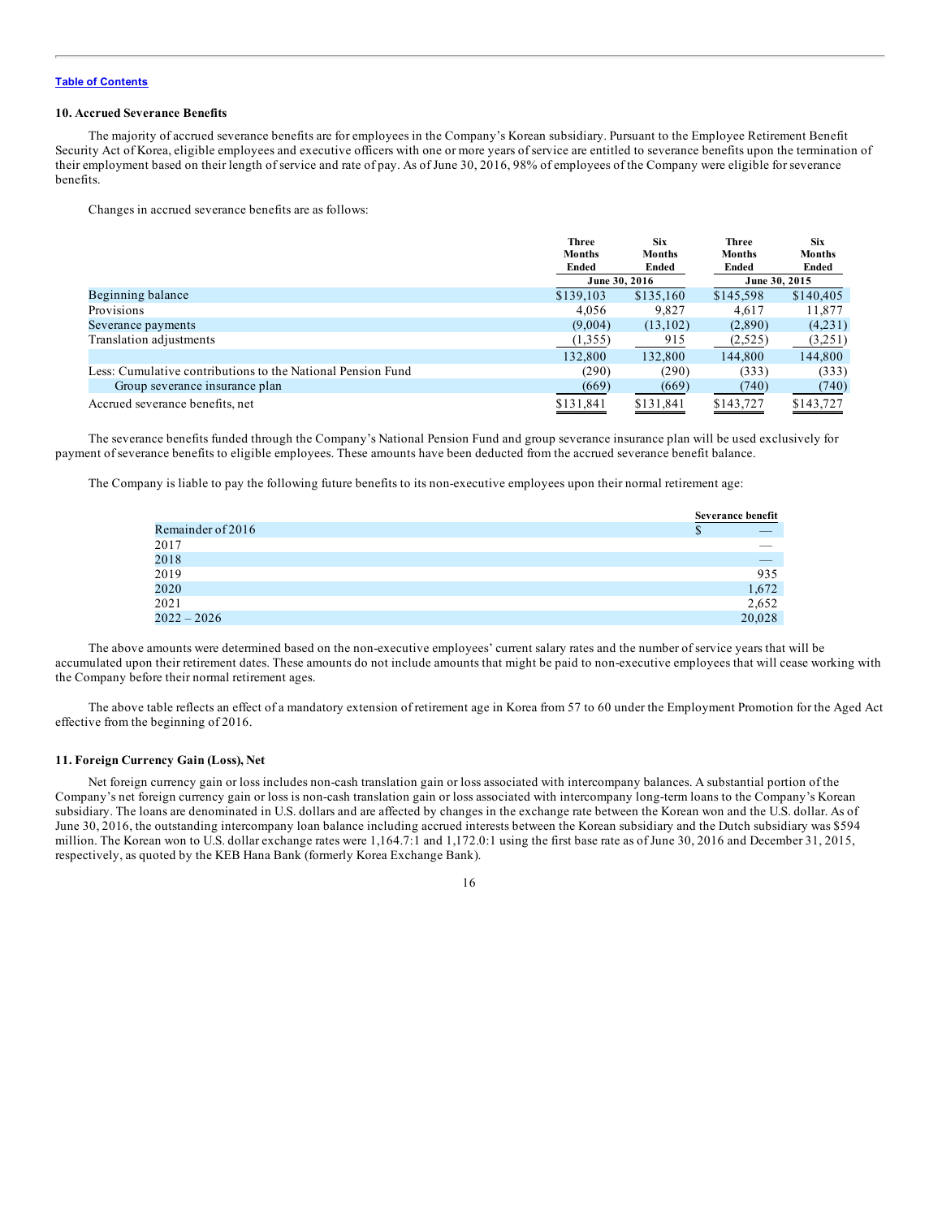[Table of Contents](#)

### 10. Accrued Severance Benefits

The majority of accrued severance benefits are for employees in the Company's Korean subsidiary. Pursuant to the Employee Retirement Benefit Security Act of Korea, eligible employees and executive officers with one or more years of service are entitled to severance benefits upon the termination of their employment based on their length of service and rate of pay. As of June 30, 2016, 98% of employees of the Company were eligible for severance benefits.

Changes in accrued severance benefits are as follows:

| | Three Months Ended | Six Months Ended | Three Months Ended | Six Months Ended |
|---|---|---|---|---|
| | June 30, 2016 | | June 30, 2015 | |
| Beginning balance | $139,103 | $135,160 | $145,598 | $140,405 |
| Provisions | 4,056 | 9,827 | 4,617 | 11,877 |
| Severance payments | (9,004) | (13,102) | (2,890) | (4,231) |
| Translation adjustments | (1,355) | 915 | (2,525) | (3,251) |
| | 132,800 | 132,800 | 144,800 | 144,800 |
| Less: Cumulative contributions to the National Pension Fund | (290) | (290) | (333) | (333) |
| Group severance insurance plan | (669) | (669) | (740) | (740) |
| Accrued severance benefits, net | $131,841 | $131,841 | $143,727 | $143,727 |

The severance benefits funded through the Company's National Pension Fund and group severance insurance plan will be used exclusively for payment of severance benefits to eligible employees. These amounts have been deducted from the accrued severance benefit balance.

The Company is liable to pay the following future benefits to its non-executive employees upon their normal retirement age:

| | Severance benefit |
|---|---|
| Remainder of 2016 | $ — |
| 2017 | — |
| 2018 | — |
| 2019 | 935 |
| 2020 | 1,672 |
| 2021 | 2,652 |
| 2022 – 2026 | 20,028 |

The above amounts were determined based on the non-executive employees' current salary rates and the number of service years that will be accumulated upon their retirement dates. These amounts do not include amounts that might be paid to non-executive employees that will cease working with the Company before their normal retirement ages.

The above table reflects an effect of a mandatory extension of retirement age in Korea from 57 to 60 under the Employment Promotion for the Aged Act effective from the beginning of 2016.

### 11. Foreign Currency Gain (Loss), Net

Net foreign currency gain or loss includes non-cash translation gain or loss associated with intercompany balances. A substantial portion of the Company's net foreign currency gain or loss is non-cash translation gain or loss associated with intercompany long-term loans to the Company's Korean subsidiary. The loans are denominated in U.S. dollars and are affected by changes in the exchange rate between the Korean won and the U.S. dollar. As of June 30, 2016, the outstanding intercompany loan balance including accrued interests between the Korean subsidiary and the Dutch subsidiary was $594 million. The Korean won to U.S. dollar exchange rates were 1,164.7:1 and 1,172.0:1 using the first base rate as of June 30, 2016 and December 31, 2015, respectively, as quoted by the KEB Hana Bank (formerly Korea Exchange Bank).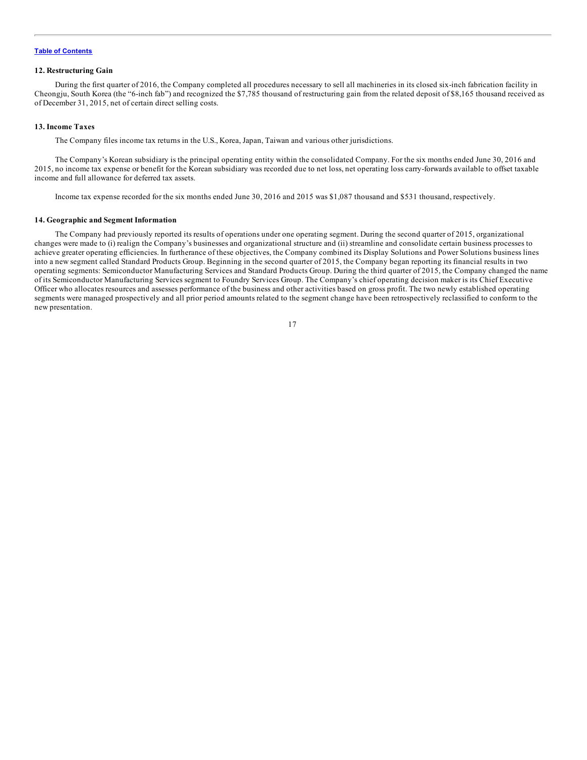### 12. Restructuring Gain

During the first quarter of 2016, the Company completed all procedures necessary to sell all machineries in its closed six-inch fabrication facility in Cheongju, South Korea (the "6-inch fab") and recognized the $7,785 thousand of restructuring gain from the related deposit of $8,165 thousand received as of December 31, 2015, net of certain direct selling costs.

### 13. Income Taxes

The Company files income tax returns in the U.S., Korea, Japan, Taiwan and various other jurisdictions.

The Company's Korean subsidiary is the principal operating entity within the consolidated Company. For the six months ended June 30, 2016 and 2015, no income tax expense or benefit for the Korean subsidiary was recorded due to net loss, net operating loss carry-forwards available to offset taxable income and full allowance for deferred tax assets.

Income tax expense recorded for the six months ended June 30, 2016 and 2015 was $1,087 thousand and $531 thousand, respectively.

### 14. Geographic and Segment Information

The Company had previously reported its results of operations under one operating segment. During the second quarter of 2015, organizational changes were made to (i) realign the Company's businesses and organizational structure and (ii) streamline and consolidate certain business processes to achieve greater operating efficiencies. In furtherance of these objectives, the Company combined its Display Solutions and Power Solutions business lines into a new segment called Standard Products Group. Beginning in the second quarter of 2015, the Company began reporting its financial results in two operating segments: Semiconductor Manufacturing Services and Standard Products Group. During the third quarter of 2015, the Company changed the name of its Semiconductor Manufacturing Services segment to Foundry Services Group. The Company's chief operating decision maker is its Chief Executive Officer who allocates resources and assesses performance of the business and other activities based on gross profit. The two newly established operating segments were managed prospectively and all prior period amounts related to the segment change have been retrospectively reclassified to conform to the new presentation.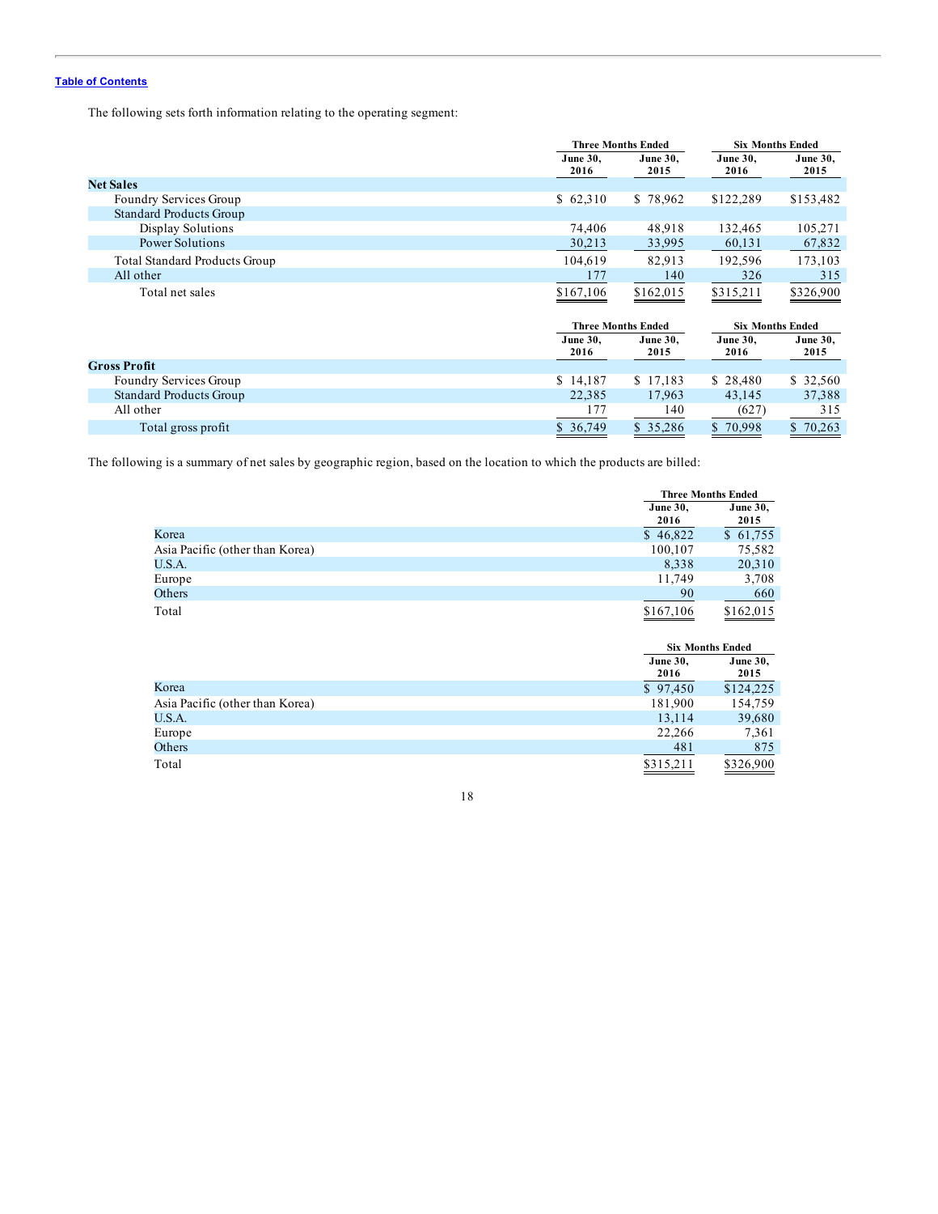[Table of Contents](#)

The following sets forth information relating to the operating segment:

| | Three Months Ended | | Six Months Ended | |
|---|---|---|---|---|
| | June 30, 2016 | June 30, 2015 | June 30, 2016 | June 30, 2015 |
| **Net Sales** | | | | |
| Foundry Services Group | $ 62,310 | $ 78,962 | $122,289 | $153,482 |
| Standard Products Group | | | | |
| Display Solutions | 74,406 | 48,918 | 132,465 | 105,271 |
| Power Solutions | 30,213 | 33,995 | 60,131 | 67,832 |
| Total Standard Products Group | 104,619 | 82,913 | 192,596 | 173,103 |
| All other | 177 | 140 | 326 | 315 |
| Total net sales | $167,106 | $162,015 | $315,211 | $326,900 |

| | Three Months Ended | | Six Months Ended | |
|---|---|---|---|---|
| | June 30, 2016 | June 30, 2015 | June 30, 2016 | June 30, 2015 |
| **Gross Profit** | | | | |
| Foundry Services Group | $ 14,187 | $ 17,183 | $ 28,480 | $ 32,560 |
| Standard Products Group | 22,385 | 17,963 | 43,145 | 37,388 |
| All other | 177 | 140 | (627) | 315 |
| Total gross profit | $ 36,749 | $ 35,286 | $ 70,998 | $ 70,263 |

The following is a summary of net sales by geographic region, based on the location to which the products are billed:

| | Three Months Ended | |
|---|---|---|
| | June 30, 2016 | June 30, 2015 |
| Korea | $ 46,822 | $ 61,755 |
| Asia Pacific (other than Korea) | 100,107 | 75,582 |
| U.S.A. | 8,338 | 20,310 |
| Europe | 11,749 | 3,708 |
| Others | 90 | 660 |
| Total | $167,106 | $162,015 |

| | Six Months Ended | |
|---|---|---|
| | June 30, 2016 | June 30, 2015 |
| Korea | $ 97,450 | $124,225 |
| Asia Pacific (other than Korea) | 181,900 | 154,759 |
| U.S.A. | 13,114 | 39,680 |
| Europe | 22,266 | 7,361 |
| Others | 481 | 875 |
| Total | $315,211 | $326,900 |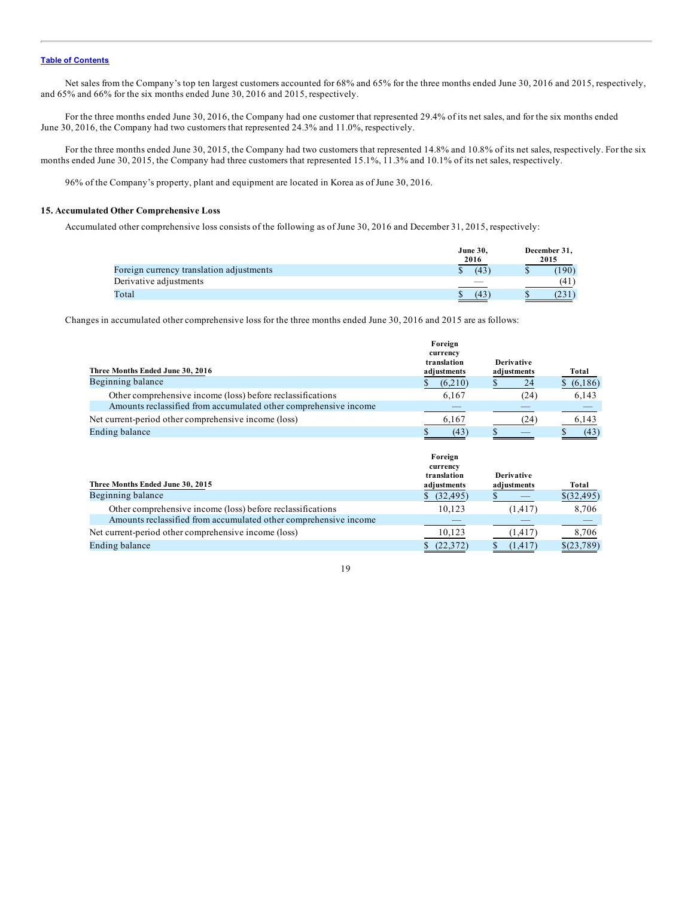Table of Contents

Net sales from the Company's top ten largest customers accounted for 68% and 65% for the three months ended June 30, 2016 and 2015, respectively, and 65% and 66% for the six months ended June 30, 2016 and 2015, respectively.

For the three months ended June 30, 2016, the Company had one customer that represented 29.4% of its net sales, and for the six months ended June 30, 2016, the Company had two customers that represented 24.3% and 11.0%, respectively.

For the three months ended June 30, 2015, the Company had two customers that represented 14.8% and 10.8% of its net sales, respectively. For the six months ended June 30, 2015, the Company had three customers that represented 15.1%, 11.3% and 10.1% of its net sales, respectively.

96% of the Company's property, plant and equipment are located in Korea as of June 30, 2016.

### 15. Accumulated Other Comprehensive Loss

Accumulated other comprehensive loss consists of the following as of June 30, 2016 and December 31, 2015, respectively:

| | June 30, 2016 | December 31, 2015 |
|---|---|---|
| Foreign currency translation adjustments | $ (43) | $ (190) |
| Derivative adjustments | — | (41) |
| Total | $ (43) | $ (231) |

Changes in accumulated other comprehensive loss for the three months ended June 30, 2016 and 2015 are as follows:

| Three Months Ended June 30, 2016 | Foreign currency translation adjustments | Derivative adjustments | Total |
|---|---|---|---|
| Beginning balance | $ (6,210) | $ 24 | $ (6,186) |
| Other comprehensive income (loss) before reclassifications | 6,167 | (24) | 6,143 |
| Amounts reclassified from accumulated other comprehensive income | — | — | — |
| Net current-period other comprehensive income (loss) | 6,167 | (24) | 6,143 |
| Ending balance | $ (43) | $ — | $ (43) |

| Three Months Ended June 30, 2015 | Foreign currency translation adjustments | Derivative adjustments | Total |
|---|---|---|---|
| Beginning balance | $ (32,495) | $ — | $(32,495) |
| Other comprehensive income (loss) before reclassifications | 10,123 | (1,417) | 8,706 |
| Amounts reclassified from accumulated other comprehensive income | — | — | — |
| Net current-period other comprehensive income (loss) | 10,123 | (1,417) | 8,706 |
| Ending balance | $ (22,372) | $ (1,417) | $(23,789) |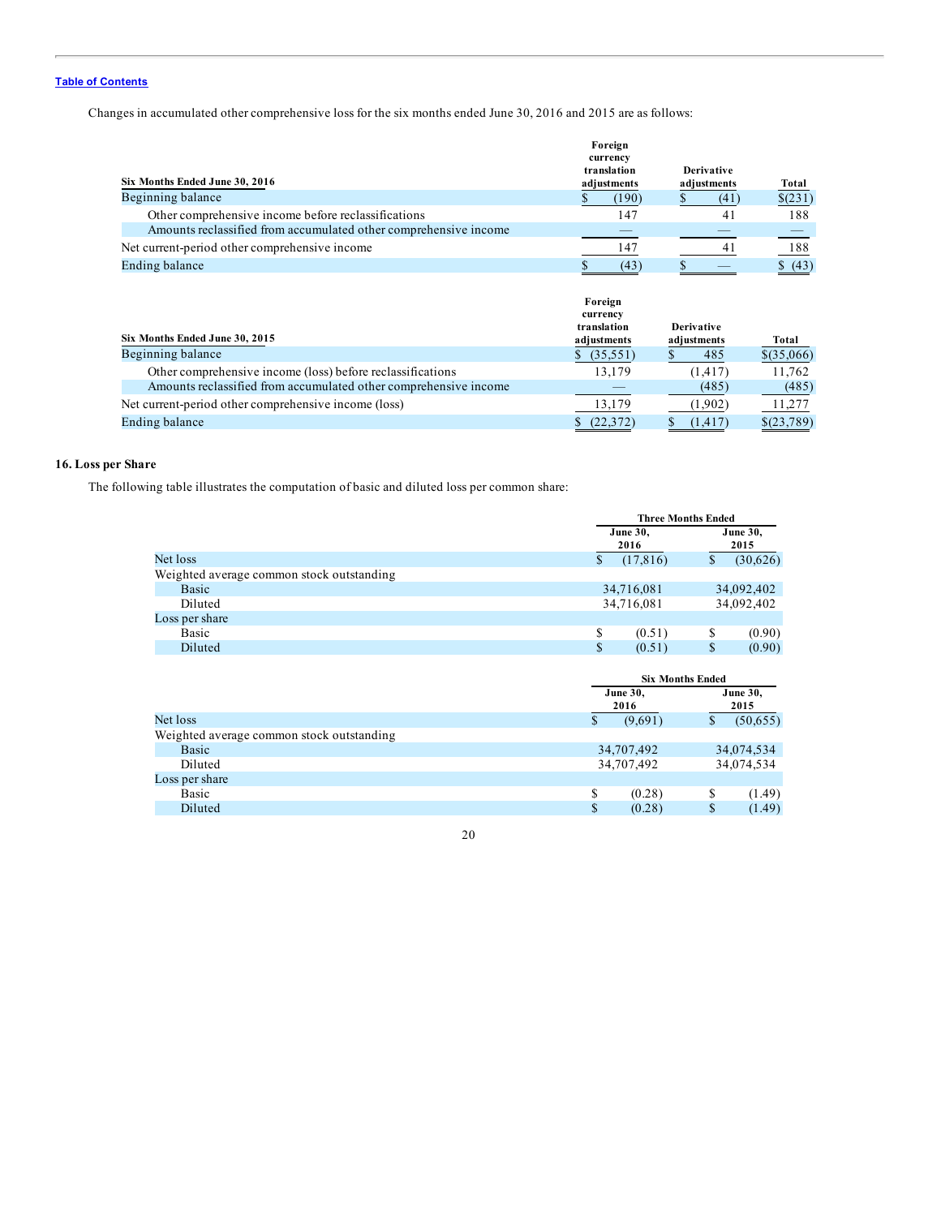Table of Contents

Changes in accumulated other comprehensive loss for the six months ended June 30, 2016 and 2015 are as follows:

| Six Months Ended June 30, 2016 | Foreign currency translation adjustments | Derivative adjustments | Total |
|---|---|---|---|
| Beginning balance | $ (190) | $ (41) | $(231) |
| Other comprehensive income before reclassifications | 147 | 41 | 188 |
| Amounts reclassified from accumulated other comprehensive income | — | — | — |
| Net current-period other comprehensive income | 147 | 41 | 188 |
| Ending balance | $ (43) | $ — | $ (43) |

| Six Months Ended June 30, 2015 | Foreign currency translation adjustments | Derivative adjustments | Total |
|---|---|---|---|
| Beginning balance | $ (35,551) | $ 485 | $(35,066) |
| Other comprehensive income (loss) before reclassifications | 13,179 | (1,417) | 11,762 |
| Amounts reclassified from accumulated other comprehensive income | — | (485) | (485) |
| Net current-period other comprehensive income (loss) | 13,179 | (1,902) | 11,277 |
| Ending balance | $ (22,372) | $ (1,417) | $(23,789) |

## 16. Loss per Share

The following table illustrates the computation of basic and diluted loss per common share:

| | Three Months Ended | |
|---|---|---|
| | June 30, 2016 | June 30, 2015 |
| Net loss | $ (17,816) | $ (30,626) |
| Weighted average common stock outstanding | | |
| Basic | 34,716,081 | 34,092,402 |
| Diluted | 34,716,081 | 34,092,402 |
| Loss per share | | |
| Basic | $ (0.51) | $ (0.90) |
| Diluted | $ (0.51) | $ (0.90) |

| | Six Months Ended | |
|---|---|---|
| | June 30, 2016 | June 30, 2015 |
| Net loss | $ (9,691) | $ (50,655) |
| Weighted average common stock outstanding | | |
| Basic | 34,707,492 | 34,074,534 |
| Diluted | 34,707,492 | 34,074,534 |
| Loss per share | | |
| Basic | $ (0.28) | $ (1.49) |
| Diluted | $ (0.28) | $ (1.49) |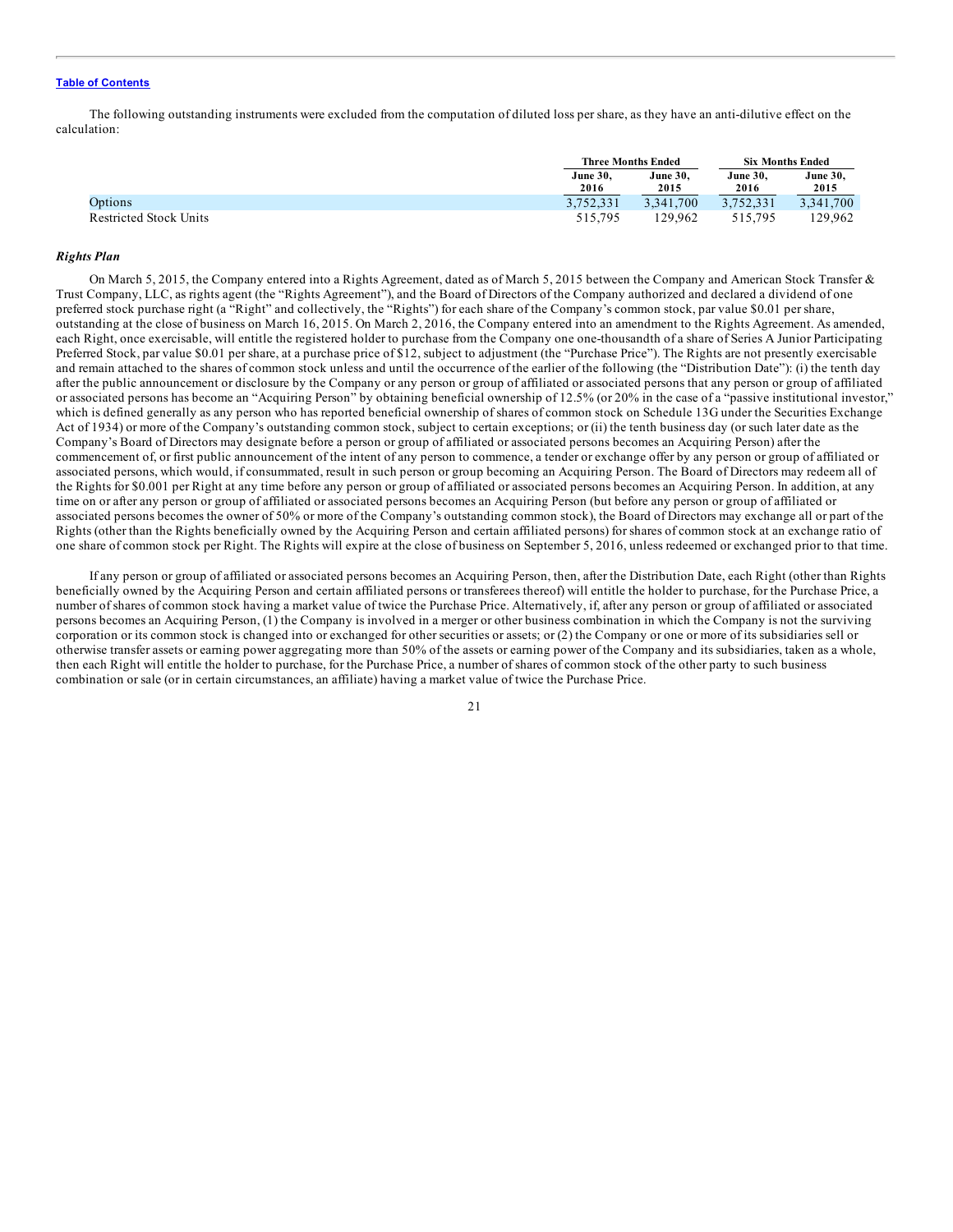The following outstanding instruments were excluded from the computation of diluted loss per share, as they have an anti-dilutive effect on the calculation:

| | Three Months Ended | | Six Months Ended | |
|---|---|---|---|---|
| | June 30, 2016 | June 30, 2015 | June 30, 2016 | June 30, 2015 |
| Options | 3,752,331 | 3,341,700 | 3,752,331 | 3,341,700 |
| Restricted Stock Units | 515,795 | 129,962 | 515,795 | 129,962 |

***Rights Plan***

On March 5, 2015, the Company entered into a Rights Agreement, dated as of March 5, 2015 between the Company and American Stock Transfer & Trust Company, LLC, as rights agent (the "Rights Agreement"), and the Board of Directors of the Company authorized and declared a dividend of one preferred stock purchase right (a "Right" and collectively, the "Rights") for each share of the Company's common stock, par value $0.01 per share, outstanding at the close of business on March 16, 2015. On March 2, 2016, the Company entered into an amendment to the Rights Agreement. As amended, each Right, once exercisable, will entitle the registered holder to purchase from the Company one one-thousandth of a share of Series A Junior Participating Preferred Stock, par value $0.01 per share, at a purchase price of $12, subject to adjustment (the "Purchase Price"). The Rights are not presently exercisable and remain attached to the shares of common stock unless and until the occurrence of the earlier of the following (the "Distribution Date"): (i) the tenth day after the public announcement or disclosure by the Company or any person or group of affiliated or associated persons that any person or group of affiliated or associated persons has become an "Acquiring Person" by obtaining beneficial ownership of 12.5% (or 20% in the case of a "passive institutional investor," which is defined generally as any person who has reported beneficial ownership of shares of common stock on Schedule 13G under the Securities Exchange Act of 1934) or more of the Company's outstanding common stock, subject to certain exceptions; or (ii) the tenth business day (or such later date as the Company's Board of Directors may designate before a person or group of affiliated or associated persons becomes an Acquiring Person) after the commencement of, or first public announcement of the intent of any person to commence, a tender or exchange offer by any person or group of affiliated or associated persons, which would, if consummated, result in such person or group becoming an Acquiring Person. The Board of Directors may redeem all of the Rights for $0.001 per Right at any time before any person or group of affiliated or associated persons becomes an Acquiring Person. In addition, at any time on or after any person or group of affiliated or associated persons becomes an Acquiring Person (but before any person or group of affiliated or associated persons becomes the owner of 50% or more of the Company's outstanding common stock), the Board of Directors may exchange all or part of the Rights (other than the Rights beneficially owned by the Acquiring Person and certain affiliated persons) for shares of common stock at an exchange ratio of one share of common stock per Right. The Rights will expire at the close of business on September 5, 2016, unless redeemed or exchanged prior to that time.

If any person or group of affiliated or associated persons becomes an Acquiring Person, then, after the Distribution Date, each Right (other than Rights beneficially owned by the Acquiring Person and certain affiliated persons or transferees thereof) will entitle the holder to purchase, for the Purchase Price, a number of shares of common stock having a market value of twice the Purchase Price. Alternatively, if, after any person or group of affiliated or associated persons becomes an Acquiring Person, (1) the Company is involved in a merger or other business combination in which the Company is not the surviving corporation or its common stock is changed into or exchanged for other securities or assets; or (2) the Company or one or more of its subsidiaries sell or otherwise transfer assets or earning power aggregating more than 50% of the assets or earning power of the Company and its subsidiaries, taken as a whole, then each Right will entitle the holder to purchase, for the Purchase Price, a number of shares of common stock of the other party to such business combination or sale (or in certain circumstances, an affiliate) having a market value of twice the Purchase Price.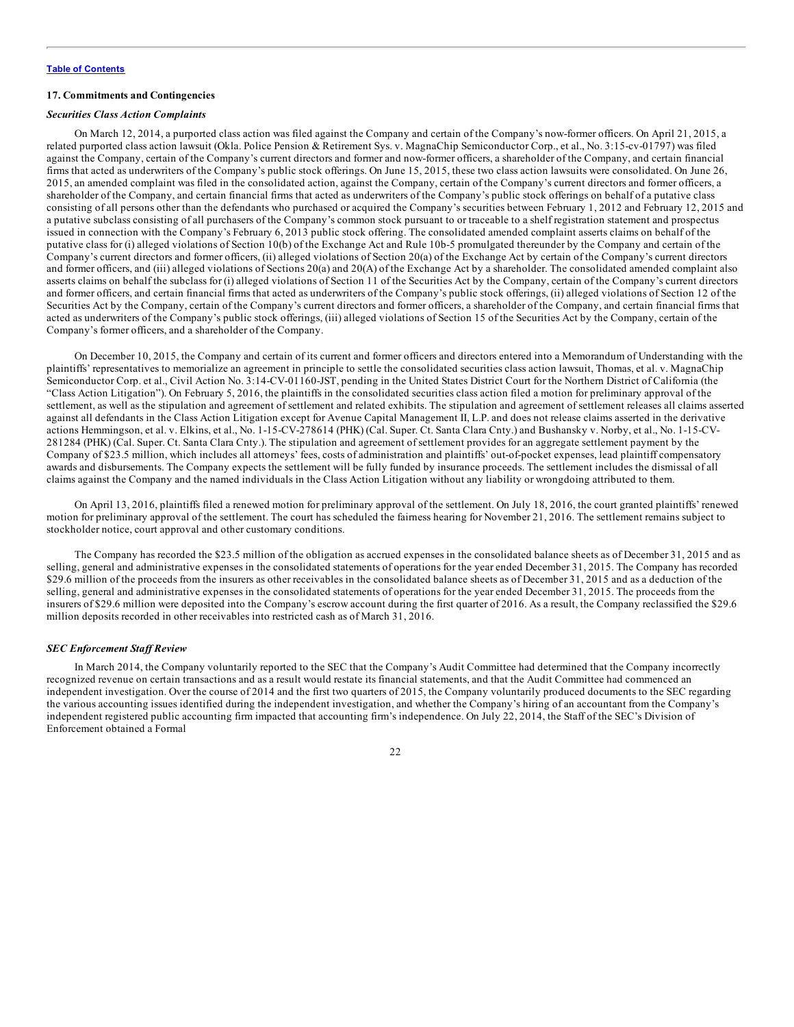[Table of Contents](#)

## 17. Commitments and Contingencies

### *Securities Class Action Complaints*

On March 12, 2014, a purported class action was filed against the Company and certain of the Company's now-former officers. On April 21, 2015, a related purported class action lawsuit (Okla. Police Pension & Retirement Sys. v. MagnaChip Semiconductor Corp., et al., No. 3:15-cv-01797) was filed against the Company, certain of the Company's current directors and former and now-former officers, a shareholder of the Company, and certain financial firms that acted as underwriters of the Company's public stock offerings. On June 15, 2015, these two class action lawsuits were consolidated. On June 26, 2015, an amended complaint was filed in the consolidated action, against the Company, certain of the Company's current directors and former officers, a shareholder of the Company, and certain financial firms that acted as underwriters of the Company's public stock offerings on behalf of a putative class consisting of all persons other than the defendants who purchased or acquired the Company's securities between February 1, 2012 and February 12, 2015 and a putative subclass consisting of all purchasers of the Company's common stock pursuant to or traceable to a shelf registration statement and prospectus issued in connection with the Company's February 6, 2013 public stock offering. The consolidated amended complaint asserts claims on behalf of the putative class for (i) alleged violations of Section 10(b) of the Exchange Act and Rule 10b-5 promulgated thereunder by the Company and certain of the Company's current directors and former officers, (ii) alleged violations of Section 20(a) of the Exchange Act by certain of the Company's current directors and former officers, and (iii) alleged violations of Sections 20(a) and 20(A) of the Exchange Act by a shareholder. The consolidated amended complaint also asserts claims on behalf the subclass for (i) alleged violations of Section 11 of the Securities Act by the Company, certain of the Company's current directors and former officers, and certain financial firms that acted as underwriters of the Company's public stock offerings, (ii) alleged violations of Section 12 of the Securities Act by the Company, certain of the Company's current directors and former officers, a shareholder of the Company, and certain financial firms that acted as underwriters of the Company's public stock offerings, (iii) alleged violations of Section 15 of the Securities Act by the Company, certain of the Company's former officers, and a shareholder of the Company.

On December 10, 2015, the Company and certain of its current and former officers and directors entered into a Memorandum of Understanding with the plaintiffs' representatives to memorialize an agreement in principle to settle the consolidated securities class action lawsuit, Thomas, et al. v. MagnaChip Semiconductor Corp. et al., Civil Action No. 3:14-CV-01160-JST, pending in the United States District Court for the Northern District of California (the "Class Action Litigation"). On February 5, 2016, the plaintiffs in the consolidated securities class action filed a motion for preliminary approval of the settlement, as well as the stipulation and agreement of settlement and related exhibits. The stipulation and agreement of settlement releases all claims asserted against all defendants in the Class Action Litigation except for Avenue Capital Management II, L.P. and does not release claims asserted in the derivative actions Hemmingson, et al. v. Elkins, et al., No. 1-15-CV-278614 (PHK) (Cal. Super. Ct. Santa Clara Cnty.) and Bushansky v. Norby, et al., No. 1-15-CV-281284 (PHK) (Cal. Super. Ct. Santa Clara Cnty.). The stipulation and agreement of settlement provides for an aggregate settlement payment by the Company of $23.5 million, which includes all attorneys' fees, costs of administration and plaintiffs' out-of-pocket expenses, lead plaintiff compensatory awards and disbursements. The Company expects the settlement will be fully funded by insurance proceeds. The settlement includes the dismissal of all claims against the Company and the named individuals in the Class Action Litigation without any liability or wrongdoing attributed to them.

On April 13, 2016, plaintiffs filed a renewed motion for preliminary approval of the settlement. On July 18, 2016, the court granted plaintiffs' renewed motion for preliminary approval of the settlement. The court has scheduled the fairness hearing for November 21, 2016. The settlement remains subject to stockholder notice, court approval and other customary conditions.

The Company has recorded the $23.5 million of the obligation as accrued expenses in the consolidated balance sheets as of December 31, 2015 and as selling, general and administrative expenses in the consolidated statements of operations for the year ended December 31, 2015. The Company has recorded $29.6 million of the proceeds from the insurers as other receivables in the consolidated balance sheets as of December 31, 2015 and as a deduction of the selling, general and administrative expenses in the consolidated statements of operations for the year ended December 31, 2015. The proceeds from the insurers of $29.6 million were deposited into the Company's escrow account during the first quarter of 2016. As a result, the Company reclassified the $29.6 million deposits recorded in other receivables into restricted cash as of March 31, 2016.

### *SEC Enforcement Staff Review*

In March 2014, the Company voluntarily reported to the SEC that the Company's Audit Committee had determined that the Company incorrectly recognized revenue on certain transactions and as a result would restate its financial statements, and that the Audit Committee had commenced an independent investigation. Over the course of 2014 and the first two quarters of 2015, the Company voluntarily produced documents to the SEC regarding the various accounting issues identified during the independent investigation, and whether the Company's hiring of an accountant from the Company's independent registered public accounting firm impacted that accounting firm's independence. On July 22, 2014, the Staff of the SEC's Division of Enforcement obtained a Formal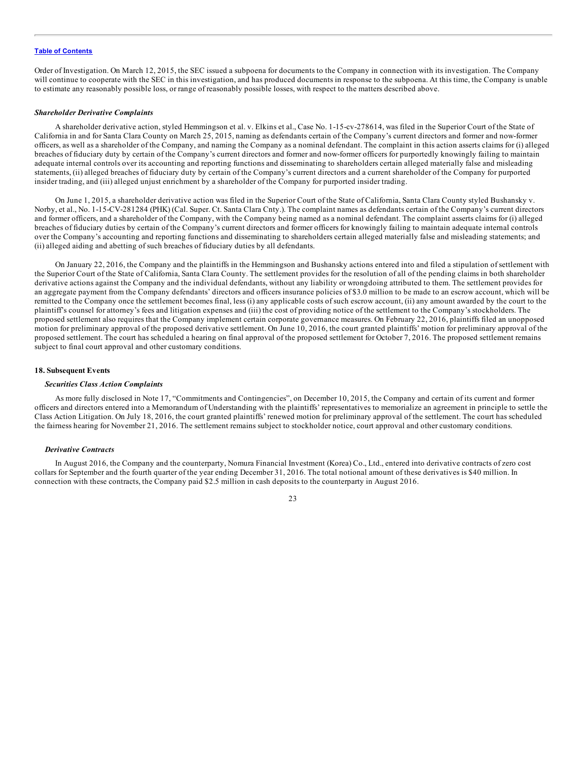Order of Investigation. On March 12, 2015, the SEC issued a subpoena for documents to the Company in connection with its investigation. The Company will continue to cooperate with the SEC in this investigation, and has produced documents in response to the subpoena. At this time, the Company is unable to estimate any reasonably possible loss, or range of reasonably possible losses, with respect to the matters described above.

***Shareholder Derivative Complaints***

A shareholder derivative action, styled Hemmingson et al. v. Elkins et al., Case No. 1-15-cv-278614, was filed in the Superior Court of the State of California in and for Santa Clara County on March 25, 2015, naming as defendants certain of the Company's current directors and former and now-former officers, as well as a shareholder of the Company, and naming the Company as a nominal defendant. The complaint in this action asserts claims for (i) alleged breaches of fiduciary duty by certain of the Company's current directors and former and now-former officers for purportedly knowingly failing to maintain adequate internal controls over its accounting and reporting functions and disseminating to shareholders certain alleged materially false and misleading statements, (ii) alleged breaches of fiduciary duty by certain of the Company's current directors and a current shareholder of the Company for purported insider trading, and (iii) alleged unjust enrichment by a shareholder of the Company for purported insider trading.

On June 1, 2015, a shareholder derivative action was filed in the Superior Court of the State of California, Santa Clara County styled Bushansky v. Norby, et al., No. 1-15-CV-281284 (PHK) (Cal. Super. Ct. Santa Clara Cnty.). The complaint names as defendants certain of the Company's current directors and former officers, and a shareholder of the Company, with the Company being named as a nominal defendant. The complaint asserts claims for (i) alleged breaches of fiduciary duties by certain of the Company's current directors and former officers for knowingly failing to maintain adequate internal controls over the Company's accounting and reporting functions and disseminating to shareholders certain alleged materially false and misleading statements; and (ii) alleged aiding and abetting of such breaches of fiduciary duties by all defendants.

On January 22, 2016, the Company and the plaintiffs in the Hemmingson and Bushansky actions entered into and filed a stipulation of settlement with the Superior Court of the State of California, Santa Clara County. The settlement provides for the resolution of all of the pending claims in both shareholder derivative actions against the Company and the individual defendants, without any liability or wrongdoing attributed to them. The settlement provides for an aggregate payment from the Company defendants' directors and officers insurance policies of $3.0 million to be made to an escrow account, which will be remitted to the Company once the settlement becomes final, less (i) any applicable costs of such escrow account, (ii) any amount awarded by the court to the plaintiff's counsel for attorney's fees and litigation expenses and (iii) the cost of providing notice of the settlement to the Company's stockholders. The proposed settlement also requires that the Company implement certain corporate governance measures. On February 22, 2016, plaintiffs filed an unopposed motion for preliminary approval of the proposed derivative settlement. On June 10, 2016, the court granted plaintiffs' motion for preliminary approval of the proposed settlement. The court has scheduled a hearing on final approval of the proposed settlement for October 7, 2016. The proposed settlement remains subject to final court approval and other customary conditions.

**18. Subsequent Events**

***Securities Class Action Complaints***

As more fully disclosed in Note 17, "Commitments and Contingencies", on December 10, 2015, the Company and certain of its current and former officers and directors entered into a Memorandum of Understanding with the plaintiffs' representatives to memorialize an agreement in principle to settle the Class Action Litigation. On July 18, 2016, the court granted plaintiffs' renewed motion for preliminary approval of the settlement. The court has scheduled the fairness hearing for November 21, 2016. The settlement remains subject to stockholder notice, court approval and other customary conditions.

***Derivative Contracts***

In August 2016, the Company and the counterparty, Nomura Financial Investment (Korea) Co., Ltd., entered into derivative contracts of zero cost collars for September and the fourth quarter of the year ending December 31, 2016. The total notional amount of these derivatives is $40 million. In connection with these contracts, the Company paid $2.5 million in cash deposits to the counterparty in August 2016.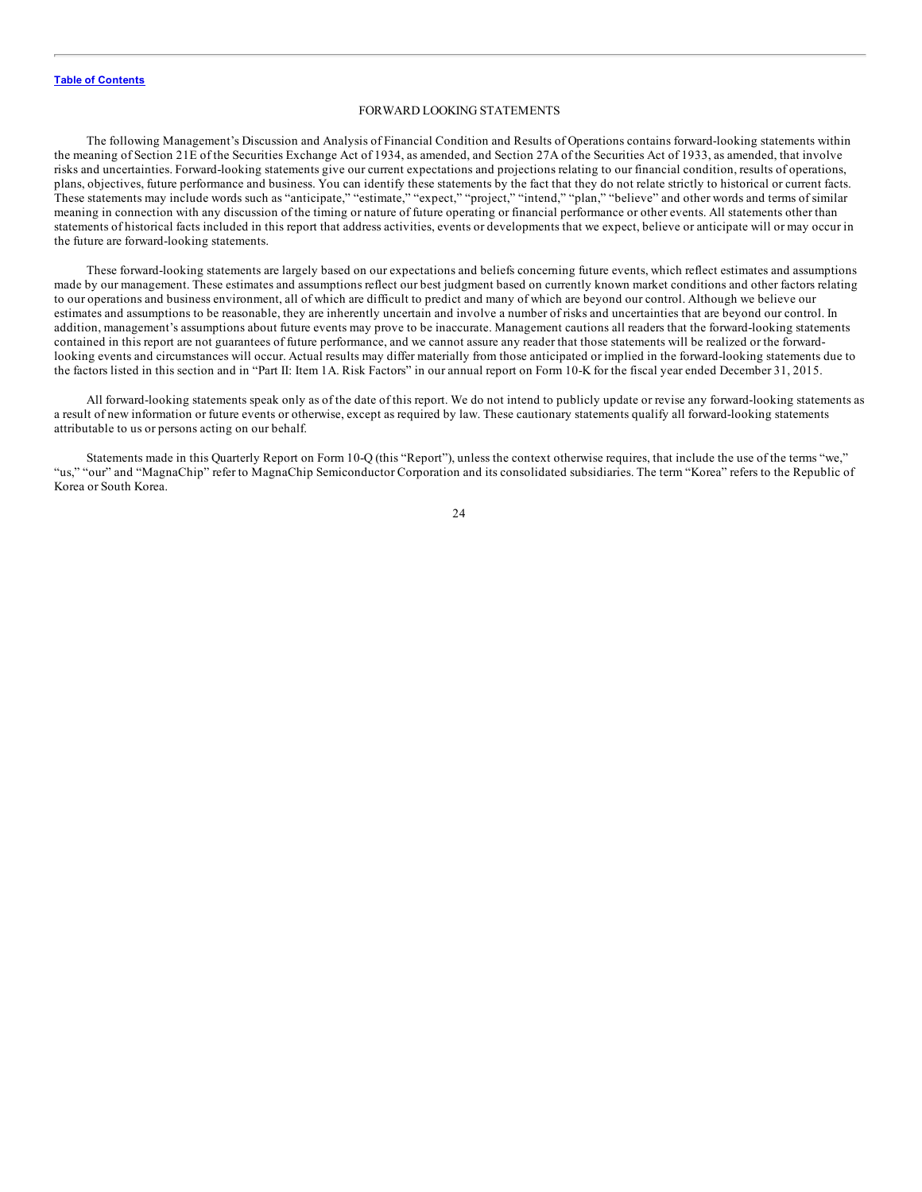## FORWARD LOOKING STATEMENTS

The following Management's Discussion and Analysis of Financial Condition and Results of Operations contains forward-looking statements within the meaning of Section 21E of the Securities Exchange Act of 1934, as amended, and Section 27A of the Securities Act of 1933, as amended, that involve risks and uncertainties. Forward-looking statements give our current expectations and projections relating to our financial condition, results of operations, plans, objectives, future performance and business. You can identify these statements by the fact that they do not relate strictly to historical or current facts. These statements may include words such as "anticipate," "estimate," "expect," "project," "intend," "plan," "believe" and other words and terms of similar meaning in connection with any discussion of the timing or nature of future operating or financial performance or other events. All statements other than statements of historical facts included in this report that address activities, events or developments that we expect, believe or anticipate will or may occur in the future are forward-looking statements.

These forward-looking statements are largely based on our expectations and beliefs concerning future events, which reflect estimates and assumptions made by our management. These estimates and assumptions reflect our best judgment based on currently known market conditions and other factors relating to our operations and business environment, all of which are difficult to predict and many of which are beyond our control. Although we believe our estimates and assumptions to be reasonable, they are inherently uncertain and involve a number of risks and uncertainties that are beyond our control. In addition, management's assumptions about future events may prove to be inaccurate. Management cautions all readers that the forward-looking statements contained in this report are not guarantees of future performance, and we cannot assure any reader that those statements will be realized or the forward-looking events and circumstances will occur. Actual results may differ materially from those anticipated or implied in the forward-looking statements due to the factors listed in this section and in "Part II: Item 1A. Risk Factors" in our annual report on Form 10-K for the fiscal year ended December 31, 2015.

All forward-looking statements speak only as of the date of this report. We do not intend to publicly update or revise any forward-looking statements as a result of new information or future events or otherwise, except as required by law. These cautionary statements qualify all forward-looking statements attributable to us or persons acting on our behalf.

Statements made in this Quarterly Report on Form 10-Q (this "Report"), unless the context otherwise requires, that include the use of the terms "we," "us," "our" and "MagnaChip" refer to MagnaChip Semiconductor Corporation and its consolidated subsidiaries. The term "Korea" refers to the Republic of Korea or South Korea.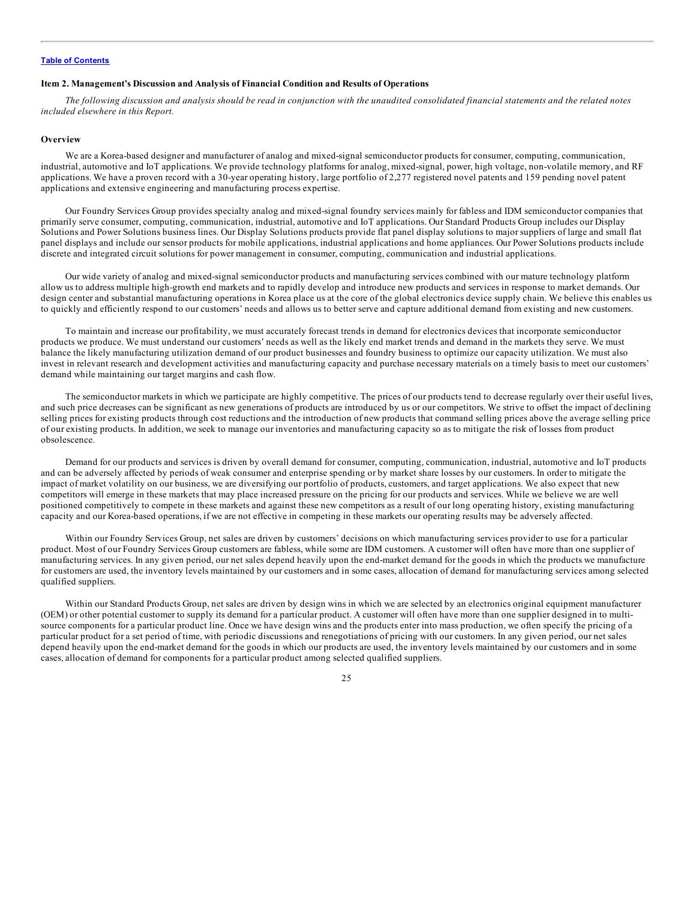## Item 2. Management's Discussion and Analysis of Financial Condition and Results of Operations

*The following discussion and analysis should be read in conjunction with the unaudited consolidated financial statements and the related notes included elsewhere in this Report.*

### Overview

We are a Korea-based designer and manufacturer of analog and mixed-signal semiconductor products for consumer, computing, communication, industrial, automotive and IoT applications. We provide technology platforms for analog, mixed-signal, power, high voltage, non-volatile memory, and RF applications. We have a proven record with a 30-year operating history, large portfolio of 2,277 registered novel patents and 159 pending novel patent applications and extensive engineering and manufacturing process expertise.

Our Foundry Services Group provides specialty analog and mixed-signal foundry services mainly for fabless and IDM semiconductor companies that primarily serve consumer, computing, communication, industrial, automotive and IoT applications. Our Standard Products Group includes our Display Solutions and Power Solutions business lines. Our Display Solutions products provide flat panel display solutions to major suppliers of large and small flat panel displays and include our sensor products for mobile applications, industrial applications and home appliances. Our Power Solutions products include discrete and integrated circuit solutions for power management in consumer, computing, communication and industrial applications.

Our wide variety of analog and mixed-signal semiconductor products and manufacturing services combined with our mature technology platform allow us to address multiple high-growth end markets and to rapidly develop and introduce new products and services in response to market demands. Our design center and substantial manufacturing operations in Korea place us at the core of the global electronics device supply chain. We believe this enables us to quickly and efficiently respond to our customers' needs and allows us to better serve and capture additional demand from existing and new customers.

To maintain and increase our profitability, we must accurately forecast trends in demand for electronics devices that incorporate semiconductor products we produce. We must understand our customers' needs as well as the likely end market trends and demand in the markets they serve. We must balance the likely manufacturing utilization demand of our product businesses and foundry business to optimize our capacity utilization. We must also invest in relevant research and development activities and manufacturing capacity and purchase necessary materials on a timely basis to meet our customers' demand while maintaining our target margins and cash flow.

The semiconductor markets in which we participate are highly competitive. The prices of our products tend to decrease regularly over their useful lives, and such price decreases can be significant as new generations of products are introduced by us or our competitors. We strive to offset the impact of declining selling prices for existing products through cost reductions and the introduction of new products that command selling prices above the average selling price of our existing products. In addition, we seek to manage our inventories and manufacturing capacity so as to mitigate the risk of losses from product obsolescence.

Demand for our products and services is driven by overall demand for consumer, computing, communication, industrial, automotive and IoT products and can be adversely affected by periods of weak consumer and enterprise spending or by market share losses by our customers. In order to mitigate the impact of market volatility on our business, we are diversifying our portfolio of products, customers, and target applications. We also expect that new competitors will emerge in these markets that may place increased pressure on the pricing for our products and services. While we believe we are well positioned competitively to compete in these markets and against these new competitors as a result of our long operating history, existing manufacturing capacity and our Korea-based operations, if we are not effective in competing in these markets our operating results may be adversely affected.

Within our Foundry Services Group, net sales are driven by customers' decisions on which manufacturing services provider to use for a particular product. Most of our Foundry Services Group customers are fabless, while some are IDM customers. A customer will often have more than one supplier of manufacturing services. In any given period, our net sales depend heavily upon the end-market demand for the goods in which the products we manufacture for customers are used, the inventory levels maintained by our customers and in some cases, allocation of demand for manufacturing services among selected qualified suppliers.

Within our Standard Products Group, net sales are driven by design wins in which we are selected by an electronics original equipment manufacturer (OEM) or other potential customer to supply its demand for a particular product. A customer will often have more than one supplier designed in to multi-source components for a particular product line. Once we have design wins and the products enter into mass production, we often specify the pricing of a particular product for a set period of time, with periodic discussions and renegotiations of pricing with our customers. In any given period, our net sales depend heavily upon the end-market demand for the goods in which our products are used, the inventory levels maintained by our customers and in some cases, allocation of demand for components for a particular product among selected qualified suppliers.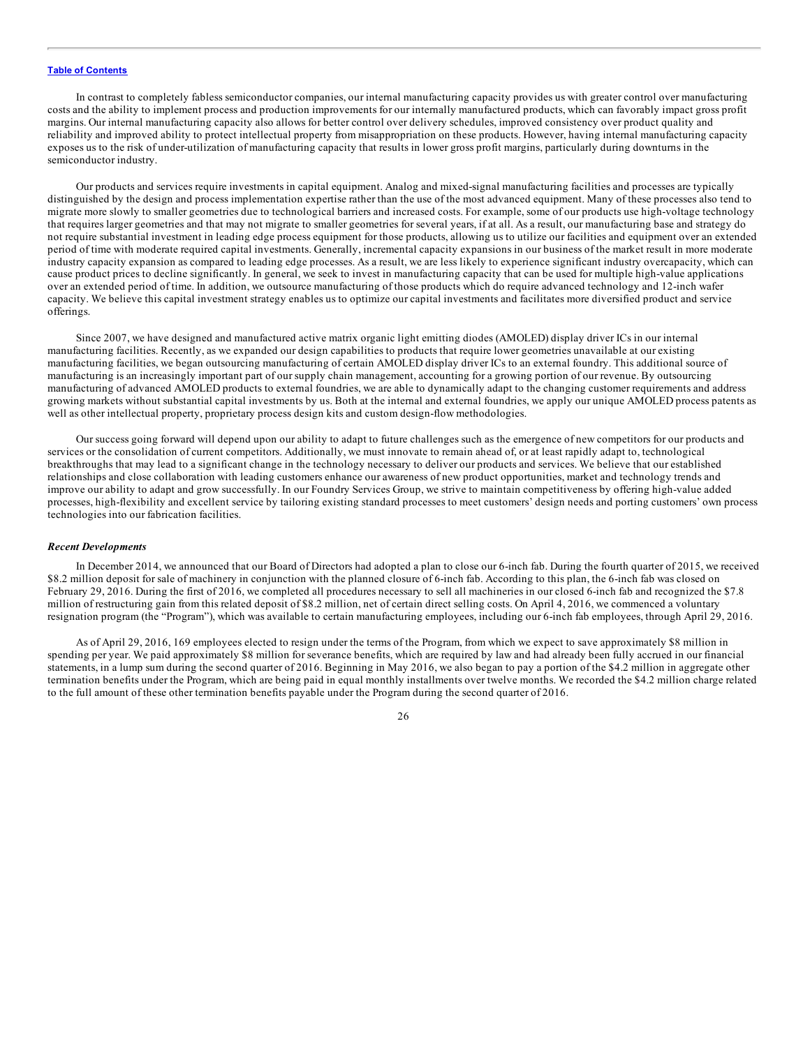In contrast to completely fabless semiconductor companies, our internal manufacturing capacity provides us with greater control over manufacturing costs and the ability to implement process and production improvements for our internally manufactured products, which can favorably impact gross profit margins. Our internal manufacturing capacity also allows for better control over delivery schedules, improved consistency over product quality and reliability and improved ability to protect intellectual property from misappropriation on these products. However, having internal manufacturing capacity exposes us to the risk of under-utilization of manufacturing capacity that results in lower gross profit margins, particularly during downturns in the semiconductor industry.

Our products and services require investments in capital equipment. Analog and mixed-signal manufacturing facilities and processes are typically distinguished by the design and process implementation expertise rather than the use of the most advanced equipment. Many of these processes also tend to migrate more slowly to smaller geometries due to technological barriers and increased costs. For example, some of our products use high-voltage technology that requires larger geometries and that may not migrate to smaller geometries for several years, if at all. As a result, our manufacturing base and strategy do not require substantial investment in leading edge process equipment for those products, allowing us to utilize our facilities and equipment over an extended period of time with moderate required capital investments. Generally, incremental capacity expansions in our business of the market result in more moderate industry capacity expansion as compared to leading edge processes. As a result, we are less likely to experience significant industry overcapacity, which can cause product prices to decline significantly. In general, we seek to invest in manufacturing capacity that can be used for multiple high-value applications over an extended period of time. In addition, we outsource manufacturing of those products which do require advanced technology and 12-inch wafer capacity. We believe this capital investment strategy enables us to optimize our capital investments and facilitates more diversified product and service offerings.

Since 2007, we have designed and manufactured active matrix organic light emitting diodes (AMOLED) display driver ICs in our internal manufacturing facilities. Recently, as we expanded our design capabilities to products that require lower geometries unavailable at our existing manufacturing facilities, we began outsourcing manufacturing of certain AMOLED display driver ICs to an external foundry. This additional source of manufacturing is an increasingly important part of our supply chain management, accounting for a growing portion of our revenue. By outsourcing manufacturing of advanced AMOLED products to external foundries, we are able to dynamically adapt to the changing customer requirements and address growing markets without substantial capital investments by us. Both at the internal and external foundries, we apply our unique AMOLED process patents as well as other intellectual property, proprietary process design kits and custom design-flow methodologies.

Our success going forward will depend upon our ability to adapt to future challenges such as the emergence of new competitors for our products and services or the consolidation of current competitors. Additionally, we must innovate to remain ahead of, or at least rapidly adapt to, technological breakthroughs that may lead to a significant change in the technology necessary to deliver our products and services. We believe that our established relationships and close collaboration with leading customers enhance our awareness of new product opportunities, market and technology trends and improve our ability to adapt and grow successfully. In our Foundry Services Group, we strive to maintain competitiveness by offering high-value added processes, high-flexibility and excellent service by tailoring existing standard processes to meet customers' design needs and porting customers' own process technologies into our fabrication facilities.

***Recent Developments***

In December 2014, we announced that our Board of Directors had adopted a plan to close our 6-inch fab. During the fourth quarter of 2015, we received $8.2 million deposit for sale of machinery in conjunction with the planned closure of 6-inch fab. According to this plan, the 6-inch fab was closed on February 29, 2016. During the first of 2016, we completed all procedures necessary to sell all machineries in our closed 6-inch fab and recognized the $7.8 million of restructuring gain from this related deposit of $8.2 million, net of certain direct selling costs. On April 4, 2016, we commenced a voluntary resignation program (the "Program"), which was available to certain manufacturing employees, including our 6-inch fab employees, through April 29, 2016.

As of April 29, 2016, 169 employees elected to resign under the terms of the Program, from which we expect to save approximately $8 million in spending per year. We paid approximately $8 million for severance benefits, which are required by law and had already been fully accrued in our financial statements, in a lump sum during the second quarter of 2016. Beginning in May 2016, we also began to pay a portion of the $4.2 million in aggregate other termination benefits under the Program, which are being paid in equal monthly installments over twelve months. We recorded the $4.2 million charge related to the full amount of these other termination benefits payable under the Program during the second quarter of 2016.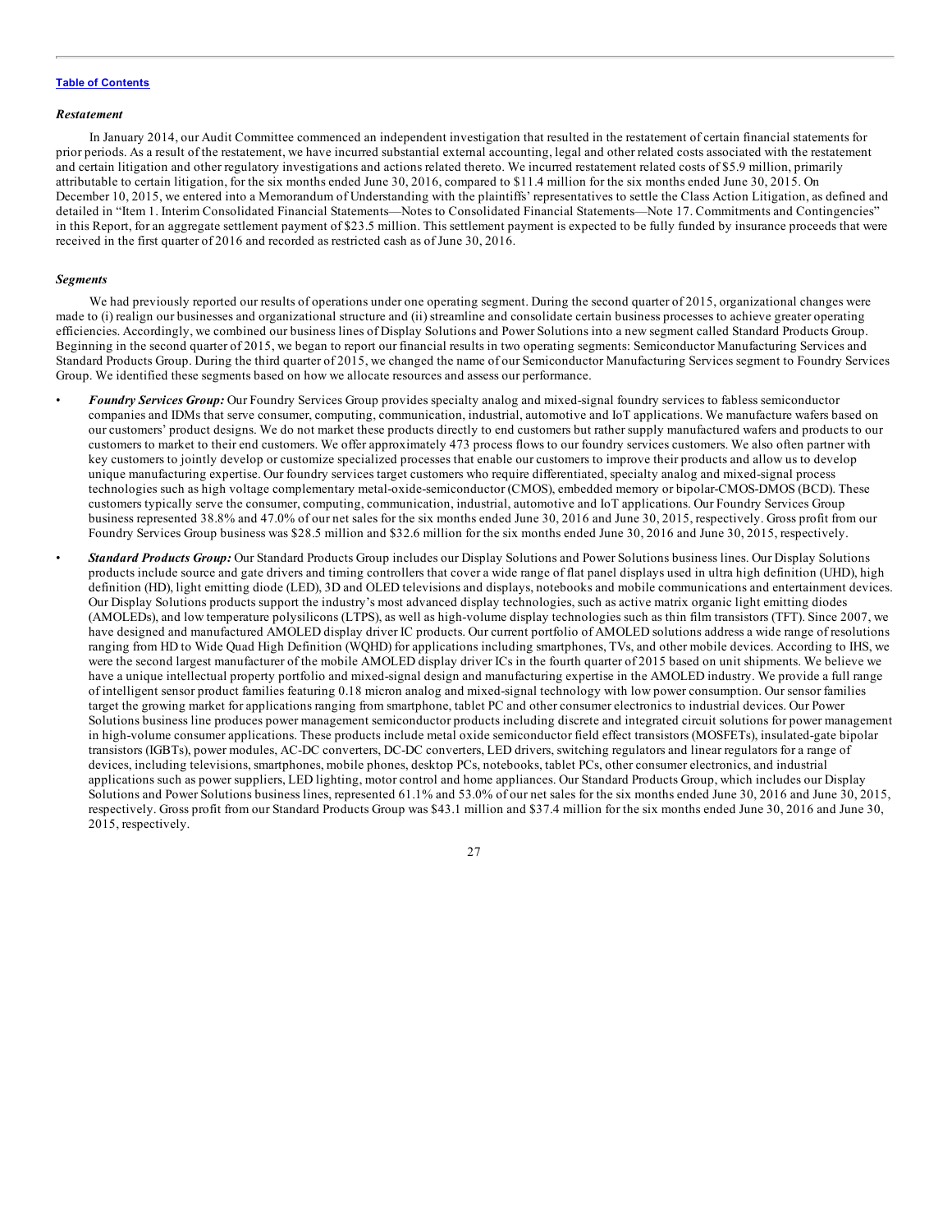*Restatement*

In January 2014, our Audit Committee commenced an independent investigation that resulted in the restatement of certain financial statements for prior periods. As a result of the restatement, we have incurred substantial external accounting, legal and other related costs associated with the restatement and certain litigation and other regulatory investigations and actions related thereto. We incurred restatement related costs of $5.9 million, primarily attributable to certain litigation, for the six months ended June 30, 2016, compared to $11.4 million for the six months ended June 30, 2015. On December 10, 2015, we entered into a Memorandum of Understanding with the plaintiffs' representatives to settle the Class Action Litigation, as defined and detailed in "Item 1. Interim Consolidated Financial Statements—Notes to Consolidated Financial Statements—Note 17. Commitments and Contingencies" in this Report, for an aggregate settlement payment of $23.5 million. This settlement payment is expected to be fully funded by insurance proceeds that were received in the first quarter of 2016 and recorded as restricted cash as of June 30, 2016.

*Segments*

We had previously reported our results of operations under one operating segment. During the second quarter of 2015, organizational changes were made to (i) realign our businesses and organizational structure and (ii) streamline and consolidate certain business processes to achieve greater operating efficiencies. Accordingly, we combined our business lines of Display Solutions and Power Solutions into a new segment called Standard Products Group. Beginning in the second quarter of 2015, we began to report our financial results in two operating segments: Semiconductor Manufacturing Services and Standard Products Group. During the third quarter of 2015, we changed the name of our Semiconductor Manufacturing Services segment to Foundry Services Group. We identified these segments based on how we allocate resources and assess our performance.

- ***Foundry Services Group:*** Our Foundry Services Group provides specialty analog and mixed-signal foundry services to fabless semiconductor companies and IDMs that serve consumer, computing, communication, industrial, automotive and IoT applications. We manufacture wafers based on our customers' product designs. We do not market these products directly to end customers but rather supply manufactured wafers and products to our customers to market to their end customers. We offer approximately 473 process flows to our foundry services customers. We also often partner with key customers to jointly develop or customize specialized processes that enable our customers to improve their products and allow us to develop unique manufacturing expertise. Our foundry services target customers who require differentiated, specialty analog and mixed-signal process technologies such as high voltage complementary metal-oxide-semiconductor (CMOS), embedded memory or bipolar-CMOS-DMOS (BCD). These customers typically serve the consumer, computing, communication, industrial, automotive and IoT applications. Our Foundry Services Group business represented 38.8% and 47.0% of our net sales for the six months ended June 30, 2016 and June 30, 2015, respectively. Gross profit from our Foundry Services Group business was $28.5 million and $32.6 million for the six months ended June 30, 2016 and June 30, 2015, respectively.
- ***Standard Products Group:*** Our Standard Products Group includes our Display Solutions and Power Solutions business lines. Our Display Solutions products include source and gate drivers and timing controllers that cover a wide range of flat panel displays used in ultra high definition (UHD), high definition (HD), light emitting diode (LED), 3D and OLED televisions and displays, notebooks and mobile communications and entertainment devices. Our Display Solutions products support the industry's most advanced display technologies, such as active matrix organic light emitting diodes (AMOLEDs), and low temperature polysilicons (LTPS), as well as high-volume display technologies such as thin film transistors (TFT). Since 2007, we have designed and manufactured AMOLED display driver IC products. Our current portfolio of AMOLED solutions address a wide range of resolutions ranging from HD to Wide Quad High Definition (WQHD) for applications including smartphones, TVs, and other mobile devices. According to IHS, we were the second largest manufacturer of the mobile AMOLED display driver ICs in the fourth quarter of 2015 based on unit shipments. We believe we have a unique intellectual property portfolio and mixed-signal design and manufacturing expertise in the AMOLED industry. We provide a full range of intelligent sensor product families featuring 0.18 micron analog and mixed-signal technology with low power consumption. Our sensor families target the growing market for applications ranging from smartphone, tablet PC and other consumer electronics to industrial devices. Our Power Solutions business line produces power management semiconductor products including discrete and integrated circuit solutions for power management in high-volume consumer applications. These products include metal oxide semiconductor field effect transistors (MOSFETs), insulated-gate bipolar transistors (IGBTs), power modules, AC-DC converters, DC-DC converters, LED drivers, switching regulators and linear regulators for a range of devices, including televisions, smartphones, mobile phones, desktop PCs, notebooks, tablet PCs, other consumer electronics, and industrial applications such as power suppliers, LED lighting, motor control and home appliances. Our Standard Products Group, which includes our Display Solutions and Power Solutions business lines, represented 61.1% and 53.0% of our net sales for the six months ended June 30, 2016 and June 30, 2015, respectively. Gross profit from our Standard Products Group was $43.1 million and $37.4 million for the six months ended June 30, 2016 and June 30, 2015, respectively.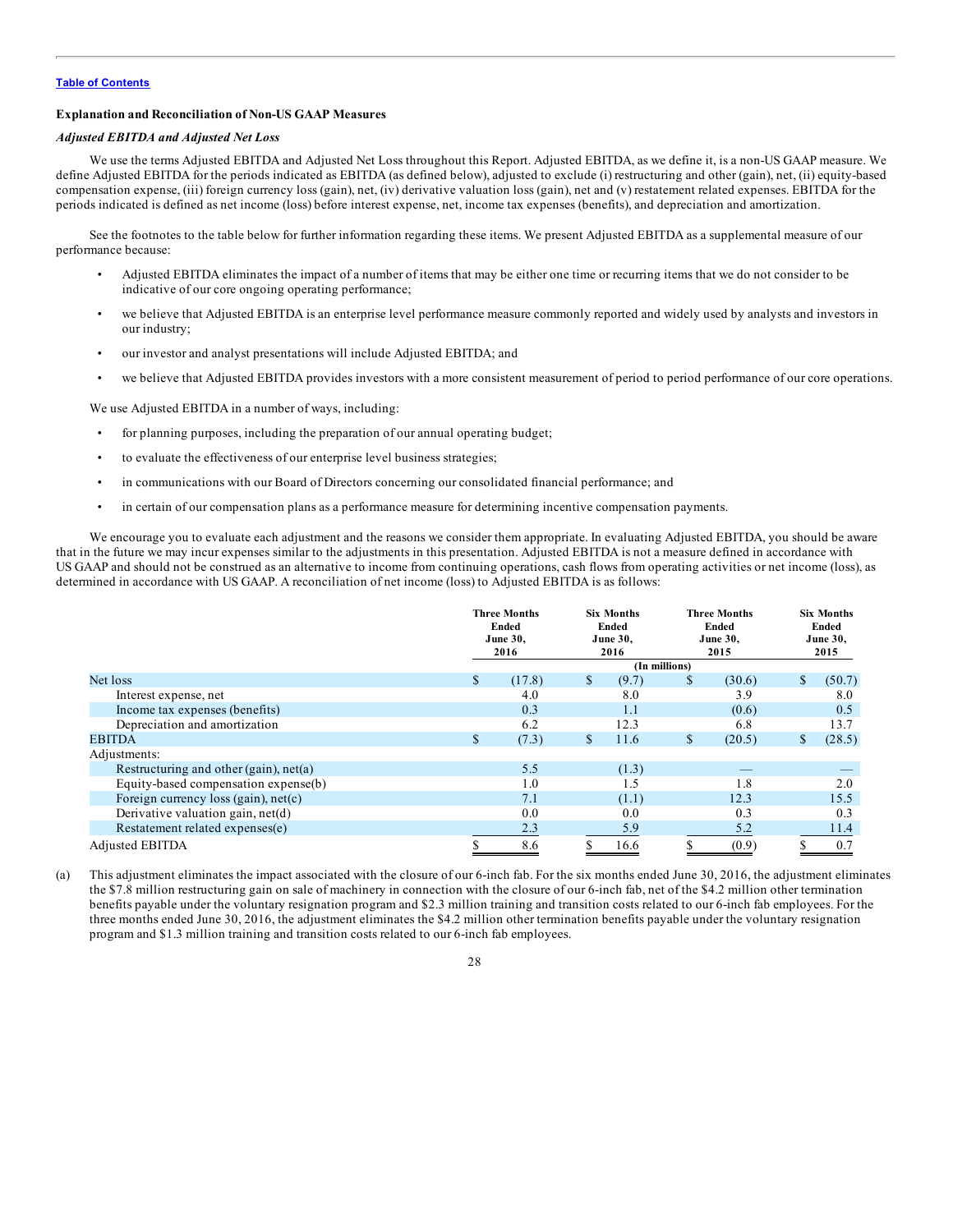[Table of Contents](#)

**Explanation and Reconciliation of Non-US GAAP Measures**

***Adjusted EBITDA and Adjusted Net Loss***

We use the terms Adjusted EBITDA and Adjusted Net Loss throughout this Report. Adjusted EBITDA, as we define it, is a non-US GAAP measure. We define Adjusted EBITDA for the periods indicated as EBITDA (as defined below), adjusted to exclude (i) restructuring and other (gain), net, (ii) equity-based compensation expense, (iii) foreign currency loss (gain), net, (iv) derivative valuation loss (gain), net and (v) restatement related expenses. EBITDA for the periods indicated is defined as net income (loss) before interest expense, net, income tax expenses (benefits), and depreciation and amortization.

See the footnotes to the table below for further information regarding these items. We present Adjusted EBITDA as a supplemental measure of our performance because:

- Adjusted EBITDA eliminates the impact of a number of items that may be either one time or recurring items that we do not consider to be indicative of our core ongoing operating performance;
- we believe that Adjusted EBITDA is an enterprise level performance measure commonly reported and widely used by analysts and investors in our industry;
- our investor and analyst presentations will include Adjusted EBITDA; and
- we believe that Adjusted EBITDA provides investors with a more consistent measurement of period to period performance of our core operations.

We use Adjusted EBITDA in a number of ways, including:

- for planning purposes, including the preparation of our annual operating budget;
- to evaluate the effectiveness of our enterprise level business strategies;
- in communications with our Board of Directors concerning our consolidated financial performance; and
- in certain of our compensation plans as a performance measure for determining incentive compensation payments.

We encourage you to evaluate each adjustment and the reasons we consider them appropriate. In evaluating Adjusted EBITDA, you should be aware that in the future we may incur expenses similar to the adjustments in this presentation. Adjusted EBITDA is not a measure defined in accordance with US GAAP and should not be construed as an alternative to income from continuing operations, cash flows from operating activities or net income (loss), as determined in accordance with US GAAP. A reconciliation of net income (loss) to Adjusted EBITDA is as follows:

| | Three Months Ended June 30, 2016 | Six Months Ended June 30, 2016 | Three Months Ended June 30, 2015 | Six Months Ended June 30, 2015 |
|---|---|---|---|---|
| | (In millions) | | | |
| Net loss | $ (17.8) | $ (9.7) | $ (30.6) | $ (50.7) |
| Interest expense, net | 4.0 | 8.0 | 3.9 | 8.0 |
| Income tax expenses (benefits) | 0.3 | 1.1 | (0.6) | 0.5 |
| Depreciation and amortization | 6.2 | 12.3 | 6.8 | 13.7 |
| EBITDA | $ (7.3) | $ 11.6 | $ (20.5) | $ (28.5) |
| Adjustments: | | | | |
| Restructuring and other (gain), net(a) | 5.5 | (1.3) | — | — |
| Equity-based compensation expense(b) | 1.0 | 1.5 | 1.8 | 2.0 |
| Foreign currency loss (gain), net(c) | 7.1 | (1.1) | 12.3 | 15.5 |
| Derivative valuation gain, net(d) | 0.0 | 0.0 | 0.3 | 0.3 |
| Restatement related expenses(e) | 2.3 | 5.9 | 5.2 | 11.4 |
| Adjusted EBITDA | $ 8.6 | $ 16.6 | $ (0.9) | $ 0.7 |

(a) This adjustment eliminates the impact associated with the closure of our 6-inch fab. For the six months ended June 30, 2016, the adjustment eliminates the $7.8 million restructuring gain on sale of machinery in connection with the closure of our 6-inch fab, net of the $4.2 million other termination benefits payable under the voluntary resignation program and $2.3 million training and transition costs related to our 6-inch fab employees. For the three months ended June 30, 2016, the adjustment eliminates the $4.2 million other termination benefits payable under the voluntary resignation program and $1.3 million training and transition costs related to our 6-inch fab employees.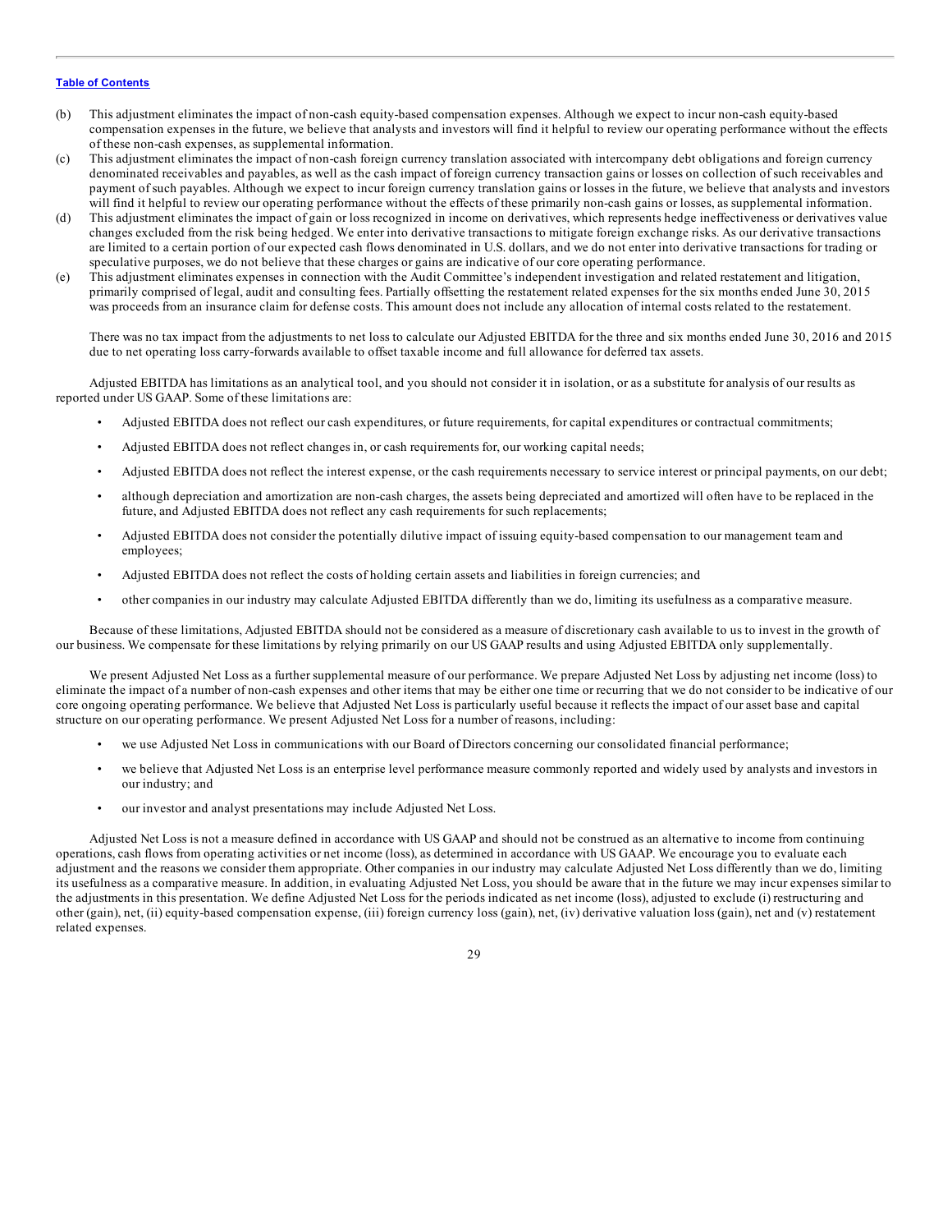(b) This adjustment eliminates the impact of non-cash equity-based compensation expenses. Although we expect to incur non-cash equity-based compensation expenses in the future, we believe that analysts and investors will find it helpful to review our operating performance without the effects of these non-cash expenses, as supplemental information.

(c) This adjustment eliminates the impact of non-cash foreign currency translation associated with intercompany debt obligations and foreign currency denominated receivables and payables, as well as the cash impact of foreign currency transaction gains or losses on collection of such receivables and payment of such payables. Although we expect to incur foreign currency translation gains or losses in the future, we believe that analysts and investors will find it helpful to review our operating performance without the effects of these primarily non-cash gains or losses, as supplemental information.

(d) This adjustment eliminates the impact of gain or loss recognized in income on derivatives, which represents hedge ineffectiveness or derivatives value changes excluded from the risk being hedged. We enter into derivative transactions to mitigate foreign exchange risks. As our derivative transactions are limited to a certain portion of our expected cash flows denominated in U.S. dollars, and we do not enter into derivative transactions for trading or speculative purposes, we do not believe that these charges or gains are indicative of our core operating performance.

(e) This adjustment eliminates expenses in connection with the Audit Committee's independent investigation and related restatement and litigation, primarily comprised of legal, audit and consulting fees. Partially offsetting the restatement related expenses for the six months ended June 30, 2015 was proceeds from an insurance claim for defense costs. This amount does not include any allocation of internal costs related to the restatement.

There was no tax impact from the adjustments to net loss to calculate our Adjusted EBITDA for the three and six months ended June 30, 2016 and 2015 due to net operating loss carry-forwards available to offset taxable income and full allowance for deferred tax assets.

Adjusted EBITDA has limitations as an analytical tool, and you should not consider it in isolation, or as a substitute for analysis of our results as reported under US GAAP. Some of these limitations are:

- Adjusted EBITDA does not reflect our cash expenditures, or future requirements, for capital expenditures or contractual commitments;
- Adjusted EBITDA does not reflect changes in, or cash requirements for, our working capital needs;
- Adjusted EBITDA does not reflect the interest expense, or the cash requirements necessary to service interest or principal payments, on our debt;
- although depreciation and amortization are non-cash charges, the assets being depreciated and amortized will often have to be replaced in the future, and Adjusted EBITDA does not reflect any cash requirements for such replacements;
- Adjusted EBITDA does not consider the potentially dilutive impact of issuing equity-based compensation to our management team and employees;
- Adjusted EBITDA does not reflect the costs of holding certain assets and liabilities in foreign currencies; and
- other companies in our industry may calculate Adjusted EBITDA differently than we do, limiting its usefulness as a comparative measure.

Because of these limitations, Adjusted EBITDA should not be considered as a measure of discretionary cash available to us to invest in the growth of our business. We compensate for these limitations by relying primarily on our US GAAP results and using Adjusted EBITDA only supplementally.

We present Adjusted Net Loss as a further supplemental measure of our performance. We prepare Adjusted Net Loss by adjusting net income (loss) to eliminate the impact of a number of non-cash expenses and other items that may be either one time or recurring that we do not consider to be indicative of our core ongoing operating performance. We believe that Adjusted Net Loss is particularly useful because it reflects the impact of our asset base and capital structure on our operating performance. We present Adjusted Net Loss for a number of reasons, including:

- we use Adjusted Net Loss in communications with our Board of Directors concerning our consolidated financial performance;
- we believe that Adjusted Net Loss is an enterprise level performance measure commonly reported and widely used by analysts and investors in our industry; and
- our investor and analyst presentations may include Adjusted Net Loss.

Adjusted Net Loss is not a measure defined in accordance with US GAAP and should not be construed as an alternative to income from continuing operations, cash flows from operating activities or net income (loss), as determined in accordance with US GAAP. We encourage you to evaluate each adjustment and the reasons we consider them appropriate. Other companies in our industry may calculate Adjusted Net Loss differently than we do, limiting its usefulness as a comparative measure. In addition, in evaluating Adjusted Net Loss, you should be aware that in the future we may incur expenses similar to the adjustments in this presentation. We define Adjusted Net Loss for the periods indicated as net income (loss), adjusted to exclude (i) restructuring and other (gain), net, (ii) equity-based compensation expense, (iii) foreign currency loss (gain), net, (iv) derivative valuation loss (gain), net and (v) restatement related expenses.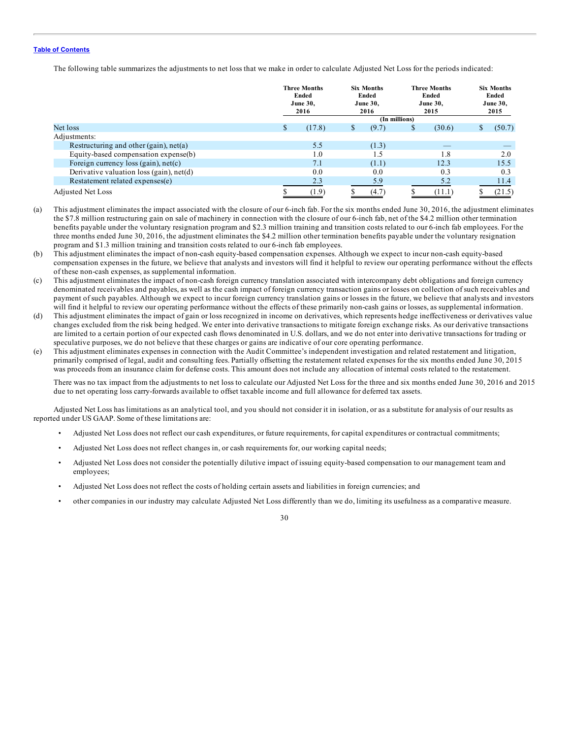[Table of Contents](#)

The following table summarizes the adjustments to net loss that we make in order to calculate Adjusted Net Loss for the periods indicated:

| | Three Months Ended June 30, 2016 | Six Months Ended June 30, 2016 | Three Months Ended June 30, 2015 | Six Months Ended June 30, 2015 |
|---|---|---|---|---|
| | (In millions) | | | |
| Net loss | $ (17.8) | $ (9.7) | $ (30.6) | $ (50.7) |
| Adjustments: | | | | |
| Restructuring and other (gain), net(a) | 5.5 | (1.3) | — | — |
| Equity-based compensation expense(b) | 1.0 | 1.5 | 1.8 | 2.0 |
| Foreign currency loss (gain), net(c) | 7.1 | (1.1) | 12.3 | 15.5 |
| Derivative valuation loss (gain), net(d) | 0.0 | 0.0 | 0.3 | 0.3 |
| Restatement related expenses(e) | 2.3 | 5.9 | 5.2 | 11.4 |
| Adjusted Net Loss | $ (1.9) | $ (4.7) | $ (11.1) | $ (21.5) |

(a) This adjustment eliminates the impact associated with the closure of our 6-inch fab. For the six months ended June 30, 2016, the adjustment eliminates the $7.8 million restructuring gain on sale of machinery in connection with the closure of our 6-inch fab, net of the $4.2 million other termination benefits payable under the voluntary resignation program and $2.3 million training and transition costs related to our 6-inch fab employees. For the three months ended June 30, 2016, the adjustment eliminates the $4.2 million other termination benefits payable under the voluntary resignation program and $1.3 million training and transition costs related to our 6-inch fab employees.

(b) This adjustment eliminates the impact of non-cash equity-based compensation expenses. Although we expect to incur non-cash equity-based compensation expenses in the future, we believe that analysts and investors will find it helpful to review our operating performance without the effects of these non-cash expenses, as supplemental information.

(c) This adjustment eliminates the impact of non-cash foreign currency translation associated with intercompany debt obligations and foreign currency denominated receivables and payables, as well as the cash impact of foreign currency transaction gains or losses on collection of such receivables and payment of such payables. Although we expect to incur foreign currency translation gains or losses in the future, we believe that analysts and investors will find it helpful to review our operating performance without the effects of these primarily non-cash gains or losses, as supplemental information.

(d) This adjustment eliminates the impact of gain or loss recognized in income on derivatives, which represents hedge ineffectiveness or derivatives value changes excluded from the risk being hedged. We enter into derivative transactions to mitigate foreign exchange risks. As our derivative transactions are limited to a certain portion of our expected cash flows denominated in U.S. dollars, and we do not enter into derivative transactions for trading or speculative purposes, we do not believe that these charges or gains are indicative of our core operating performance.

(e) This adjustment eliminates expenses in connection with the Audit Committee's independent investigation and related restatement and litigation, primarily comprised of legal, audit and consulting fees. Partially offsetting the restatement related expenses for the six months ended June 30, 2015 was proceeds from an insurance claim for defense costs. This amount does not include any allocation of internal costs related to the restatement.

There was no tax impact from the adjustments to net loss to calculate our Adjusted Net Loss for the three and six months ended June 30, 2016 and 2015 due to net operating loss carry-forwards available to offset taxable income and full allowance for deferred tax assets.

Adjusted Net Loss has limitations as an analytical tool, and you should not consider it in isolation, or as a substitute for analysis of our results as reported under US GAAP. Some of these limitations are:

- Adjusted Net Loss does not reflect our cash expenditures, or future requirements, for capital expenditures or contractual commitments;
- Adjusted Net Loss does not reflect changes in, or cash requirements for, our working capital needs;
- Adjusted Net Loss does not consider the potentially dilutive impact of issuing equity-based compensation to our management team and employees;
- Adjusted Net Loss does not reflect the costs of holding certain assets and liabilities in foreign currencies; and
- other companies in our industry may calculate Adjusted Net Loss differently than we do, limiting its usefulness as a comparative measure.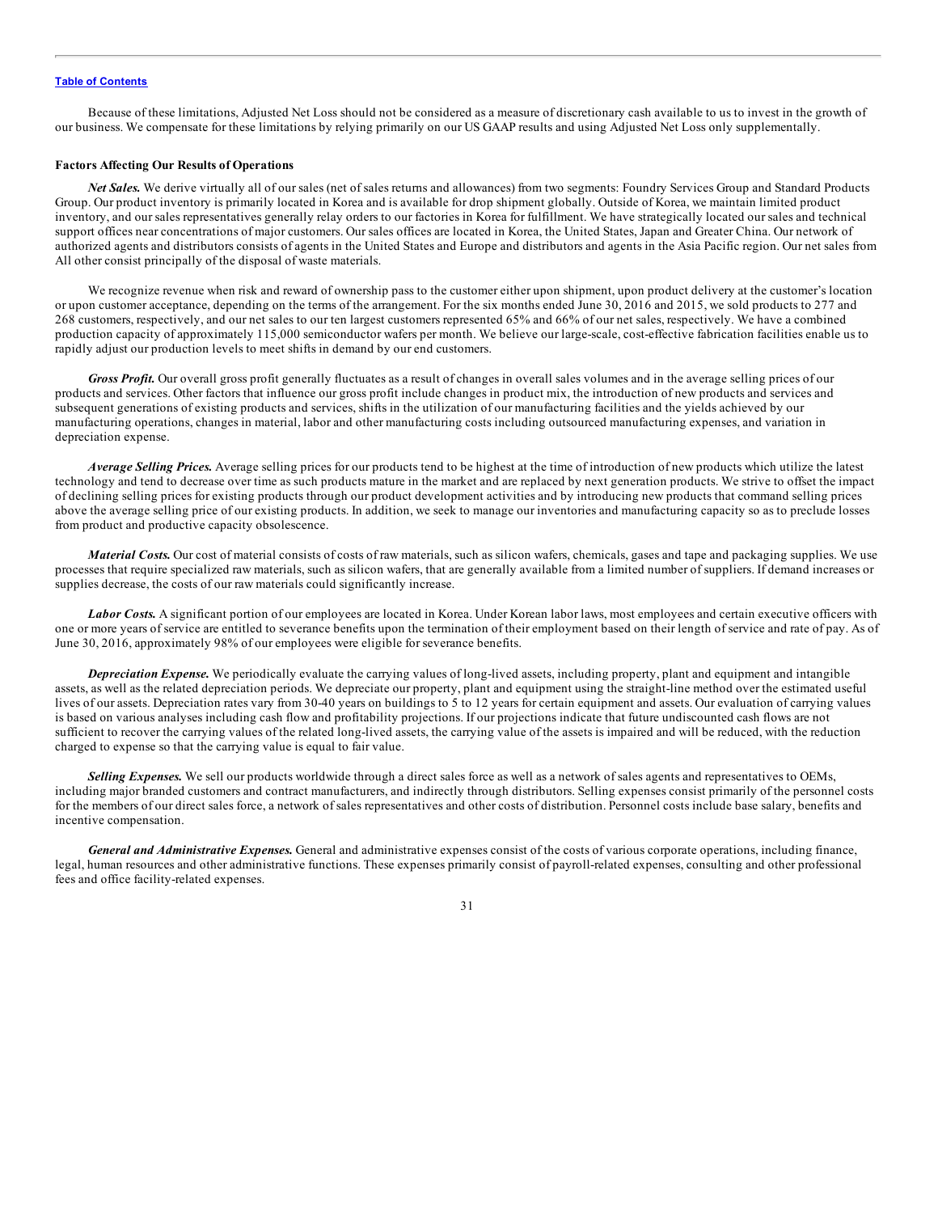Because of these limitations, Adjusted Net Loss should not be considered as a measure of discretionary cash available to us to invest in the growth of our business. We compensate for these limitations by relying primarily on our US GAAP results and using Adjusted Net Loss only supplementally.

**Factors Affecting Our Results of Operations**

***Net Sales.*** We derive virtually all of our sales (net of sales returns and allowances) from two segments: Foundry Services Group and Standard Products Group. Our product inventory is primarily located in Korea and is available for drop shipment globally. Outside of Korea, we maintain limited product inventory, and our sales representatives generally relay orders to our factories in Korea for fulfillment. We have strategically located our sales and technical support offices near concentrations of major customers. Our sales offices are located in Korea, the United States, Japan and Greater China. Our network of authorized agents and distributors consists of agents in the United States and Europe and distributors and agents in the Asia Pacific region. Our net sales from All other consist principally of the disposal of waste materials.

We recognize revenue when risk and reward of ownership pass to the customer either upon shipment, upon product delivery at the customer's location or upon customer acceptance, depending on the terms of the arrangement. For the six months ended June 30, 2016 and 2015, we sold products to 277 and 268 customers, respectively, and our net sales to our ten largest customers represented 65% and 66% of our net sales, respectively. We have a combined production capacity of approximately 115,000 semiconductor wafers per month. We believe our large-scale, cost-effective fabrication facilities enable us to rapidly adjust our production levels to meet shifts in demand by our end customers.

***Gross Profit.*** Our overall gross profit generally fluctuates as a result of changes in overall sales volumes and in the average selling prices of our products and services. Other factors that influence our gross profit include changes in product mix, the introduction of new products and services and subsequent generations of existing products and services, shifts in the utilization of our manufacturing facilities and the yields achieved by our manufacturing operations, changes in material, labor and other manufacturing costs including outsourced manufacturing expenses, and variation in depreciation expense.

***Average Selling Prices.*** Average selling prices for our products tend to be highest at the time of introduction of new products which utilize the latest technology and tend to decrease over time as such products mature in the market and are replaced by next generation products. We strive to offset the impact of declining selling prices for existing products through our product development activities and by introducing new products that command selling prices above the average selling price of our existing products. In addition, we seek to manage our inventories and manufacturing capacity so as to preclude losses from product and productive capacity obsolescence.

***Material Costs.*** Our cost of material consists of costs of raw materials, such as silicon wafers, chemicals, gases and tape and packaging supplies. We use processes that require specialized raw materials, such as silicon wafers, that are generally available from a limited number of suppliers. If demand increases or supplies decrease, the costs of our raw materials could significantly increase.

***Labor Costs.*** A significant portion of our employees are located in Korea. Under Korean labor laws, most employees and certain executive officers with one or more years of service are entitled to severance benefits upon the termination of their employment based on their length of service and rate of pay. As of June 30, 2016, approximately 98% of our employees were eligible for severance benefits.

***Depreciation Expense.*** We periodically evaluate the carrying values of long-lived assets, including property, plant and equipment and intangible assets, as well as the related depreciation periods. We depreciate our property, plant and equipment using the straight-line method over the estimated useful lives of our assets. Depreciation rates vary from 30-40 years on buildings to 5 to 12 years for certain equipment and assets. Our evaluation of carrying values is based on various analyses including cash flow and profitability projections. If our projections indicate that future undiscounted cash flows are not sufficient to recover the carrying values of the related long-lived assets, the carrying value of the assets is impaired and will be reduced, with the reduction charged to expense so that the carrying value is equal to fair value.

***Selling Expenses.*** We sell our products worldwide through a direct sales force as well as a network of sales agents and representatives to OEMs, including major branded customers and contract manufacturers, and indirectly through distributors. Selling expenses consist primarily of the personnel costs for the members of our direct sales force, a network of sales representatives and other costs of distribution. Personnel costs include base salary, benefits and incentive compensation.

***General and Administrative Expenses.*** General and administrative expenses consist of the costs of various corporate operations, including finance, legal, human resources and other administrative functions. These expenses primarily consist of payroll-related expenses, consulting and other professional fees and office facility-related expenses.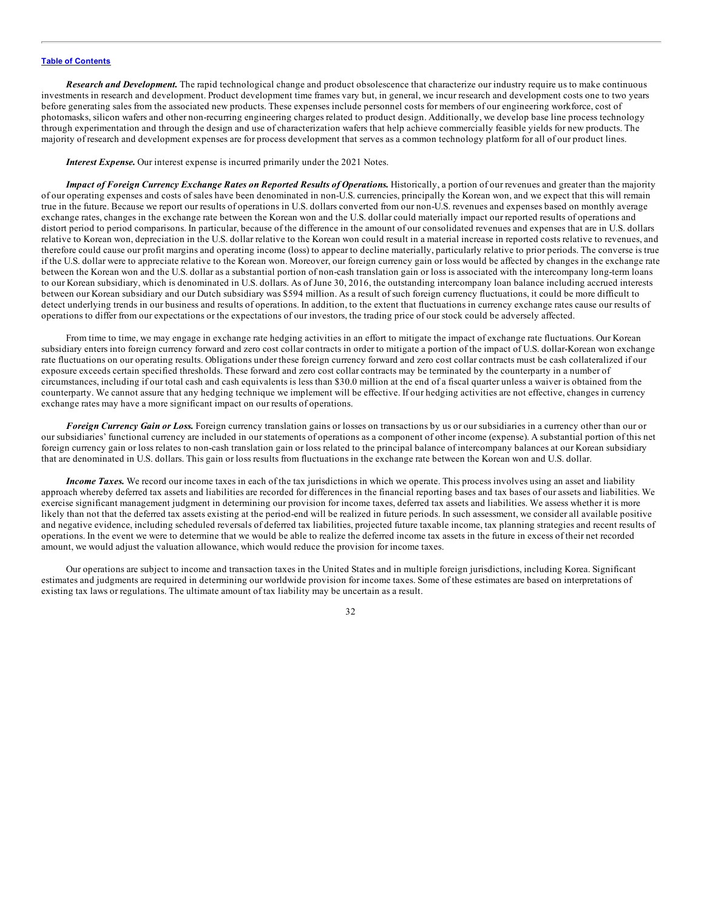***Research and Development.*** The rapid technological change and product obsolescence that characterize our industry require us to make continuous investments in research and development. Product development time frames vary but, in general, we incur research and development costs one to two years before generating sales from the associated new products. These expenses include personnel costs for members of our engineering workforce, cost of photomasks, silicon wafers and other non-recurring engineering charges related to product design. Additionally, we develop base line process technology through experimentation and through the design and use of characterization wafers that help achieve commercially feasible yields for new products. The majority of research and development expenses are for process development that serves as a common technology platform for all of our product lines.

***Interest Expense.*** Our interest expense is incurred primarily under the 2021 Notes.

***Impact of Foreign Currency Exchange Rates on Reported Results of Operations.*** Historically, a portion of our revenues and greater than the majority of our operating expenses and costs of sales have been denominated in non-U.S. currencies, principally the Korean won, and we expect that this will remain true in the future. Because we report our results of operations in U.S. dollars converted from our non-U.S. revenues and expenses based on monthly average exchange rates, changes in the exchange rate between the Korean won and the U.S. dollar could materially impact our reported results of operations and distort period to period comparisons. In particular, because of the difference in the amount of our consolidated revenues and expenses that are in U.S. dollars relative to Korean won, depreciation in the U.S. dollar relative to the Korean won could result in a material increase in reported costs relative to revenues, and therefore could cause our profit margins and operating income (loss) to appear to decline materially, particularly relative to prior periods. The converse is true if the U.S. dollar were to appreciate relative to the Korean won. Moreover, our foreign currency gain or loss would be affected by changes in the exchange rate between the Korean won and the U.S. dollar as a substantial portion of non-cash translation gain or loss is associated with the intercompany long-term loans to our Korean subsidiary, which is denominated in U.S. dollars. As of June 30, 2016, the outstanding intercompany loan balance including accrued interests between our Korean subsidiary and our Dutch subsidiary was $594 million. As a result of such foreign currency fluctuations, it could be more difficult to detect underlying trends in our business and results of operations. In addition, to the extent that fluctuations in currency exchange rates cause our results of operations to differ from our expectations or the expectations of our investors, the trading price of our stock could be adversely affected.

From time to time, we may engage in exchange rate hedging activities in an effort to mitigate the impact of exchange rate fluctuations. Our Korean subsidiary enters into foreign currency forward and zero cost collar contracts in order to mitigate a portion of the impact of U.S. dollar-Korean won exchange rate fluctuations on our operating results. Obligations under these foreign currency forward and zero cost collar contracts must be cash collateralized if our exposure exceeds certain specified thresholds. These forward and zero cost collar contracts may be terminated by the counterparty in a number of circumstances, including if our total cash and cash equivalents is less than $30.0 million at the end of a fiscal quarter unless a waiver is obtained from the counterparty. We cannot assure that any hedging technique we implement will be effective. If our hedging activities are not effective, changes in currency exchange rates may have a more significant impact on our results of operations.

***Foreign Currency Gain or Loss.*** Foreign currency translation gains or losses on transactions by us or our subsidiaries in a currency other than our or our subsidiaries' functional currency are included in our statements of operations as a component of other income (expense). A substantial portion of this net foreign currency gain or loss relates to non-cash translation gain or loss related to the principal balance of intercompany balances at our Korean subsidiary that are denominated in U.S. dollars. This gain or loss results from fluctuations in the exchange rate between the Korean won and U.S. dollar.

***Income Taxes.*** We record our income taxes in each of the tax jurisdictions in which we operate. This process involves using an asset and liability approach whereby deferred tax assets and liabilities are recorded for differences in the financial reporting bases and tax bases of our assets and liabilities. We exercise significant management judgment in determining our provision for income taxes, deferred tax assets and liabilities. We assess whether it is more likely than not that the deferred tax assets existing at the period-end will be realized in future periods. In such assessment, we consider all available positive and negative evidence, including scheduled reversals of deferred tax liabilities, projected future taxable income, tax planning strategies and recent results of operations. In the event we were to determine that we would be able to realize the deferred income tax assets in the future in excess of their net recorded amount, we would adjust the valuation allowance, which would reduce the provision for income taxes.

Our operations are subject to income and transaction taxes in the United States and in multiple foreign jurisdictions, including Korea. Significant estimates and judgments are required in determining our worldwide provision for income taxes. Some of these estimates are based on interpretations of existing tax laws or regulations. The ultimate amount of tax liability may be uncertain as a result.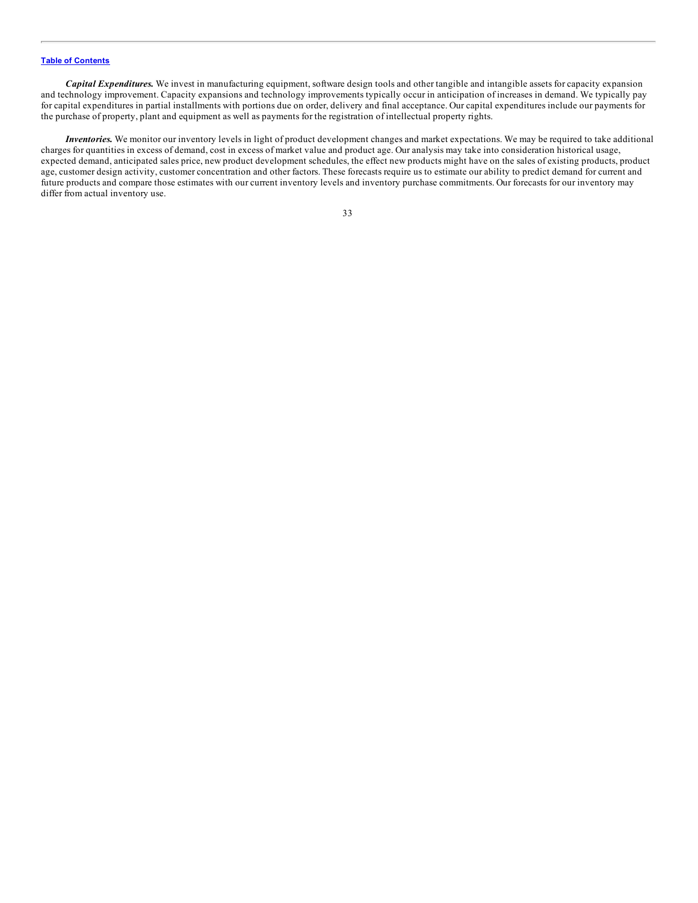***Capital Expenditures.*** We invest in manufacturing equipment, software design tools and other tangible and intangible assets for capacity expansion and technology improvement. Capacity expansions and technology improvements typically occur in anticipation of increases in demand. We typically pay for capital expenditures in partial installments with portions due on order, delivery and final acceptance. Our capital expenditures include our payments for the purchase of property, plant and equipment as well as payments for the registration of intellectual property rights.

***Inventories.*** We monitor our inventory levels in light of product development changes and market expectations. We may be required to take additional charges for quantities in excess of demand, cost in excess of market value and product age. Our analysis may take into consideration historical usage, expected demand, anticipated sales price, new product development schedules, the effect new products might have on the sales of existing products, product age, customer design activity, customer concentration and other factors. These forecasts require us to estimate our ability to predict demand for current and future products and compare those estimates with our current inventory levels and inventory purchase commitments. Our forecasts for our inventory may differ from actual inventory use.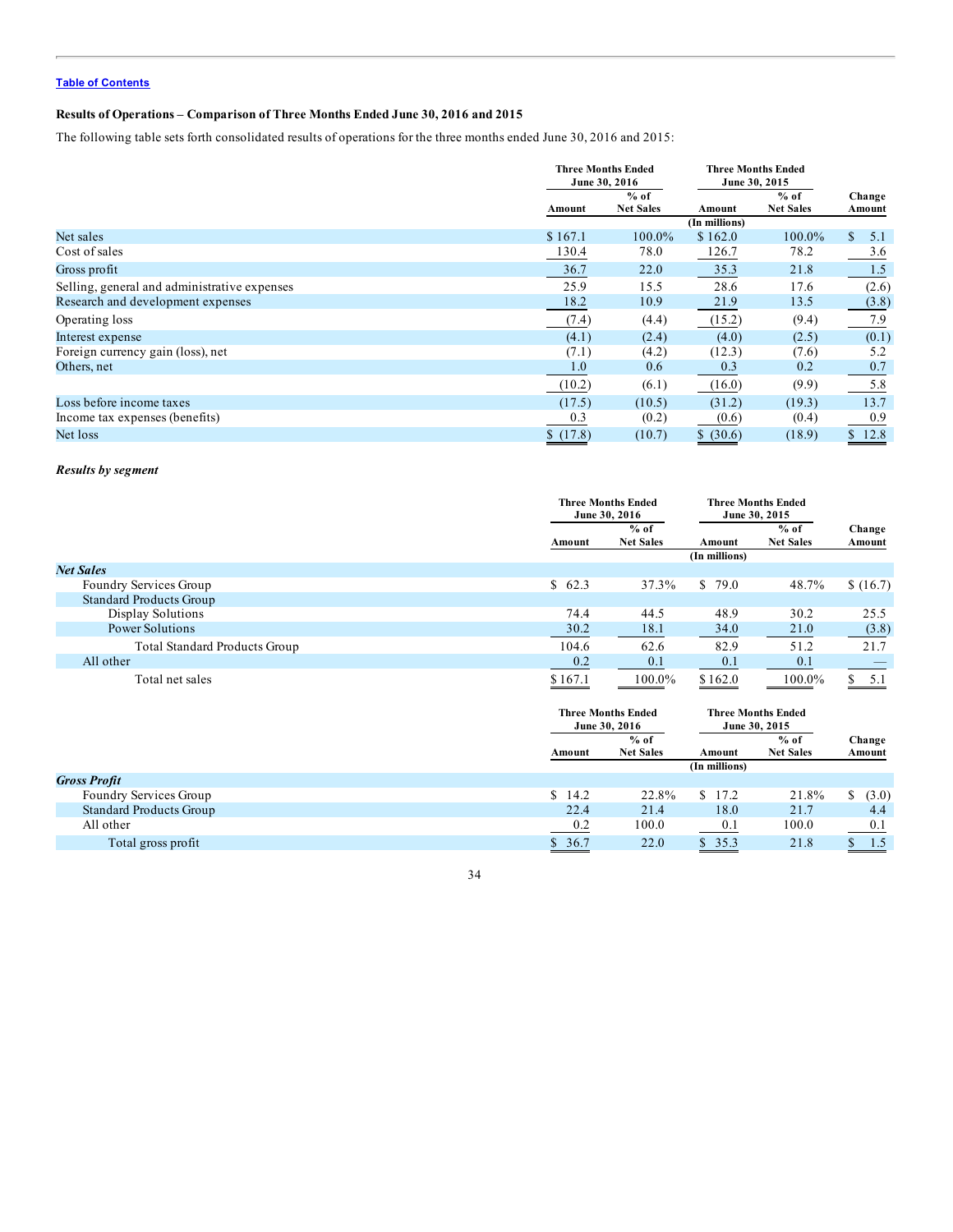Table of Contents

### Results of Operations – Comparison of Three Months Ended June 30, 2016 and 2015

The following table sets forth consolidated results of operations for the three months ended June 30, 2016 and 2015:

| | Three Months Ended June 30, 2016 | | Three Months Ended June 30, 2015 | | |
|---|---|---|---|---|---|
| | Amount | % of Net Sales | Amount | % of Net Sales | Change Amount |
| | | | (In millions) | | |
| Net sales | $ 167.1 | 100.0% | $ 162.0 | 100.0% | $ 5.1 |
| Cost of sales | 130.4 | 78.0 | 126.7 | 78.2 | 3.6 |
| Gross profit | 36.7 | 22.0 | 35.3 | 21.8 | 1.5 |
| Selling, general and administrative expenses | 25.9 | 15.5 | 28.6 | 17.6 | (2.6) |
| Research and development expenses | 18.2 | 10.9 | 21.9 | 13.5 | (3.8) |
| Operating loss | (7.4) | (4.4) | (15.2) | (9.4) | 7.9 |
| Interest expense | (4.1) | (2.4) | (4.0) | (2.5) | (0.1) |
| Foreign currency gain (loss), net | (7.1) | (4.2) | (12.3) | (7.6) | 5.2 |
| Others, net | 1.0 | 0.6 | 0.3 | 0.2 | 0.7 |
| | (10.2) | (6.1) | (16.0) | (9.9) | 5.8 |
| Loss before income taxes | (17.5) | (10.5) | (31.2) | (19.3) | 13.7 |
| Income tax expenses (benefits) | 0.3 | (0.2) | (0.6) | (0.4) | 0.9 |
| Net loss | $ (17.8) | (10.7) | $ (30.6) | (18.9) | $ 12.8 |

***Results by segment***

| | Three Months Ended June 30, 2016 | | Three Months Ended June 30, 2015 | | |
|---|---|---|---|---|---|
| | Amount | % of Net Sales | Amount | % of Net Sales | Change Amount |
| | | | (In millions) | | |
| ***Net Sales*** | | | | | |
| Foundry Services Group | $ 62.3 | 37.3% | $ 79.0 | 48.7% | $ (16.7) |
| Standard Products Group | | | | | |
| Display Solutions | 74.4 | 44.5 | 48.9 | 30.2 | 25.5 |
| Power Solutions | 30.2 | 18.1 | 34.0 | 21.0 | (3.8) |
| Total Standard Products Group | 104.6 | 62.6 | 82.9 | 51.2 | 21.7 |
| All other | 0.2 | 0.1 | 0.1 | 0.1 | — |
| Total net sales | $ 167.1 | 100.0% | $ 162.0 | 100.0% | $ 5.1 |

| | Three Months Ended June 30, 2016 | | Three Months Ended June 30, 2015 | | |
|---|---|---|---|---|---|
| | Amount | % of Net Sales | Amount | % of Net Sales | Change Amount |
| | | | (In millions) | | |
| ***Gross Profit*** | | | | | |
| Foundry Services Group | $ 14.2 | 22.8% | $ 17.2 | 21.8% | $ (3.0) |
| Standard Products Group | 22.4 | 21.4 | 18.0 | 21.7 | 4.4 |
| All other | 0.2 | 100.0 | 0.1 | 100.0 | 0.1 |
| Total gross profit | $ 36.7 | 22.0 | $ 35.3 | 21.8 | $ 1.5 |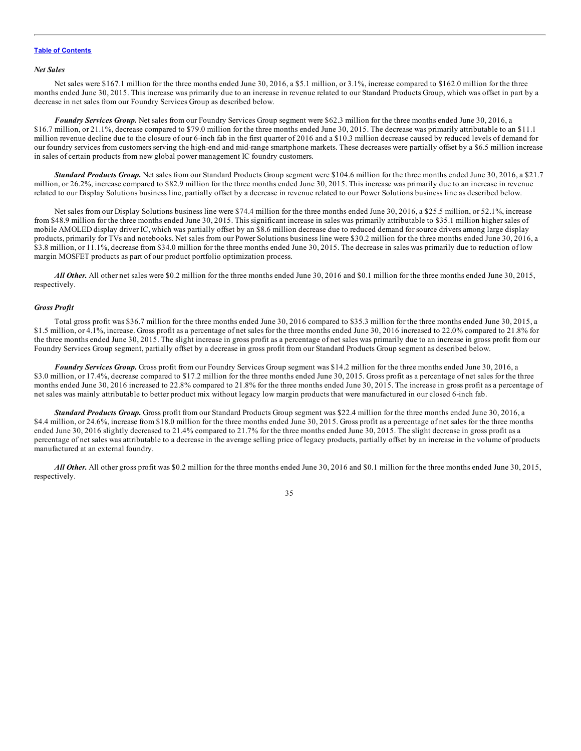*Net Sales*

Net sales were $167.1 million for the three months ended June 30, 2016, a $5.1 million, or 3.1%, increase compared to $162.0 million for the three months ended June 30, 2015. This increase was primarily due to an increase in revenue related to our Standard Products Group, which was offset in part by a decrease in net sales from our Foundry Services Group as described below.

***Foundry Services Group.*** Net sales from our Foundry Services Group segment were $62.3 million for the three months ended June 30, 2016, a $16.7 million, or 21.1%, decrease compared to $79.0 million for the three months ended June 30, 2015. The decrease was primarily attributable to an $11.1 million revenue decline due to the closure of our 6-inch fab in the first quarter of 2016 and a $10.3 million decrease caused by reduced levels of demand for our foundry services from customers serving the high-end and mid-range smartphone markets. These decreases were partially offset by a $6.5 million increase in sales of certain products from new global power management IC foundry customers.

***Standard Products Group.*** Net sales from our Standard Products Group segment were $104.6 million for the three months ended June 30, 2016, a $21.7 million, or 26.2%, increase compared to $82.9 million for the three months ended June 30, 2015. This increase was primarily due to an increase in revenue related to our Display Solutions business line, partially offset by a decrease in revenue related to our Power Solutions business line as described below.

Net sales from our Display Solutions business line were $74.4 million for the three months ended June 30, 2016, a $25.5 million, or 52.1%, increase from $48.9 million for the three months ended June 30, 2015. This significant increase in sales was primarily attributable to $35.1 million higher sales of mobile AMOLED display driver IC, which was partially offset by an $8.6 million decrease due to reduced demand for source drivers among large display products, primarily for TVs and notebooks. Net sales from our Power Solutions business line were $30.2 million for the three months ended June 30, 2016, a $3.8 million, or 11.1%, decrease from $34.0 million for the three months ended June 30, 2015. The decrease in sales was primarily due to reduction of low margin MOSFET products as part of our product portfolio optimization process.

***All Other.*** All other net sales were $0.2 million for the three months ended June 30, 2016 and $0.1 million for the three months ended June 30, 2015, respectively.

*Gross Profit*

Total gross profit was $36.7 million for the three months ended June 30, 2016 compared to $35.3 million for the three months ended June 30, 2015, a $1.5 million, or 4.1%, increase. Gross profit as a percentage of net sales for the three months ended June 30, 2016 increased to 22.0% compared to 21.8% for the three months ended June 30, 2015. The slight increase in gross profit as a percentage of net sales was primarily due to an increase in gross profit from our Foundry Services Group segment, partially offset by a decrease in gross profit from our Standard Products Group segment as described below.

***Foundry Services Group.*** Gross profit from our Foundry Services Group segment was $14.2 million for the three months ended June 30, 2016, a $3.0 million, or 17.4%, decrease compared to $17.2 million for the three months ended June 30, 2015. Gross profit as a percentage of net sales for the three months ended June 30, 2016 increased to 22.8% compared to 21.8% for the three months ended June 30, 2015. The increase in gross profit as a percentage of net sales was mainly attributable to better product mix without legacy low margin products that were manufactured in our closed 6-inch fab.

***Standard Products Group.*** Gross profit from our Standard Products Group segment was $22.4 million for the three months ended June 30, 2016, a $4.4 million, or 24.6%, increase from $18.0 million for the three months ended June 30, 2015. Gross profit as a percentage of net sales for the three months ended June 30, 2016 slightly decreased to 21.4% compared to 21.7% for the three months ended June 30, 2015. The slight decrease in gross profit as a percentage of net sales was attributable to a decrease in the average selling price of legacy products, partially offset by an increase in the volume of products manufactured at an external foundry.

***All Other.*** All other gross profit was $0.2 million for the three months ended June 30, 2016 and $0.1 million for the three months ended June 30, 2015, respectively.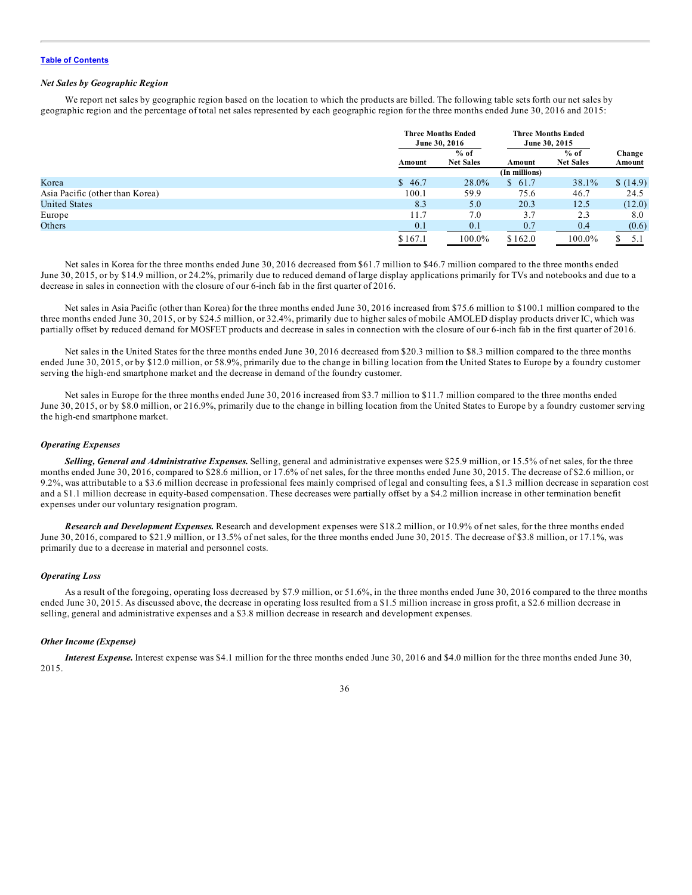[Table of Contents](#)

### *Net Sales by Geographic Region*

We report net sales by geographic region based on the location to which the products are billed. The following table sets forth our net sales by geographic region and the percentage of total net sales represented by each geographic region for the three months ended June 30, 2016 and 2015:

| | Three Months Ended June 30, 2016 | | Three Months Ended June 30, 2015 | | |
|---|---|---|---|---|---|
| | Amount | % of Net Sales | Amount | % of Net Sales | Change Amount |
| | | | (In millions) | | |
| Korea | $ 46.7 | 28.0% | $ 61.7 | 38.1% | $ (14.9) |
| Asia Pacific (other than Korea) | 100.1 | 59.9 | 75.6 | 46.7 | 24.5 |
| United States | 8.3 | 5.0 | 20.3 | 12.5 | (12.0) |
| Europe | 11.7 | 7.0 | 3.7 | 2.3 | 8.0 |
| Others | 0.1 | 0.1 | 0.7 | 0.4 | (0.6) |
| | $ 167.1 | 100.0% | $ 162.0 | 100.0% | $ 5.1 |

Net sales in Korea for the three months ended June 30, 2016 decreased from $61.7 million to $46.7 million compared to the three months ended June 30, 2015, or by $14.9 million, or 24.2%, primarily due to reduced demand of large display applications primarily for TVs and notebooks and due to a decrease in sales in connection with the closure of our 6-inch fab in the first quarter of 2016.

Net sales in Asia Pacific (other than Korea) for the three months ended June 30, 2016 increased from $75.6 million to $100.1 million compared to the three months ended June 30, 2015, or by $24.5 million, or 32.4%, primarily due to higher sales of mobile AMOLED display products driver IC, which was partially offset by reduced demand for MOSFET products and decrease in sales in connection with the closure of our 6-inch fab in the first quarter of 2016.

Net sales in the United States for the three months ended June 30, 2016 decreased from $20.3 million to $8.3 million compared to the three months ended June 30, 2015, or by $12.0 million, or 58.9%, primarily due to the change in billing location from the United States to Europe by a foundry customer serving the high-end smartphone market and the decrease in demand of the foundry customer.

Net sales in Europe for the three months ended June 30, 2016 increased from $3.7 million to $11.7 million compared to the three months ended June 30, 2015, or by $8.0 million, or 216.9%, primarily due to the change in billing location from the United States to Europe by a foundry customer serving the high-end smartphone market.

### *Operating Expenses*

***Selling, General and Administrative Expenses.*** Selling, general and administrative expenses were $25.9 million, or 15.5% of net sales, for the three months ended June 30, 2016, compared to $28.6 million, or 17.6% of net sales, for the three months ended June 30, 2015. The decrease of $2.6 million, or 9.2%, was attributable to a $3.6 million decrease in professional fees mainly comprised of legal and consulting fees, a $1.3 million decrease in separation cost and a $1.1 million decrease in equity-based compensation. These decreases were partially offset by a $4.2 million increase in other termination benefit expenses under our voluntary resignation program.

***Research and Development Expenses.*** Research and development expenses were $18.2 million, or 10.9% of net sales, for the three months ended June 30, 2016, compared to $21.9 million, or 13.5% of net sales, for the three months ended June 30, 2015. The decrease of $3.8 million, or 17.1%, was primarily due to a decrease in material and personnel costs.

### *Operating Loss*

As a result of the foregoing, operating loss decreased by $7.9 million, or 51.6%, in the three months ended June 30, 2016 compared to the three months ended June 30, 2015. As discussed above, the decrease in operating loss resulted from a $1.5 million increase in gross profit, a $2.6 million decrease in selling, general and administrative expenses and a $3.8 million decrease in research and development expenses.

### *Other Income (Expense)*

***Interest Expense.*** Interest expense was $4.1 million for the three months ended June 30, 2016 and $4.0 million for the three months ended June 30, 2015.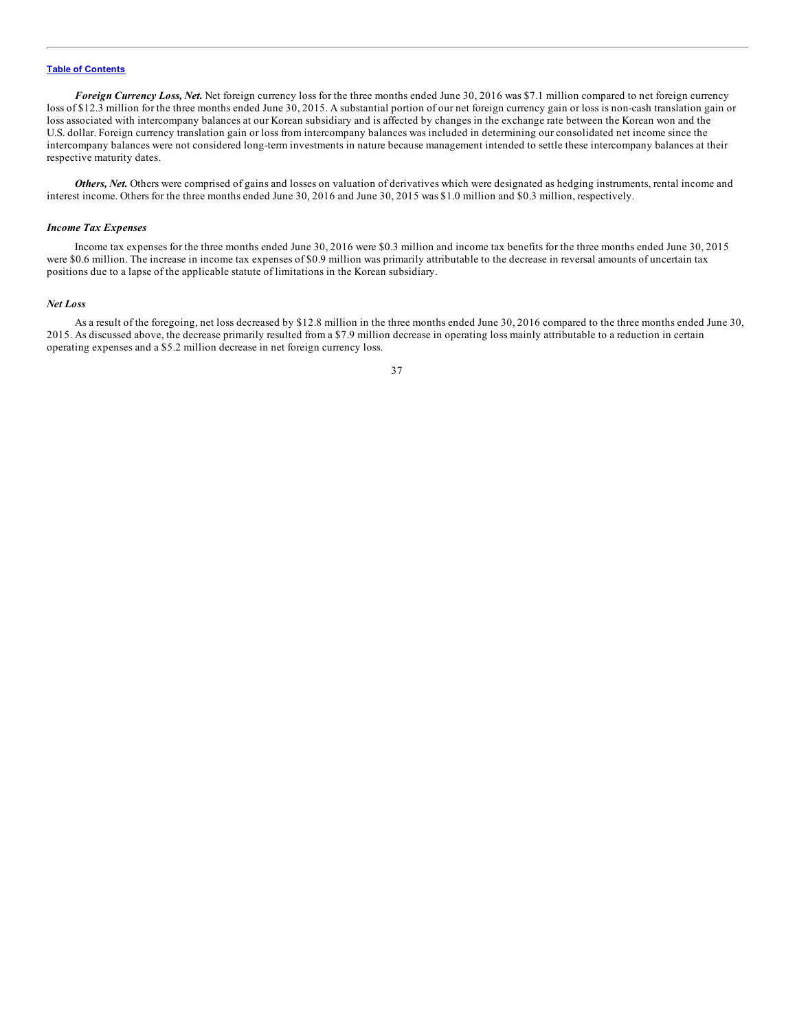*Foreign Currency Loss, Net.* Net foreign currency loss for the three months ended June 30, 2016 was $7.1 million compared to net foreign currency loss of $12.3 million for the three months ended June 30, 2015. A substantial portion of our net foreign currency gain or loss is non-cash translation gain or loss associated with intercompany balances at our Korean subsidiary and is affected by changes in the exchange rate between the Korean won and the U.S. dollar. Foreign currency translation gain or loss from intercompany balances was included in determining our consolidated net income since the intercompany balances were not considered long-term investments in nature because management intended to settle these intercompany balances at their respective maturity dates.

*Others, Net.* Others were comprised of gains and losses on valuation of derivatives which were designated as hedging instruments, rental income and interest income. Others for the three months ended June 30, 2016 and June 30, 2015 was $1.0 million and $0.3 million, respectively.

### *Income Tax Expenses*

Income tax expenses for the three months ended June 30, 2016 were $0.3 million and income tax benefits for the three months ended June 30, 2015 were $0.6 million. The increase in income tax expenses of $0.9 million was primarily attributable to the decrease in reversal amounts of uncertain tax positions due to a lapse of the applicable statute of limitations in the Korean subsidiary.

### *Net Loss*

As a result of the foregoing, net loss decreased by $12.8 million in the three months ended June 30, 2016 compared to the three months ended June 30, 2015. As discussed above, the decrease primarily resulted from a $7.9 million decrease in operating loss mainly attributable to a reduction in certain operating expenses and a $5.2 million decrease in net foreign currency loss.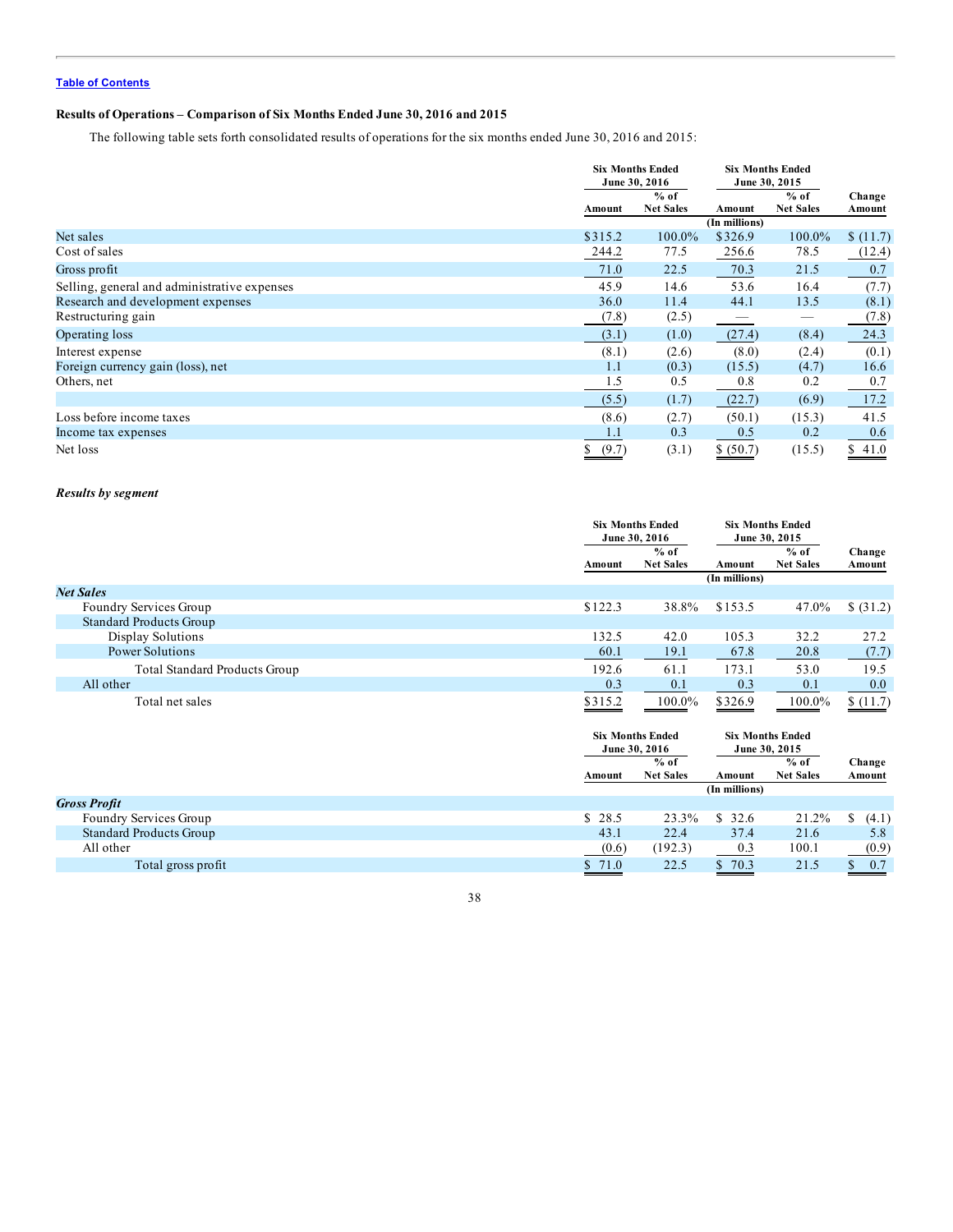[Table of Contents](#)

### Results of Operations – Comparison of Six Months Ended June 30, 2016 and 2015

The following table sets forth consolidated results of operations for the six months ended June 30, 2016 and 2015:

| | Six Months Ended June 30, 2016 | | Six Months Ended June 30, 2015 | | |
|---|---|---|---|---|---|
| | Amount | % of Net Sales | Amount | % of Net Sales | Change Amount |
| | | | (In millions) | | |
| Net sales | $315.2 | 100.0% | $326.9 | 100.0% | $ (11.7) |
| Cost of sales | 244.2 | 77.5 | 256.6 | 78.5 | (12.4) |
| Gross profit | 71.0 | 22.5 | 70.3 | 21.5 | 0.7 |
| Selling, general and administrative expenses | 45.9 | 14.6 | 53.6 | 16.4 | (7.7) |
| Research and development expenses | 36.0 | 11.4 | 44.1 | 13.5 | (8.1) |
| Restructuring gain | (7.8) | (2.5) | — | — | (7.8) |
| Operating loss | (3.1) | (1.0) | (27.4) | (8.4) | 24.3 |
| Interest expense | (8.1) | (2.6) | (8.0) | (2.4) | (0.1) |
| Foreign currency gain (loss), net | 1.1 | (0.3) | (15.5) | (4.7) | 16.6 |
| Others, net | 1.5 | 0.5 | 0.8 | 0.2 | 0.7 |
| | (5.5) | (1.7) | (22.7) | (6.9) | 17.2 |
| Loss before income taxes | (8.6) | (2.7) | (50.1) | (15.3) | 41.5 |
| Income tax expenses | 1.1 | 0.3 | 0.5 | 0.2 | 0.6 |
| Net loss | $ (9.7) | (3.1) | $ (50.7) | (15.5) | $ 41.0 |

***Results by segment***

| | Six Months Ended June 30, 2016 | | Six Months Ended June 30, 2015 | | |
|---|---|---|---|---|---|
| | Amount | % of Net Sales | Amount | % of Net Sales | Change Amount |
| | | | (In millions) | | |
| ***Net Sales*** | | | | | |
| Foundry Services Group | $122.3 | 38.8% | $153.5 | 47.0% | $ (31.2) |
| Standard Products Group | | | | | |
| Display Solutions | 132.5 | 42.0 | 105.3 | 32.2 | 27.2 |
| Power Solutions | 60.1 | 19.1 | 67.8 | 20.8 | (7.7) |
| Total Standard Products Group | 192.6 | 61.1 | 173.1 | 53.0 | 19.5 |
| All other | 0.3 | 0.1 | 0.3 | 0.1 | 0.0 |
| Total net sales | $315.2 | 100.0% | $326.9 | 100.0% | $ (11.7) |

| | Six Months Ended June 30, 2016 | | Six Months Ended June 30, 2015 | | |
|---|---|---|---|---|---|
| | Amount | % of Net Sales | Amount | % of Net Sales | Change Amount |
| | | | (In millions) | | |
| ***Gross Profit*** | | | | | |
| Foundry Services Group | $ 28.5 | 23.3% | $ 32.6 | 21.2% | $ (4.1) |
| Standard Products Group | 43.1 | 22.4 | 37.4 | 21.6 | 5.8 |
| All other | (0.6) | (192.3) | 0.3 | 100.1 | (0.9) |
| Total gross profit | $ 71.0 | 22.5 | $ 70.3 | 21.5 | $ 0.7 |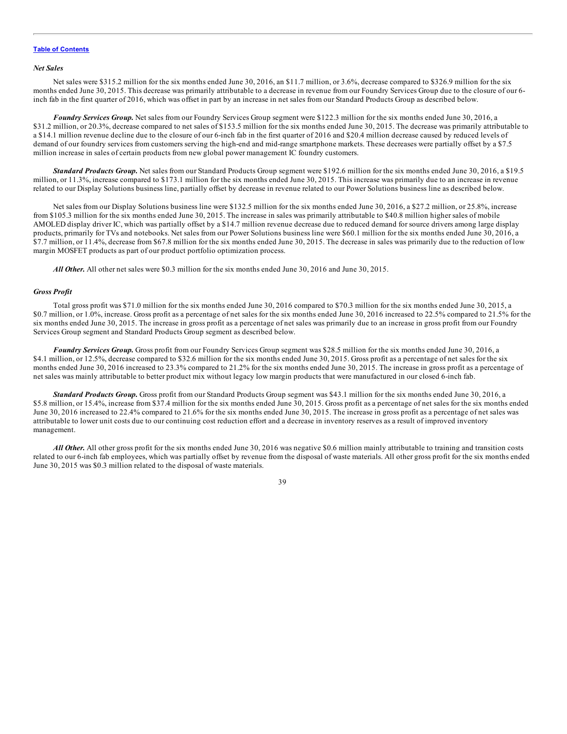*Net Sales*

Net sales were $315.2 million for the six months ended June 30, 2016, an $11.7 million, or 3.6%, decrease compared to $326.9 million for the six months ended June 30, 2015. This decrease was primarily attributable to a decrease in revenue from our Foundry Services Group due to the closure of our 6-inch fab in the first quarter of 2016, which was offset in part by an increase in net sales from our Standard Products Group as described below.

***Foundry Services Group.*** Net sales from our Foundry Services Group segment were $122.3 million for the six months ended June 30, 2016, a $31.2 million, or 20.3%, decrease compared to net sales of $153.5 million for the six months ended June 30, 2015. The decrease was primarily attributable to a $14.1 million revenue decline due to the closure of our 6-inch fab in the first quarter of 2016 and $20.4 million decrease caused by reduced levels of demand of our foundry services from customers serving the high-end and mid-range smartphone markets. These decreases were partially offset by a $7.5 million increase in sales of certain products from new global power management IC foundry customers.

***Standard Products Group.*** Net sales from our Standard Products Group segment were $192.6 million for the six months ended June 30, 2016, a $19.5 million, or 11.3%, increase compared to $173.1 million for the six months ended June 30, 2015. This increase was primarily due to an increase in revenue related to our Display Solutions business line, partially offset by decrease in revenue related to our Power Solutions business line as described below.

Net sales from our Display Solutions business line were $132.5 million for the six months ended June 30, 2016, a $27.2 million, or 25.8%, increase from $105.3 million for the six months ended June 30, 2015. The increase in sales was primarily attributable to $40.8 million higher sales of mobile AMOLED display driver IC, which was partially offset by a $14.7 million revenue decrease due to reduced demand for source drivers among large display products, primarily for TVs and notebooks. Net sales from our Power Solutions business line were $60.1 million for the six months ended June 30, 2016, a $7.7 million, or 11.4%, decrease from $67.8 million for the six months ended June 30, 2015. The decrease in sales was primarily due to the reduction of low margin MOSFET products as part of our product portfolio optimization process.

***All Other.*** All other net sales were $0.3 million for the six months ended June 30, 2016 and June 30, 2015.

*Gross Profit*

Total gross profit was $71.0 million for the six months ended June 30, 2016 compared to $70.3 million for the six months ended June 30, 2015, a $0.7 million, or 1.0%, increase. Gross profit as a percentage of net sales for the six months ended June 30, 2016 increased to 22.5% compared to 21.5% for the six months ended June 30, 2015. The increase in gross profit as a percentage of net sales was primarily due to an increase in gross profit from our Foundry Services Group segment and Standard Products Group segment as described below.

***Foundry Services Group.*** Gross profit from our Foundry Services Group segment was $28.5 million for the six months ended June 30, 2016, a $4.1 million, or 12.5%, decrease compared to $32.6 million for the six months ended June 30, 2015. Gross profit as a percentage of net sales for the six months ended June 30, 2016 increased to 23.3% compared to 21.2% for the six months ended June 30, 2015. The increase in gross profit as a percentage of net sales was mainly attributable to better product mix without legacy low margin products that were manufactured in our closed 6-inch fab.

***Standard Products Group.*** Gross profit from our Standard Products Group segment was $43.1 million for the six months ended June 30, 2016, a $5.8 million, or 15.4%, increase from $37.4 million for the six months ended June 30, 2015. Gross profit as a percentage of net sales for the six months ended June 30, 2016 increased to 22.4% compared to 21.6% for the six months ended June 30, 2015. The increase in gross profit as a percentage of net sales was attributable to lower unit costs due to our continuing cost reduction effort and a decrease in inventory reserves as a result of improved inventory management.

***All Other.*** All other gross profit for the six months ended June 30, 2016 was negative $0.6 million mainly attributable to training and transition costs related to our 6-inch fab employees, which was partially offset by revenue from the disposal of waste materials. All other gross profit for the six months ended June 30, 2015 was $0.3 million related to the disposal of waste materials.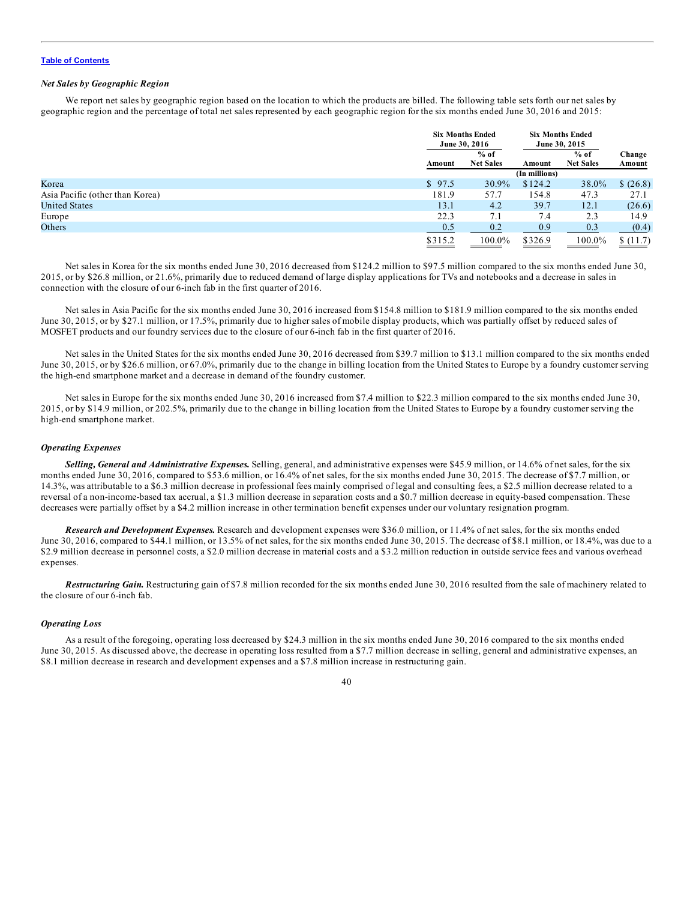[Table of Contents](#)

### *Net Sales by Geographic Region*

We report net sales by geographic region based on the location to which the products are billed. The following table sets forth our net sales by geographic region and the percentage of total net sales represented by each geographic region for the six months ended June 30, 2016 and 2015:

| | Six Months Ended June 30, 2016 | | Six Months Ended June 30, 2015 | | |
|---|---|---|---|---|---|
| | Amount | % of Net Sales | Amount | % of Net Sales | Change Amount |
| | | | (In millions) | | |
| Korea | $ 97.5 | 30.9% | $124.2 | 38.0% | $ (26.8) |
| Asia Pacific (other than Korea) | 181.9 | 57.7 | 154.8 | 47.3 | 27.1 |
| United States | 13.1 | 4.2 | 39.7 | 12.1 | (26.6) |
| Europe | 22.3 | 7.1 | 7.4 | 2.3 | 14.9 |
| Others | 0.5 | 0.2 | 0.9 | 0.3 | (0.4) |
| | $315.2 | 100.0% | $326.9 | 100.0% | $ (11.7) |

Net sales in Korea for the six months ended June 30, 2016 decreased from $124.2 million to $97.5 million compared to the six months ended June 30, 2015, or by $26.8 million, or 21.6%, primarily due to reduced demand of large display applications for TVs and notebooks and a decrease in sales in connection with the closure of our 6-inch fab in the first quarter of 2016.

Net sales in Asia Pacific for the six months ended June 30, 2016 increased from $154.8 million to $181.9 million compared to the six months ended June 30, 2015, or by $27.1 million, or 17.5%, primarily due to higher sales of mobile display products, which was partially offset by reduced sales of MOSFET products and our foundry services due to the closure of our 6-inch fab in the first quarter of 2016.

Net sales in the United States for the six months ended June 30, 2016 decreased from $39.7 million to $13.1 million compared to the six months ended June 30, 2015, or by $26.6 million, or 67.0%, primarily due to the change in billing location from the United States to Europe by a foundry customer serving the high-end smartphone market and a decrease in demand of the foundry customer.

Net sales in Europe for the six months ended June 30, 2016 increased from $7.4 million to $22.3 million compared to the six months ended June 30, 2015, or by $14.9 million, or 202.5%, primarily due to the change in billing location from the United States to Europe by a foundry customer serving the high-end smartphone market.

### *Operating Expenses*

***Selling, General and Administrative Expenses.*** Selling, general, and administrative expenses were $45.9 million, or 14.6% of net sales, for the six months ended June 30, 2016, compared to $53.6 million, or 16.4% of net sales, for the six months ended June 30, 2015. The decrease of $7.7 million, or 14.3%, was attributable to a $6.3 million decrease in professional fees mainly comprised of legal and consulting fees, a $2.5 million decrease related to a reversal of a non-income-based tax accrual, a $1.3 million decrease in separation costs and a $0.7 million decrease in equity-based compensation. These decreases were partially offset by a $4.2 million increase in other termination benefit expenses under our voluntary resignation program.

***Research and Development Expenses.*** Research and development expenses were $36.0 million, or 11.4% of net sales, for the six months ended June 30, 2016, compared to $44.1 million, or 13.5% of net sales, for the six months ended June 30, 2015. The decrease of $8.1 million, or 18.4%, was due to a $2.9 million decrease in personnel costs, a $2.0 million decrease in material costs and a $3.2 million reduction in outside service fees and various overhead expenses.

***Restructuring Gain.*** Restructuring gain of $7.8 million recorded for the six months ended June 30, 2016 resulted from the sale of machinery related to the closure of our 6-inch fab.

### *Operating Loss*

As a result of the foregoing, operating loss decreased by $24.3 million in the six months ended June 30, 2016 compared to the six months ended June 30, 2015. As discussed above, the decrease in operating loss resulted from a $7.7 million decrease in selling, general and administrative expenses, an $8.1 million decrease in research and development expenses and a $7.8 million increase in restructuring gain.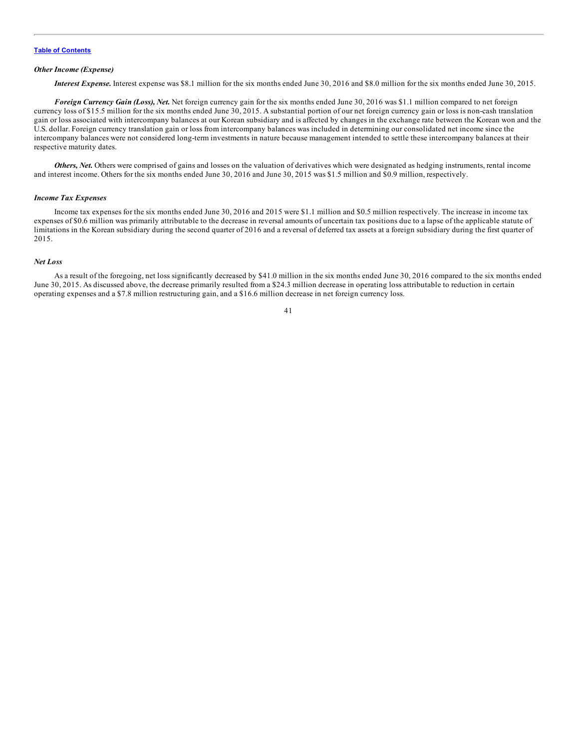### *Other Income (Expense)*

***Interest Expense.*** Interest expense was $8.1 million for the six months ended June 30, 2016 and $8.0 million for the six months ended June 30, 2015.

***Foreign Currency Gain (Loss), Net.*** Net foreign currency gain for the six months ended June 30, 2016 was $1.1 million compared to net foreign currency loss of $15.5 million for the six months ended June 30, 2015. A substantial portion of our net foreign currency gain or loss is non-cash translation gain or loss associated with intercompany balances at our Korean subsidiary and is affected by changes in the exchange rate between the Korean won and the U.S. dollar. Foreign currency translation gain or loss from intercompany balances was included in determining our consolidated net income since the intercompany balances were not considered long-term investments in nature because management intended to settle these intercompany balances at their respective maturity dates.

***Others, Net.*** Others were comprised of gains and losses on the valuation of derivatives which were designated as hedging instruments, rental income and interest income. Others for the six months ended June 30, 2016 and June 30, 2015 was $1.5 million and $0.9 million, respectively.

### *Income Tax Expenses*

Income tax expenses for the six months ended June 30, 2016 and 2015 were $1.1 million and $0.5 million respectively. The increase in income tax expenses of $0.6 million was primarily attributable to the decrease in reversal amounts of uncertain tax positions due to a lapse of the applicable statute of limitations in the Korean subsidiary during the second quarter of 2016 and a reversal of deferred tax assets at a foreign subsidiary during the first quarter of 2015.

### *Net Loss*

As a result of the foregoing, net loss significantly decreased by $41.0 million in the six months ended June 30, 2016 compared to the six months ended June 30, 2015. As discussed above, the decrease primarily resulted from a $24.3 million decrease in operating loss attributable to reduction in certain operating expenses and a $7.8 million restructuring gain, and a $16.6 million decrease in net foreign currency loss.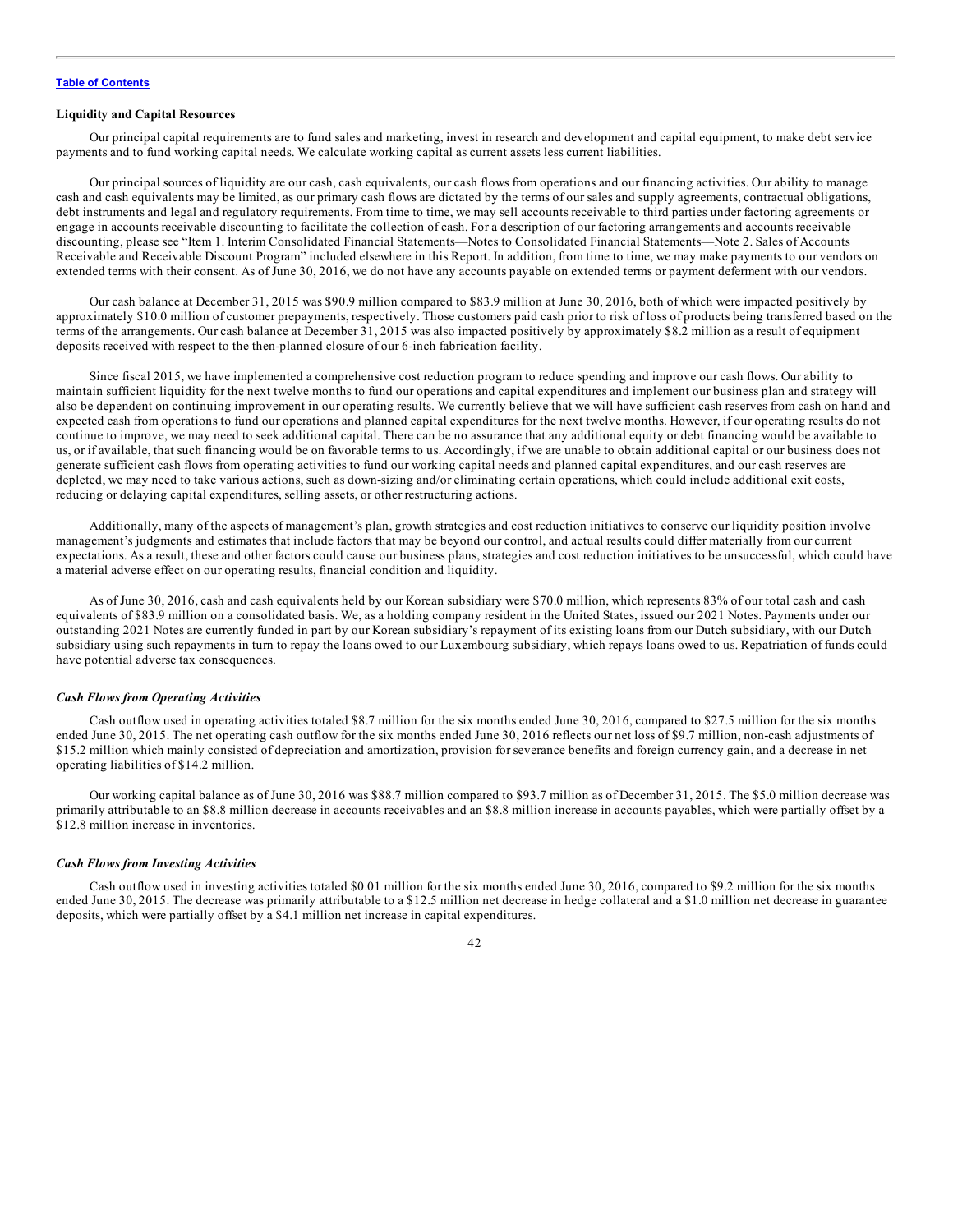[Table of Contents](#)

**Liquidity and Capital Resources**

Our principal capital requirements are to fund sales and marketing, invest in research and development and capital equipment, to make debt service payments and to fund working capital needs. We calculate working capital as current assets less current liabilities.

Our principal sources of liquidity are our cash, cash equivalents, our cash flows from operations and our financing activities. Our ability to manage cash and cash equivalents may be limited, as our primary cash flows are dictated by the terms of our sales and supply agreements, contractual obligations, debt instruments and legal and regulatory requirements. From time to time, we may sell accounts receivable to third parties under factoring agreements or engage in accounts receivable discounting to facilitate the collection of cash. For a description of our factoring arrangements and accounts receivable discounting, please see "Item 1. Interim Consolidated Financial Statements—Notes to Consolidated Financial Statements—Note 2. Sales of Accounts Receivable and Receivable Discount Program" included elsewhere in this Report. In addition, from time to time, we may make payments to our vendors on extended terms with their consent. As of June 30, 2016, we do not have any accounts payable on extended terms or payment deferment with our vendors.

Our cash balance at December 31, 2015 was $90.9 million compared to $83.9 million at June 30, 2016, both of which were impacted positively by approximately $10.0 million of customer prepayments, respectively. Those customers paid cash prior to risk of loss of products being transferred based on the terms of the arrangements. Our cash balance at December 31, 2015 was also impacted positively by approximately $8.2 million as a result of equipment deposits received with respect to the then-planned closure of our 6-inch fabrication facility.

Since fiscal 2015, we have implemented a comprehensive cost reduction program to reduce spending and improve our cash flows. Our ability to maintain sufficient liquidity for the next twelve months to fund our operations and capital expenditures and implement our business plan and strategy will also be dependent on continuing improvement in our operating results. We currently believe that we will have sufficient cash reserves from cash on hand and expected cash from operations to fund our operations and planned capital expenditures for the next twelve months. However, if our operating results do not continue to improve, we may need to seek additional capital. There can be no assurance that any additional equity or debt financing would be available to us, or if available, that such financing would be on favorable terms to us. Accordingly, if we are unable to obtain additional capital or our business does not generate sufficient cash flows from operating activities to fund our working capital needs and planned capital expenditures, and our cash reserves are depleted, we may need to take various actions, such as down-sizing and/or eliminating certain operations, which could include additional exit costs, reducing or delaying capital expenditures, selling assets, or other restructuring actions.

Additionally, many of the aspects of management's plan, growth strategies and cost reduction initiatives to conserve our liquidity position involve management's judgments and estimates that include factors that may be beyond our control, and actual results could differ materially from our current expectations. As a result, these and other factors could cause our business plans, strategies and cost reduction initiatives to be unsuccessful, which could have a material adverse effect on our operating results, financial condition and liquidity.

As of June 30, 2016, cash and cash equivalents held by our Korean subsidiary were $70.0 million, which represents 83% of our total cash and cash equivalents of $83.9 million on a consolidated basis. We, as a holding company resident in the United States, issued our 2021 Notes. Payments under our outstanding 2021 Notes are currently funded in part by our Korean subsidiary's repayment of its existing loans from our Dutch subsidiary, with our Dutch subsidiary using such repayments in turn to repay the loans owed to our Luxembourg subsidiary, which repays loans owed to us. Repatriation of funds could have potential adverse tax consequences.

***Cash Flows from Operating Activities***

Cash outflow used in operating activities totaled $8.7 million for the six months ended June 30, 2016, compared to $27.5 million for the six months ended June 30, 2015. The net operating cash outflow for the six months ended June 30, 2016 reflects our net loss of $9.7 million, non-cash adjustments of $15.2 million which mainly consisted of depreciation and amortization, provision for severance benefits and foreign currency gain, and a decrease in net operating liabilities of $14.2 million.

Our working capital balance as of June 30, 2016 was $88.7 million compared to $93.7 million as of December 31, 2015. The $5.0 million decrease was primarily attributable to an $8.8 million decrease in accounts receivables and an $8.8 million increase in accounts payables, which were partially offset by a $12.8 million increase in inventories.

***Cash Flows from Investing Activities***

Cash outflow used in investing activities totaled $0.01 million for the six months ended June 30, 2016, compared to $9.2 million for the six months ended June 30, 2015. The decrease was primarily attributable to a $12.5 million net decrease in hedge collateral and a $1.0 million net decrease in guarantee deposits, which were partially offset by a $4.1 million net increase in capital expenditures.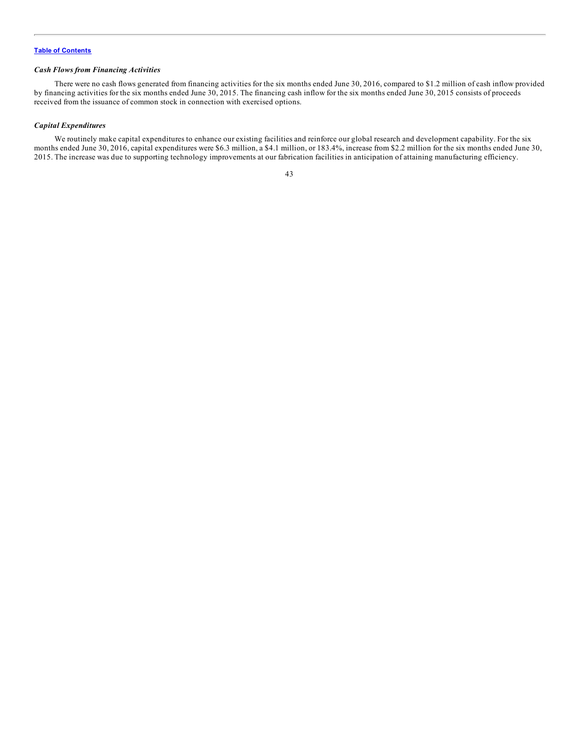[Table of Contents](#)

### *Cash Flows from Financing Activities*

There were no cash flows generated from financing activities for the six months ended June 30, 2016, compared to $1.2 million of cash inflow provided by financing activities for the six months ended June 30, 2015. The financing cash inflow for the six months ended June 30, 2015 consists of proceeds received from the issuance of common stock in connection with exercised options.

### *Capital Expenditures*

We routinely make capital expenditures to enhance our existing facilities and reinforce our global research and development capability. For the six months ended June 30, 2016, capital expenditures were $6.3 million, a $4.1 million, or 183.4%, increase from $2.2 million for the six months ended June 30, 2015. The increase was due to supporting technology improvements at our fabrication facilities in anticipation of attaining manufacturing efficiency.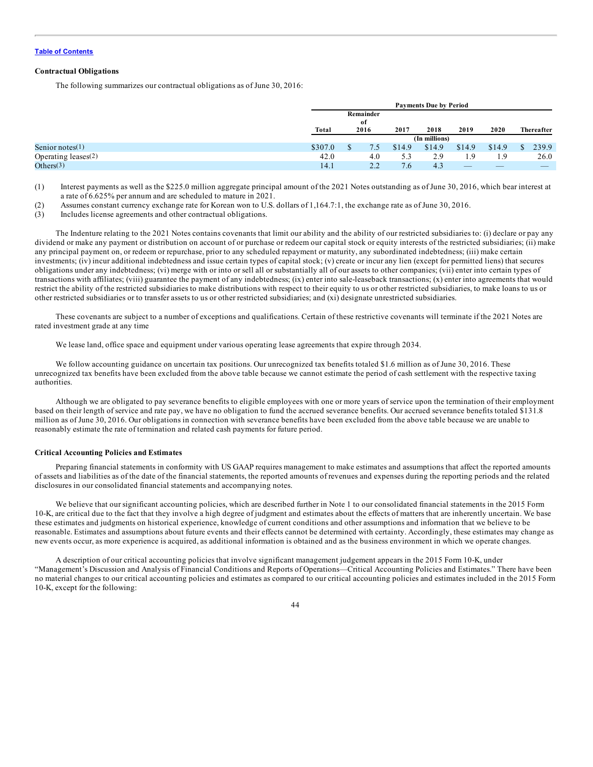[Table of Contents](#)

**Contractual Obligations**

The following summarizes our contractual obligations as of June 30, 2016:

| | Payments Due by Period | | | | | | |
|---|---|---|---|---|---|---|---|
| | Total | Remainder of 2016 | 2017 | 2018 | 2019 | 2020 | Thereafter |
| | (In millions) | | | | | | |
| Senior notes(1) | $307.0 | $ 7.5 | $14.9 | $14.9 | $14.9 | $14.9 | $ 239.9 |
| Operating leases(2) | 42.0 | 4.0 | 5.3 | 2.9 | 1.9 | 1.9 | 26.0 |
| Others(3) | 14.1 | 2.2 | 7.6 | 4.3 | — | — | — |

(1) Interest payments as well as the $225.0 million aggregate principal amount of the 2021 Notes outstanding as of June 30, 2016, which bear interest at a rate of 6.625% per annum and are scheduled to mature in 2021.

(2) Assumes constant currency exchange rate for Korean won to U.S. dollars of 1,164.7:1, the exchange rate as of June 30, 2016.

(3) Includes license agreements and other contractual obligations.

The Indenture relating to the 2021 Notes contains covenants that limit our ability and the ability of our restricted subsidiaries to: (i) declare or pay any dividend or make any payment or distribution on account of or purchase or redeem our capital stock or equity interests of the restricted subsidiaries; (ii) make any principal payment on, or redeem or repurchase, prior to any scheduled repayment or maturity, any subordinated indebtedness; (iii) make certain investments; (iv) incur additional indebtedness and issue certain types of capital stock; (v) create or incur any lien (except for permitted liens) that secures obligations under any indebtedness; (vi) merge with or into or sell all or substantially all of our assets to other companies; (vii) enter into certain types of transactions with affiliates; (viii) guarantee the payment of any indebtedness; (ix) enter into sale-leaseback transactions; (x) enter into agreements that would restrict the ability of the restricted subsidiaries to make distributions with respect to their equity to us or other restricted subsidiaries, to make loans to us or other restricted subsidiaries or to transfer assets to us or other restricted subsidiaries; and (xi) designate unrestricted subsidiaries.

These covenants are subject to a number of exceptions and qualifications. Certain of these restrictive covenants will terminate if the 2021 Notes are rated investment grade at any time

We lease land, office space and equipment under various operating lease agreements that expire through 2034.

We follow accounting guidance on uncertain tax positions. Our unrecognized tax benefits totaled $1.6 million as of June 30, 2016. These unrecognized tax benefits have been excluded from the above table because we cannot estimate the period of cash settlement with the respective taxing authorities.

Although we are obligated to pay severance benefits to eligible employees with one or more years of service upon the termination of their employment based on their length of service and rate pay, we have no obligation to fund the accrued severance benefits. Our accrued severance benefits totaled $131.8 million as of June 30, 2016. Our obligations in connection with severance benefits have been excluded from the above table because we are unable to reasonably estimate the rate of termination and related cash payments for future period.

**Critical Accounting Policies and Estimates**

Preparing financial statements in conformity with US GAAP requires management to make estimates and assumptions that affect the reported amounts of assets and liabilities as of the date of the financial statements, the reported amounts of revenues and expenses during the reporting periods and the related disclosures in our consolidated financial statements and accompanying notes.

We believe that our significant accounting policies, which are described further in Note 1 to our consolidated financial statements in the 2015 Form 10-K, are critical due to the fact that they involve a high degree of judgment and estimates about the effects of matters that are inherently uncertain. We base these estimates and judgments on historical experience, knowledge of current conditions and other assumptions and information that we believe to be reasonable. Estimates and assumptions about future events and their effects cannot be determined with certainty. Accordingly, these estimates may change as new events occur, as more experience is acquired, as additional information is obtained and as the business environment in which we operate changes.

A description of our critical accounting policies that involve significant management judgement appears in the 2015 Form 10-K, under "Management's Discussion and Analysis of Financial Conditions and Reports of Operations—Critical Accounting Policies and Estimates." There have been no material changes to our critical accounting policies and estimates as compared to our critical accounting policies and estimates included in the 2015 Form 10-K, except for the following: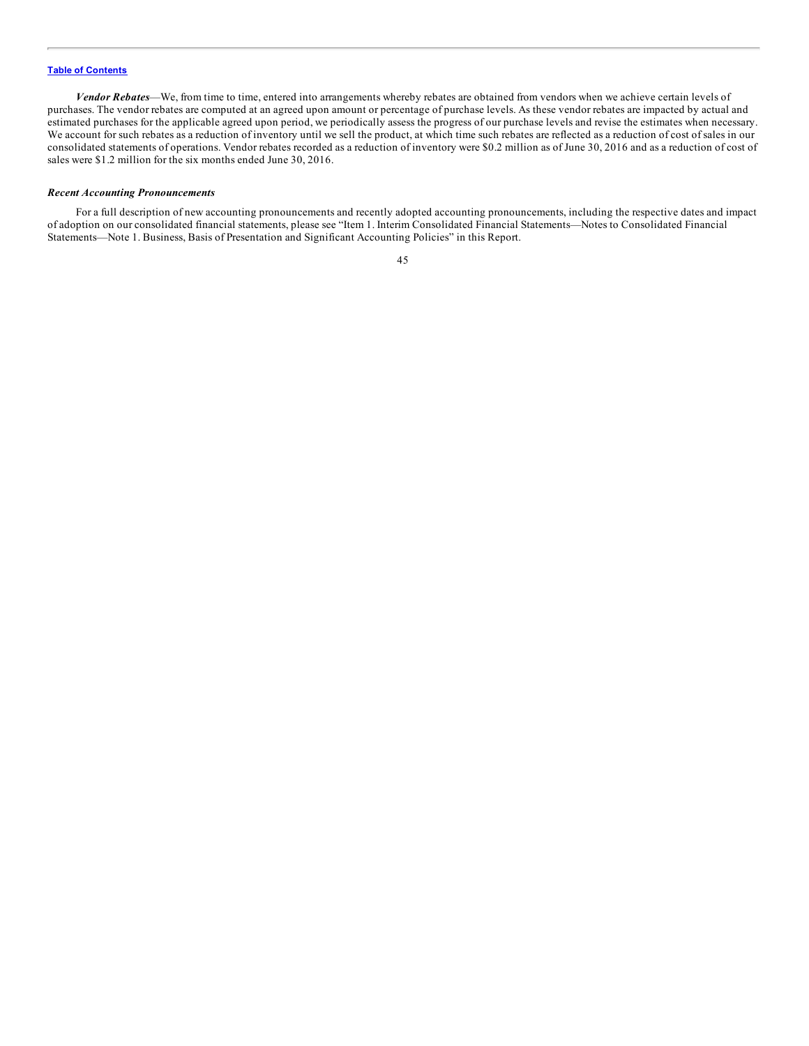***Vendor Rebates***—We, from time to time, entered into arrangements whereby rebates are obtained from vendors when we achieve certain levels of purchases. The vendor rebates are computed at an agreed upon amount or percentage of purchase levels. As these vendor rebates are impacted by actual and estimated purchases for the applicable agreed upon period, we periodically assess the progress of our purchase levels and revise the estimates when necessary. We account for such rebates as a reduction of inventory until we sell the product, at which time such rebates are reflected as a reduction of cost of sales in our consolidated statements of operations. Vendor rebates recorded as a reduction of inventory were $0.2 million as of June 30, 2016 and as a reduction of cost of sales were $1.2 million for the six months ended June 30, 2016.

***Recent Accounting Pronouncements***

For a full description of new accounting pronouncements and recently adopted accounting pronouncements, including the respective dates and impact of adoption on our consolidated financial statements, please see "Item 1. Interim Consolidated Financial Statements—Notes to Consolidated Financial Statements—Note 1. Business, Basis of Presentation and Significant Accounting Policies" in this Report.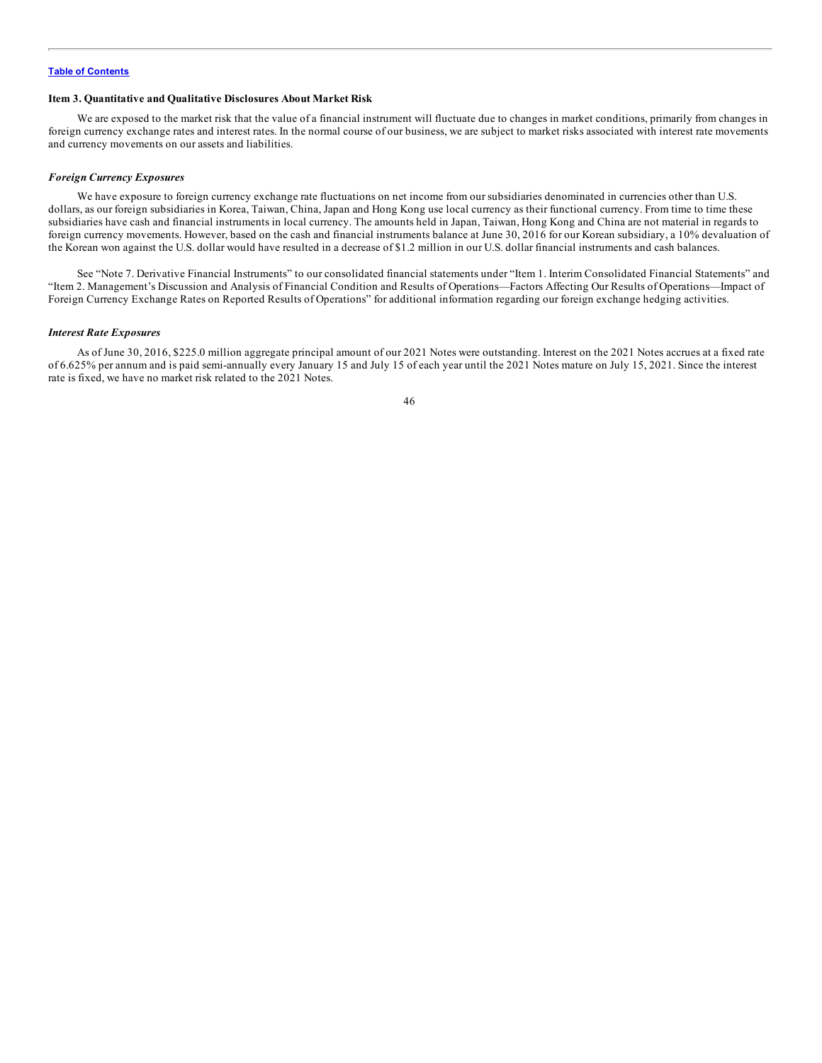### Item 3. Quantitative and Qualitative Disclosures About Market Risk

We are exposed to the market risk that the value of a financial instrument will fluctuate due to changes in market conditions, primarily from changes in foreign currency exchange rates and interest rates. In the normal course of our business, we are subject to market risks associated with interest rate movements and currency movements on our assets and liabilities.

***Foreign Currency Exposures***

We have exposure to foreign currency exchange rate fluctuations on net income from our subsidiaries denominated in currencies other than U.S. dollars, as our foreign subsidiaries in Korea, Taiwan, China, Japan and Hong Kong use local currency as their functional currency. From time to time these subsidiaries have cash and financial instruments in local currency. The amounts held in Japan, Taiwan, Hong Kong and China are not material in regards to foreign currency movements. However, based on the cash and financial instruments balance at June 30, 2016 for our Korean subsidiary, a 10% devaluation of the Korean won against the U.S. dollar would have resulted in a decrease of $1.2 million in our U.S. dollar financial instruments and cash balances.

See "Note 7. Derivative Financial Instruments" to our consolidated financial statements under "Item 1. Interim Consolidated Financial Statements" and "Item 2. Management's Discussion and Analysis of Financial Condition and Results of Operations—Factors Affecting Our Results of Operations—Impact of Foreign Currency Exchange Rates on Reported Results of Operations" for additional information regarding our foreign exchange hedging activities.

***Interest Rate Exposures***

As of June 30, 2016, $225.0 million aggregate principal amount of our 2021 Notes were outstanding. Interest on the 2021 Notes accrues at a fixed rate of 6.625% per annum and is paid semi-annually every January 15 and July 15 of each year until the 2021 Notes mature on July 15, 2021. Since the interest rate is fixed, we have no market risk related to the 2021 Notes.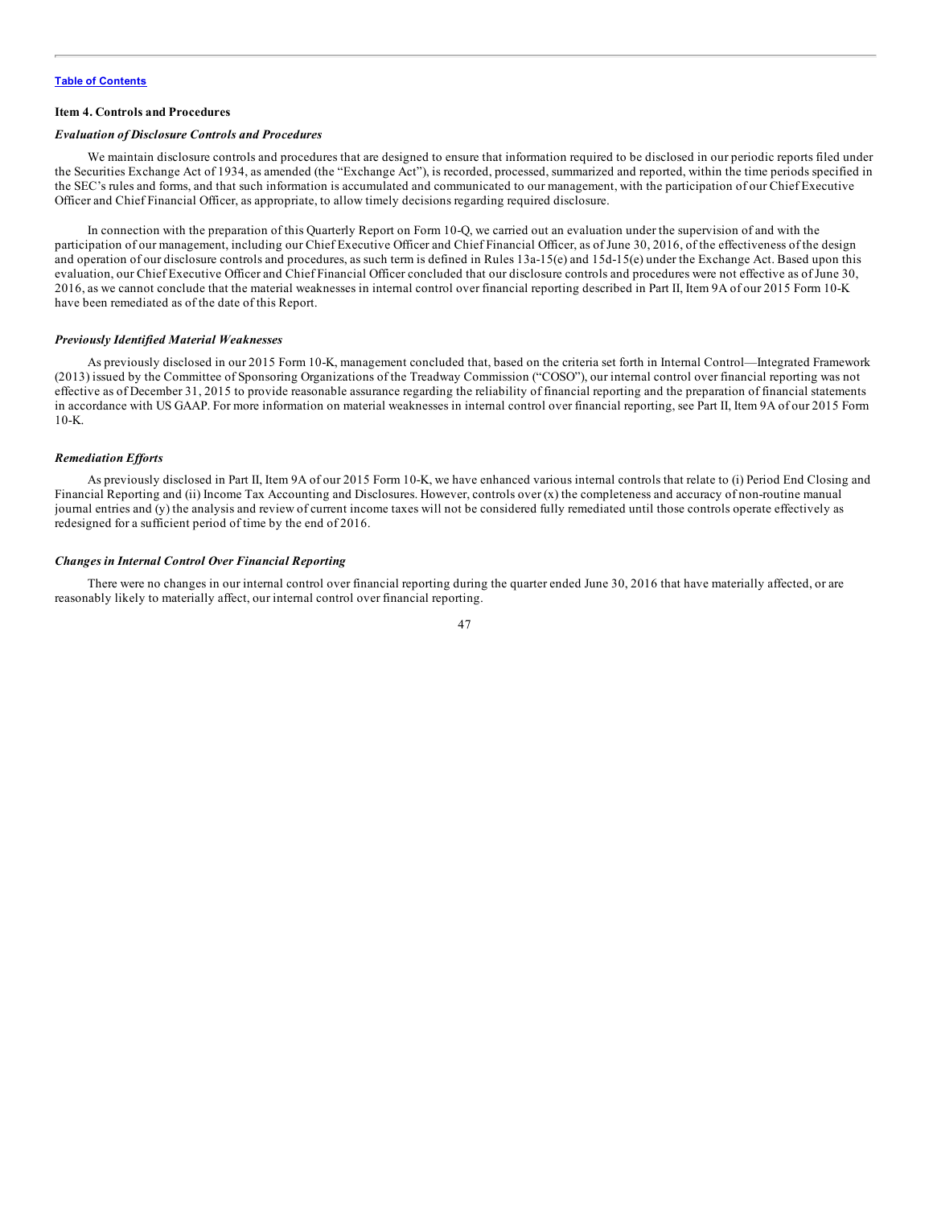## Item 4. Controls and Procedures

### *Evaluation of Disclosure Controls and Procedures*

We maintain disclosure controls and procedures that are designed to ensure that information required to be disclosed in our periodic reports filed under the Securities Exchange Act of 1934, as amended (the "Exchange Act"), is recorded, processed, summarized and reported, within the time periods specified in the SEC's rules and forms, and that such information is accumulated and communicated to our management, with the participation of our Chief Executive Officer and Chief Financial Officer, as appropriate, to allow timely decisions regarding required disclosure.

In connection with the preparation of this Quarterly Report on Form 10-Q, we carried out an evaluation under the supervision of and with the participation of our management, including our Chief Executive Officer and Chief Financial Officer, as of June 30, 2016, of the effectiveness of the design and operation of our disclosure controls and procedures, as such term is defined in Rules 13a-15(e) and 15d-15(e) under the Exchange Act. Based upon this evaluation, our Chief Executive Officer and Chief Financial Officer concluded that our disclosure controls and procedures were not effective as of June 30, 2016, as we cannot conclude that the material weaknesses in internal control over financial reporting described in Part II, Item 9A of our 2015 Form 10-K have been remediated as of the date of this Report.

### *Previously Identified Material Weaknesses*

As previously disclosed in our 2015 Form 10-K, management concluded that, based on the criteria set forth in Internal Control—Integrated Framework (2013) issued by the Committee of Sponsoring Organizations of the Treadway Commission ("COSO"), our internal control over financial reporting was not effective as of December 31, 2015 to provide reasonable assurance regarding the reliability of financial reporting and the preparation of financial statements in accordance with US GAAP. For more information on material weaknesses in internal control over financial reporting, see Part II, Item 9A of our 2015 Form 10-K.

### *Remediation Efforts*

As previously disclosed in Part II, Item 9A of our 2015 Form 10-K, we have enhanced various internal controls that relate to (i) Period End Closing and Financial Reporting and (ii) Income Tax Accounting and Disclosures. However, controls over (x) the completeness and accuracy of non-routine manual journal entries and (y) the analysis and review of current income taxes will not be considered fully remediated until those controls operate effectively as redesigned for a sufficient period of time by the end of 2016.

### *Changes in Internal Control Over Financial Reporting*

There were no changes in our internal control over financial reporting during the quarter ended June 30, 2016 that have materially affected, or are reasonably likely to materially affect, our internal control over financial reporting.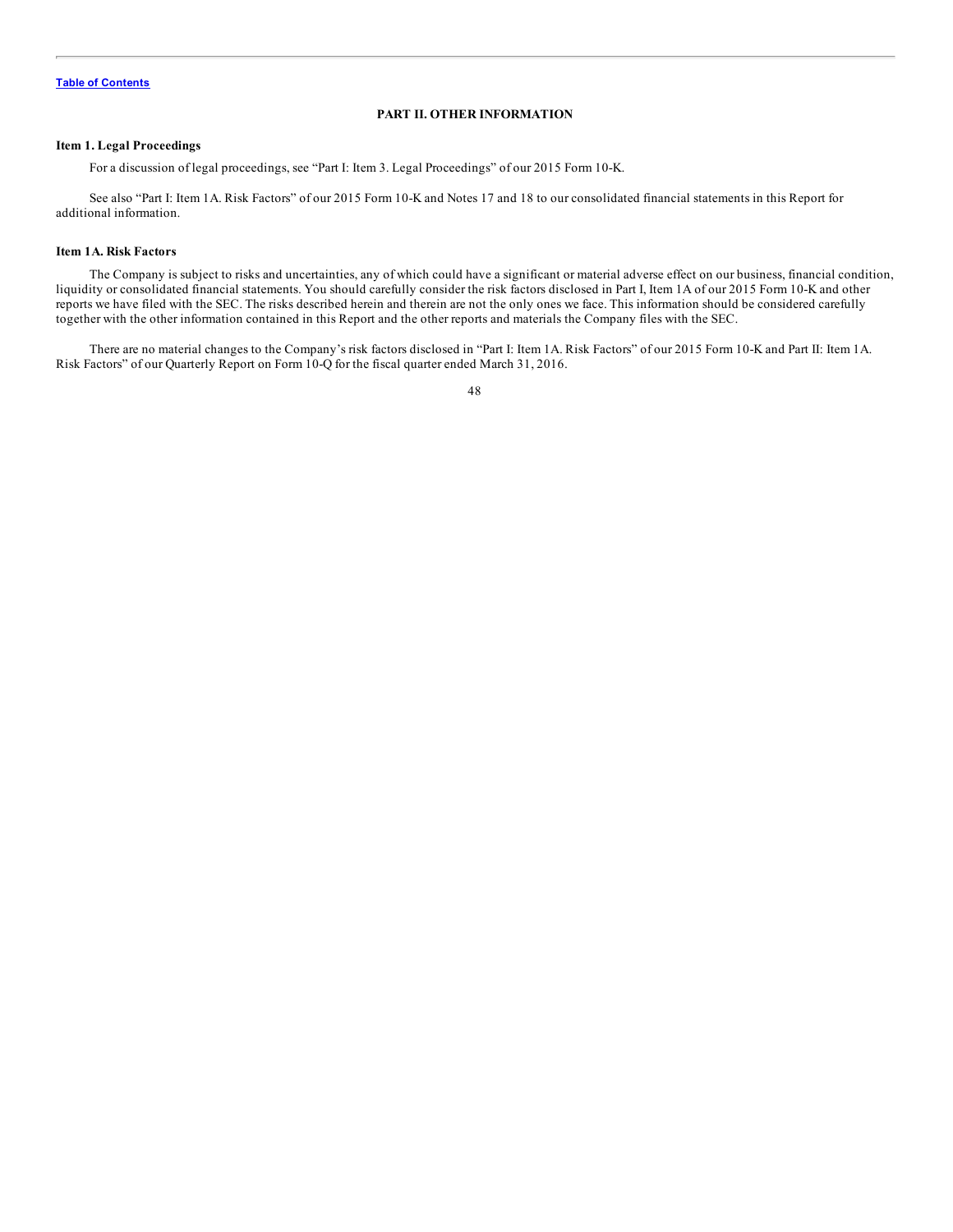[Table of Contents](#)

## PART II. OTHER INFORMATION

### Item 1. Legal Proceedings

For a discussion of legal proceedings, see "Part I: Item 3. Legal Proceedings" of our 2015 Form 10-K.

See also "Part I: Item 1A. Risk Factors" of our 2015 Form 10-K and Notes 17 and 18 to our consolidated financial statements in this Report for additional information.

### Item 1A. Risk Factors

The Company is subject to risks and uncertainties, any of which could have a significant or material adverse effect on our business, financial condition, liquidity or consolidated financial statements. You should carefully consider the risk factors disclosed in Part I, Item 1A of our 2015 Form 10-K and other reports we have filed with the SEC. The risks described herein and therein are not the only ones we face. This information should be considered carefully together with the other information contained in this Report and the other reports and materials the Company files with the SEC.

There are no material changes to the Company's risk factors disclosed in "Part I: Item 1A. Risk Factors" of our 2015 Form 10-K and Part II: Item 1A. Risk Factors" of our Quarterly Report on Form 10-Q for the fiscal quarter ended March 31, 2016.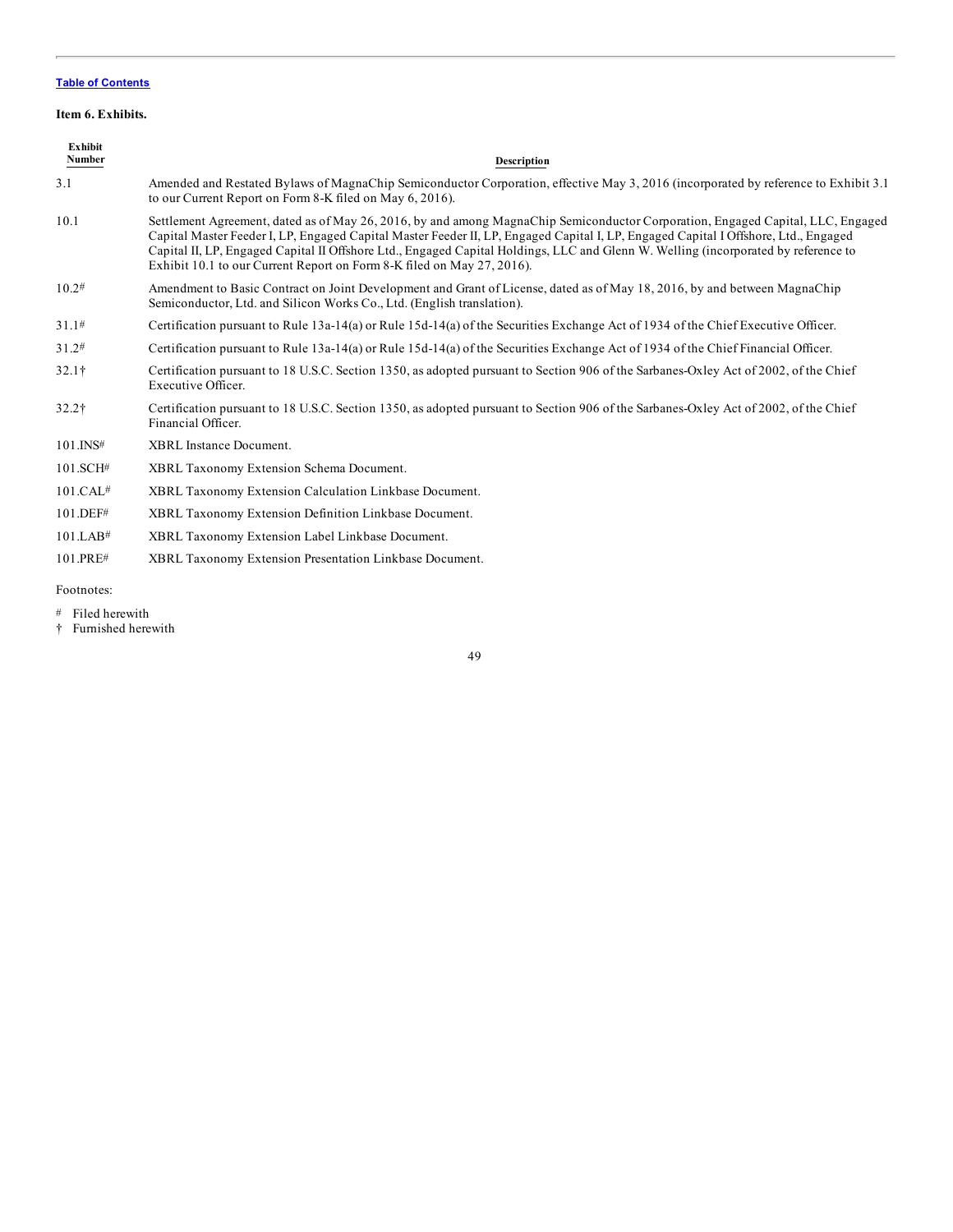Table of Contents

**Item 6. Exhibits.**

| Exhibit Number | Description |
|---|---|
| 3.1 | Amended and Restated Bylaws of MagnaChip Semiconductor Corporation, effective May 3, 2016 (incorporated by reference to Exhibit 3.1 to our Current Report on Form 8-K filed on May 6, 2016). |
| 10.1 | Settlement Agreement, dated as of May 26, 2016, by and among MagnaChip Semiconductor Corporation, Engaged Capital, LLC, Engaged Capital Master Feeder I, LP, Engaged Capital Master Feeder II, LP, Engaged Capital I, LP, Engaged Capital I Offshore, Ltd., Engaged Capital II, LP, Engaged Capital II Offshore Ltd., Engaged Capital Holdings, LLC and Glenn W. Welling (incorporated by reference to Exhibit 10.1 to our Current Report on Form 8-K filed on May 27, 2016). |
| 10.2# | Amendment to Basic Contract on Joint Development and Grant of License, dated as of May 18, 2016, by and between MagnaChip Semiconductor, Ltd. and Silicon Works Co., Ltd. (English translation). |
| 31.1# | Certification pursuant to Rule 13a-14(a) or Rule 15d-14(a) of the Securities Exchange Act of 1934 of the Chief Executive Officer. |
| 31.2# | Certification pursuant to Rule 13a-14(a) or Rule 15d-14(a) of the Securities Exchange Act of 1934 of the Chief Financial Officer. |
| 32.1† | Certification pursuant to 18 U.S.C. Section 1350, as adopted pursuant to Section 906 of the Sarbanes-Oxley Act of 2002, of the Chief Executive Officer. |
| 32.2† | Certification pursuant to 18 U.S.C. Section 1350, as adopted pursuant to Section 906 of the Sarbanes-Oxley Act of 2002, of the Chief Financial Officer. |
| 101.INS# | XBRL Instance Document. |
| 101.SCH# | XBRL Taxonomy Extension Schema Document. |
| 101.CAL# | XBRL Taxonomy Extension Calculation Linkbase Document. |
| 101.DEF# | XBRL Taxonomy Extension Definition Linkbase Document. |
| 101.LAB# | XBRL Taxonomy Extension Label Linkbase Document. |
| 101.PRE# | XBRL Taxonomy Extension Presentation Linkbase Document. |

Footnotes:

# Filed herewith

† Furnished herewith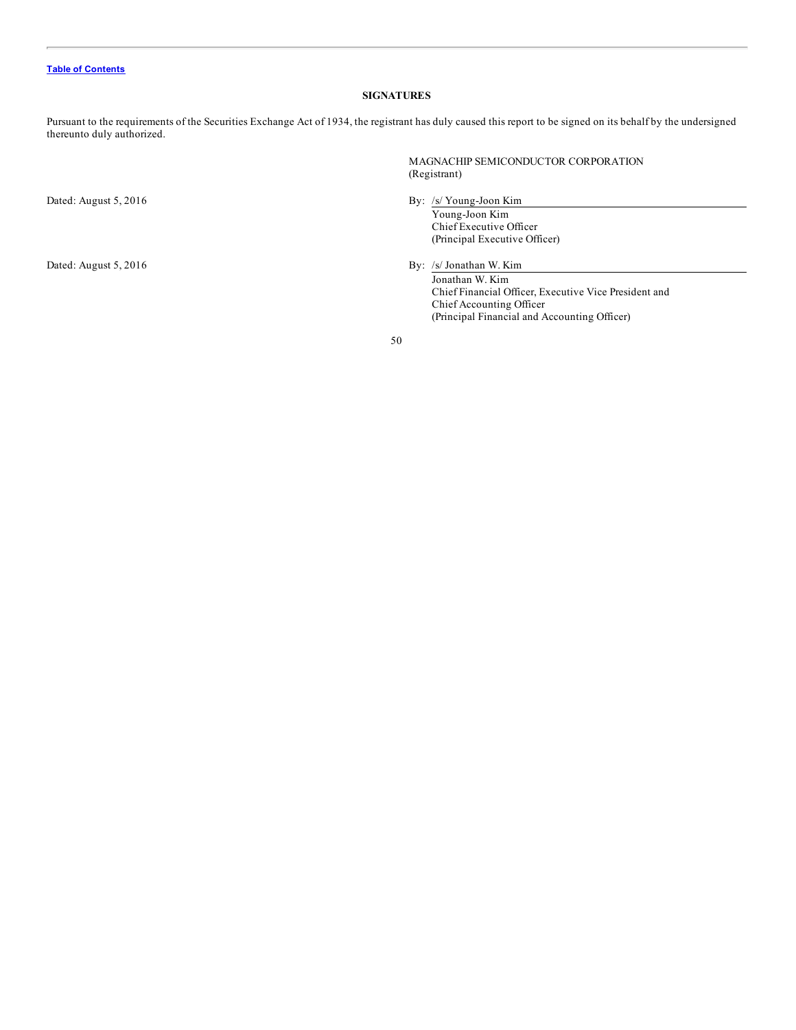Table of Contents

## SIGNATURES

Pursuant to the requirements of the Securities Exchange Act of 1934, the registrant has duly caused this report to be signed on its behalf by the undersigned thereunto duly authorized.

MAGNACHIP SEMICONDUCTOR CORPORATION
(Registrant)

Dated: August 5, 2016

By: /s/ Young-Joon Kim
Young-Joon Kim
Chief Executive Officer
(Principal Executive Officer)

Dated: August 5, 2016

By: /s/ Jonathan W. Kim
Jonathan W. Kim
Chief Financial Officer, Executive Vice President and
Chief Accounting Officer
(Principal Financial and Accounting Officer)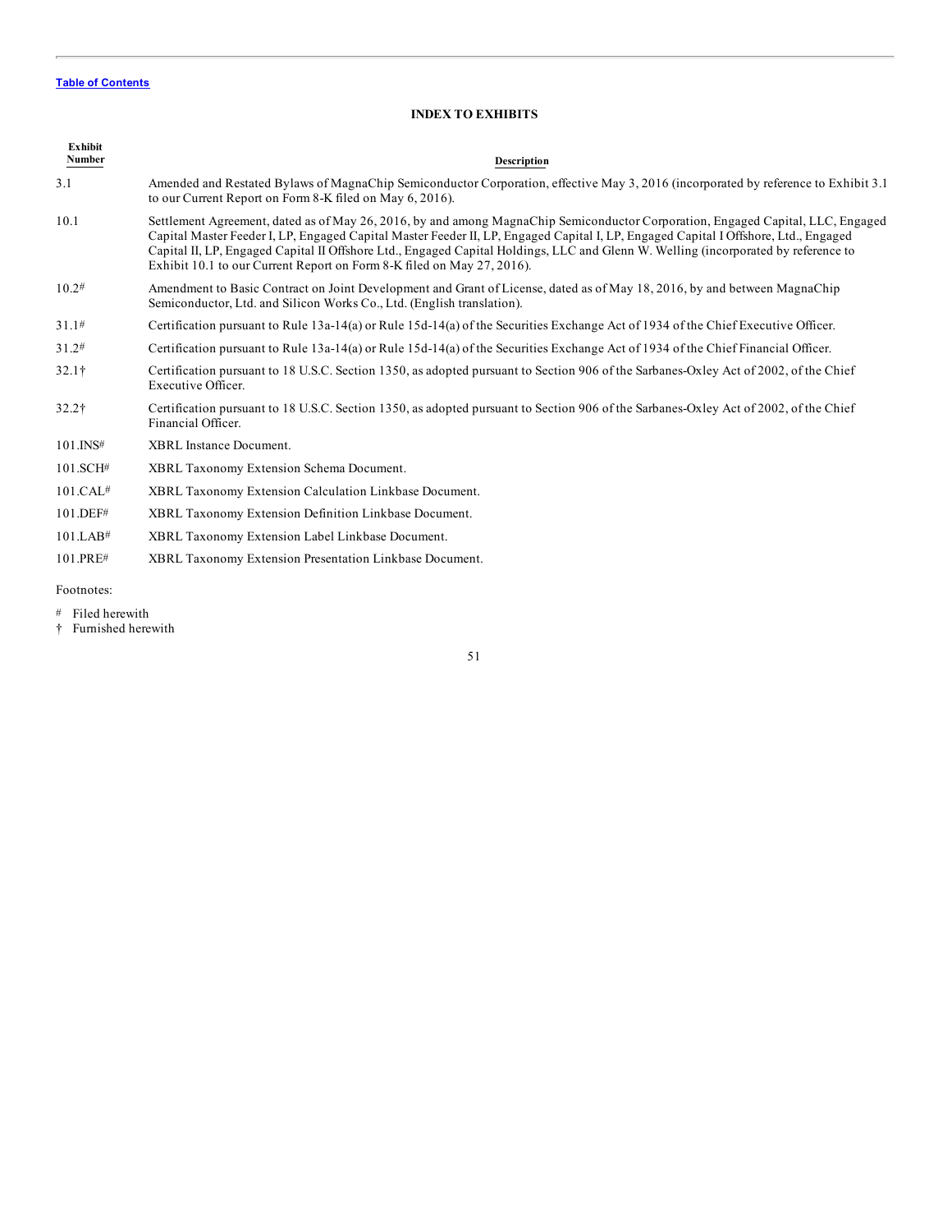[Table of Contents](#)

## INDEX TO EXHIBITS

| Exhibit Number | Description |
|---|---|
| 3.1 | Amended and Restated Bylaws of MagnaChip Semiconductor Corporation, effective May 3, 2016 (incorporated by reference to Exhibit 3.1 to our Current Report on Form 8-K filed on May 6, 2016). |
| 10.1 | Settlement Agreement, dated as of May 26, 2016, by and among MagnaChip Semiconductor Corporation, Engaged Capital, LLC, Engaged Capital Master Feeder I, LP, Engaged Capital Master Feeder II, LP, Engaged Capital I, LP, Engaged Capital I Offshore, Ltd., Engaged Capital II, LP, Engaged Capital II Offshore Ltd., Engaged Capital Holdings, LLC and Glenn W. Welling (incorporated by reference to Exhibit 10.1 to our Current Report on Form 8-K filed on May 27, 2016). |
| 10.2# | Amendment to Basic Contract on Joint Development and Grant of License, dated as of May 18, 2016, by and between MagnaChip Semiconductor, Ltd. and Silicon Works Co., Ltd. (English translation). |
| 31.1# | Certification pursuant to Rule 13a-14(a) or Rule 15d-14(a) of the Securities Exchange Act of 1934 of the Chief Executive Officer. |
| 31.2# | Certification pursuant to Rule 13a-14(a) or Rule 15d-14(a) of the Securities Exchange Act of 1934 of the Chief Financial Officer. |
| 32.1† | Certification pursuant to 18 U.S.C. Section 1350, as adopted pursuant to Section 906 of the Sarbanes-Oxley Act of 2002, of the Chief Executive Officer. |
| 32.2† | Certification pursuant to 18 U.S.C. Section 1350, as adopted pursuant to Section 906 of the Sarbanes-Oxley Act of 2002, of the Chief Financial Officer. |
| 101.INS# | XBRL Instance Document. |
| 101.SCH# | XBRL Taxonomy Extension Schema Document. |
| 101.CAL# | XBRL Taxonomy Extension Calculation Linkbase Document. |
| 101.DEF# | XBRL Taxonomy Extension Definition Linkbase Document. |
| 101.LAB# | XBRL Taxonomy Extension Label Linkbase Document. |
| 101.PRE# | XBRL Taxonomy Extension Presentation Linkbase Document. |

Footnotes:

\# Filed herewith

† Furnished herewith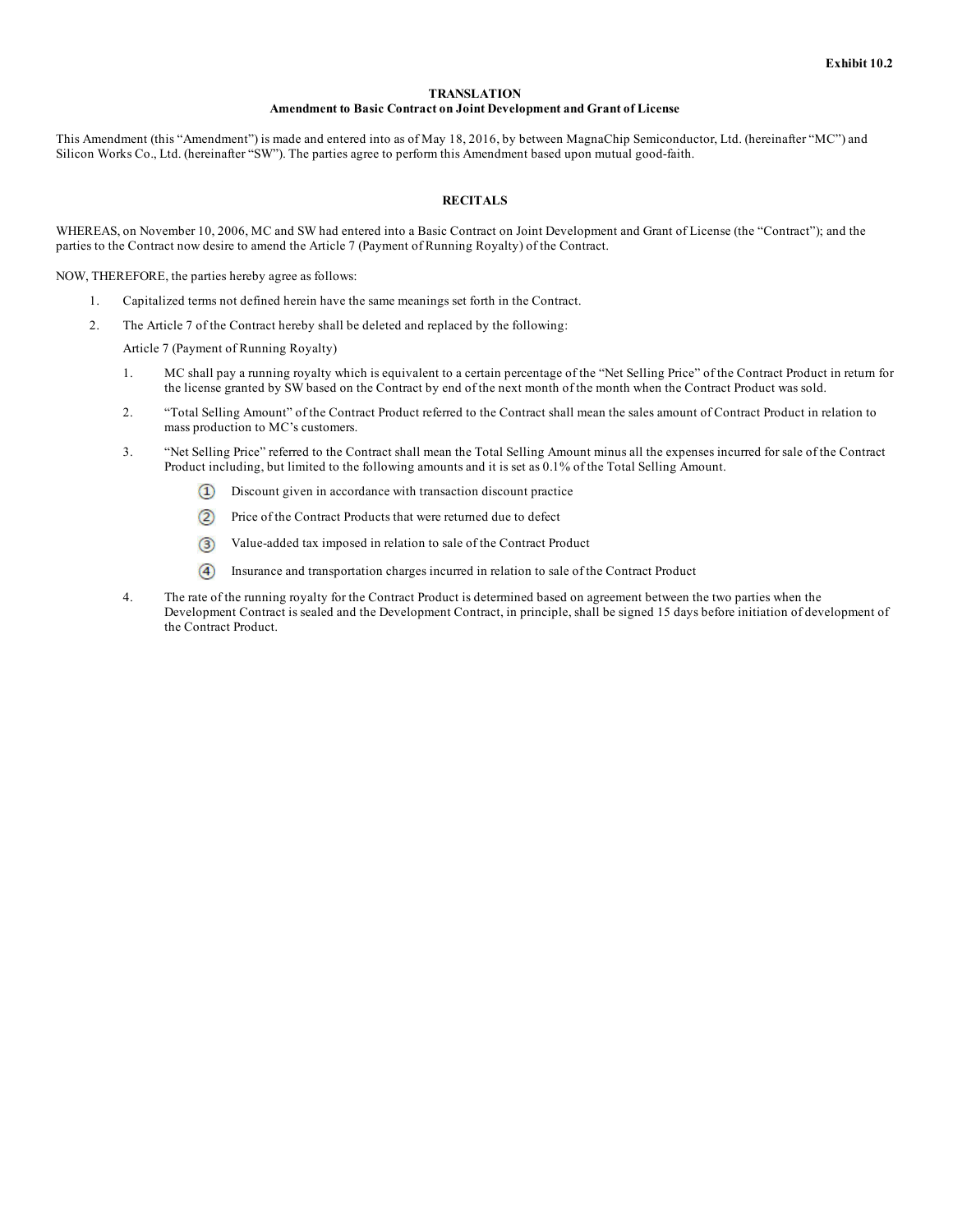Exhibit 10.2

**TRANSLATION**

**Amendment to Basic Contract on Joint Development and Grant of License**

This Amendment (this "Amendment") is made and entered into as of May 18, 2016, by between MagnaChip Semiconductor, Ltd. (hereinafter "MC") and Silicon Works Co., Ltd. (hereinafter "SW"). The parties agree to perform this Amendment based upon mutual good-faith.

**RECITALS**

WHEREAS, on November 10, 2006, MC and SW had entered into a Basic Contract on Joint Development and Grant of License (the "Contract"); and the parties to the Contract now desire to amend the Article 7 (Payment of Running Royalty) of the Contract.

NOW, THEREFORE, the parties hereby agree as follows:

1. Capitalized terms not defined herein have the same meanings set forth in the Contract.
2. The Article 7 of the Contract hereby shall be deleted and replaced by the following:

   Article 7 (Payment of Running Royalty)

   1. MC shall pay a running royalty which is equivalent to a certain percentage of the "Net Selling Price" of the Contract Product in return for the license granted by SW based on the Contract by end of the next month of the month when the Contract Product was sold.
   2. "Total Selling Amount" of the Contract Product referred to the Contract shall mean the sales amount of Contract Product in relation to mass production to MC's customers.
   3. "Net Selling Price" referred to the Contract shall mean the Total Selling Amount minus all the expenses incurred for sale of the Contract Product including, but limited to the following amounts and it is set as 0.1% of the Total Selling Amount.
      - ① Discount given in accordance with transaction discount practice
      - ② Price of the Contract Products that were returned due to defect
      - ③ Value-added tax imposed in relation to sale of the Contract Product
      - ④ Insurance and transportation charges incurred in relation to sale of the Contract Product
   4. The rate of the running royalty for the Contract Product is determined based on agreement between the two parties when the Development Contract is sealed and the Development Contract, in principle, shall be signed 15 days before initiation of development of the Contract Product.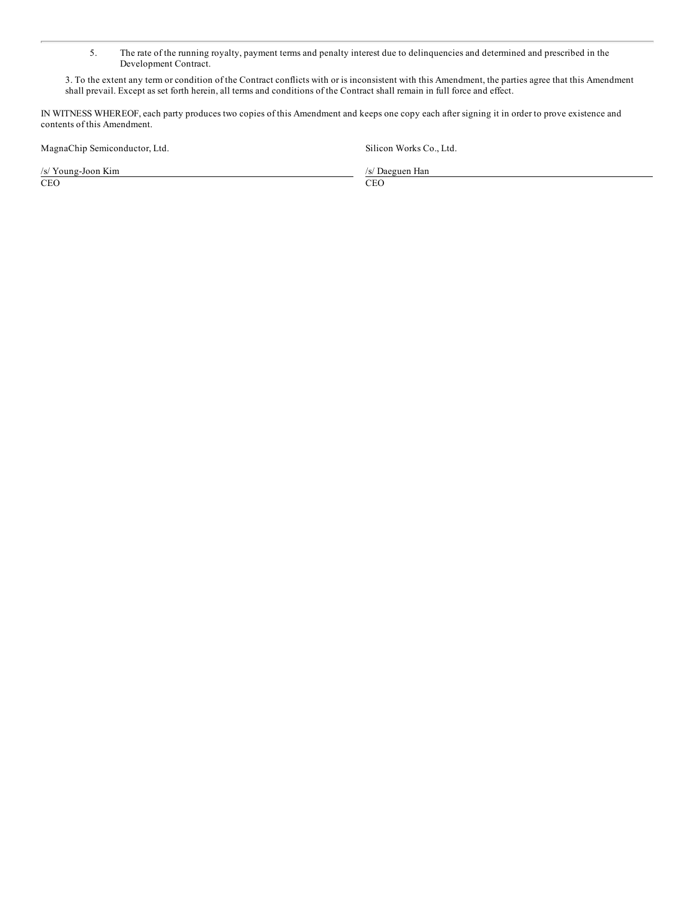5. The rate of the running royalty, payment terms and penalty interest due to delinquencies and determined and prescribed in the Development Contract.

3. To the extent any term or condition of the Contract conflicts with or is inconsistent with this Amendment, the parties agree that this Amendment shall prevail. Except as set forth herein, all terms and conditions of the Contract shall remain in full force and effect.

IN WITNESS WHEREOF, each party produces two copies of this Amendment and keeps one copy each after signing it in order to prove existence and contents of this Amendment.

MagnaChip Semiconductor, Ltd.

/s/ Young-Joon Kim
CEO

Silicon Works Co., Ltd.

/s/ Daeguen Han
CEO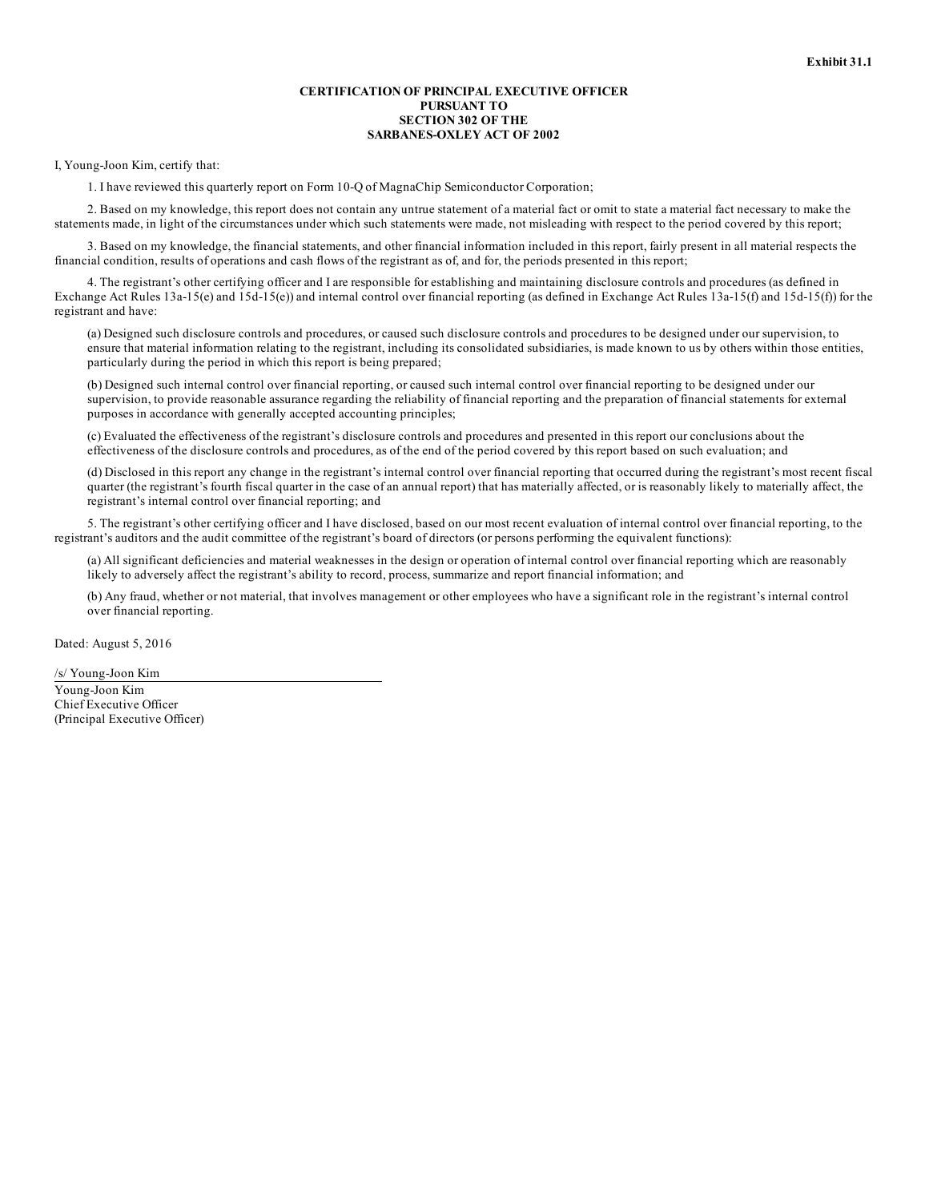**Exhibit 31.1**

**CERTIFICATION OF PRINCIPAL EXECUTIVE OFFICER**
**PURSUANT TO**
**SECTION 302 OF THE**
**SARBANES-OXLEY ACT OF 2002**

I, Young-Joon Kim, certify that:

1. I have reviewed this quarterly report on Form 10-Q of MagnaChip Semiconductor Corporation;

2. Based on my knowledge, this report does not contain any untrue statement of a material fact or omit to state a material fact necessary to make the statements made, in light of the circumstances under which such statements were made, not misleading with respect to the period covered by this report;

3. Based on my knowledge, the financial statements, and other financial information included in this report, fairly present in all material respects the financial condition, results of operations and cash flows of the registrant as of, and for, the periods presented in this report;

4. The registrant's other certifying officer and I are responsible for establishing and maintaining disclosure controls and procedures (as defined in Exchange Act Rules 13a-15(e) and 15d-15(e)) and internal control over financial reporting (as defined in Exchange Act Rules 13a-15(f) and 15d-15(f)) for the registrant and have:

(a) Designed such disclosure controls and procedures, or caused such disclosure controls and procedures to be designed under our supervision, to ensure that material information relating to the registrant, including its consolidated subsidiaries, is made known to us by others within those entities, particularly during the period in which this report is being prepared;

(b) Designed such internal control over financial reporting, or caused such internal control over financial reporting to be designed under our supervision, to provide reasonable assurance regarding the reliability of financial reporting and the preparation of financial statements for external purposes in accordance with generally accepted accounting principles;

(c) Evaluated the effectiveness of the registrant's disclosure controls and procedures and presented in this report our conclusions about the effectiveness of the disclosure controls and procedures, as of the end of the period covered by this report based on such evaluation; and

(d) Disclosed in this report any change in the registrant's internal control over financial reporting that occurred during the registrant's most recent fiscal quarter (the registrant's fourth fiscal quarter in the case of an annual report) that has materially affected, or is reasonably likely to materially affect, the registrant's internal control over financial reporting; and

5. The registrant's other certifying officer and I have disclosed, based on our most recent evaluation of internal control over financial reporting, to the registrant's auditors and the audit committee of the registrant's board of directors (or persons performing the equivalent functions):

(a) All significant deficiencies and material weaknesses in the design or operation of internal control over financial reporting which are reasonably likely to adversely affect the registrant's ability to record, process, summarize and report financial information; and

(b) Any fraud, whether or not material, that involves management or other employees who have a significant role in the registrant's internal control over financial reporting.

Dated: August 5, 2016

/s/ Young-Joon Kim

Young-Joon Kim
Chief Executive Officer
(Principal Executive Officer)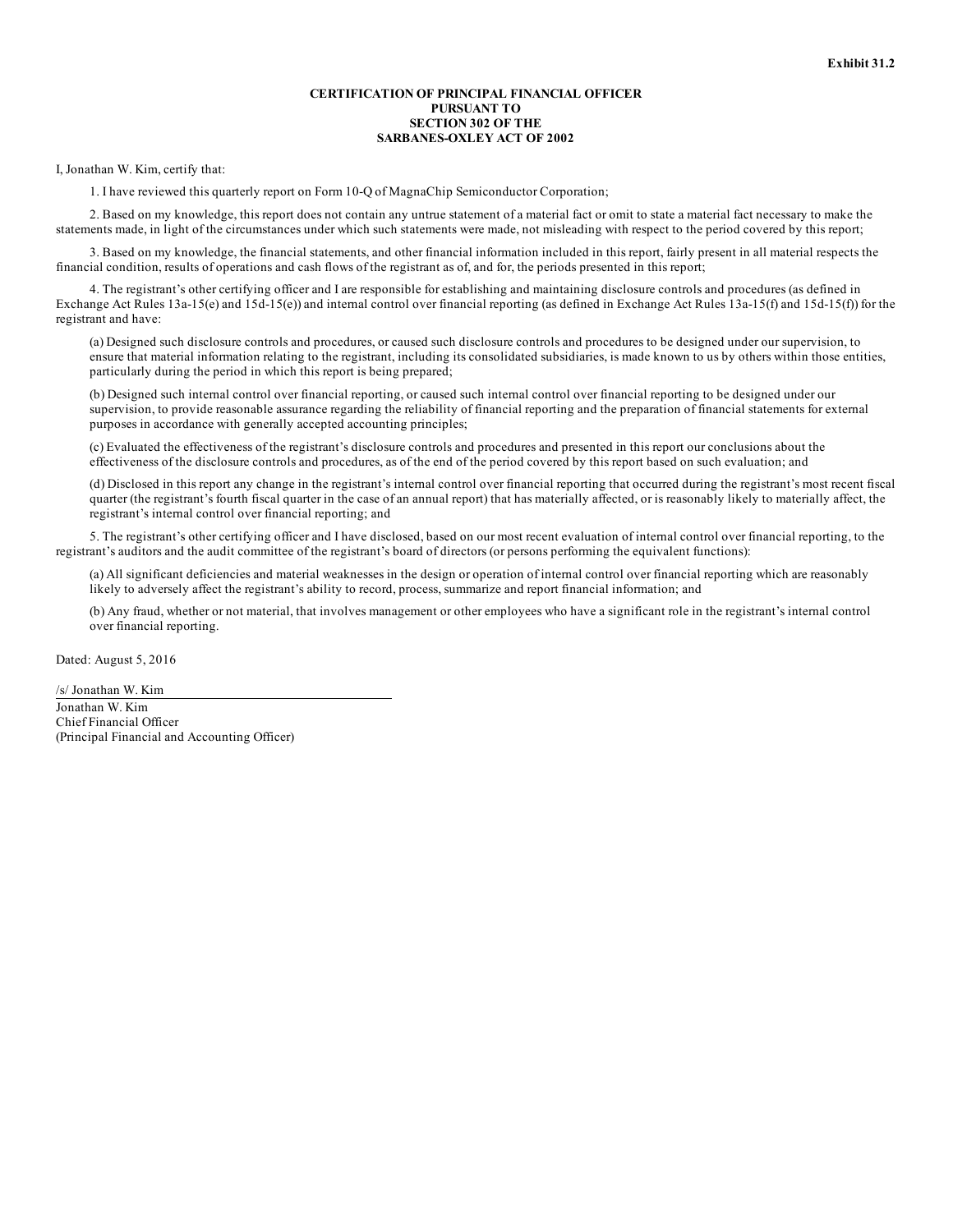**Exhibit 31.2**

**CERTIFICATION OF PRINCIPAL FINANCIAL OFFICER
PURSUANT TO
SECTION 302 OF THE
SARBANES-OXLEY ACT OF 2002**

I, Jonathan W. Kim, certify that:

1. I have reviewed this quarterly report on Form 10-Q of MagnaChip Semiconductor Corporation;

2. Based on my knowledge, this report does not contain any untrue statement of a material fact or omit to state a material fact necessary to make the statements made, in light of the circumstances under which such statements were made, not misleading with respect to the period covered by this report;

3. Based on my knowledge, the financial statements, and other financial information included in this report, fairly present in all material respects the financial condition, results of operations and cash flows of the registrant as of, and for, the periods presented in this report;

4. The registrant's other certifying officer and I are responsible for establishing and maintaining disclosure controls and procedures (as defined in Exchange Act Rules 13a-15(e) and 15d-15(e)) and internal control over financial reporting (as defined in Exchange Act Rules 13a-15(f) and 15d-15(f)) for the registrant and have:

(a) Designed such disclosure controls and procedures, or caused such disclosure controls and procedures to be designed under our supervision, to ensure that material information relating to the registrant, including its consolidated subsidiaries, is made known to us by others within those entities, particularly during the period in which this report is being prepared;

(b) Designed such internal control over financial reporting, or caused such internal control over financial reporting to be designed under our supervision, to provide reasonable assurance regarding the reliability of financial reporting and the preparation of financial statements for external purposes in accordance with generally accepted accounting principles;

(c) Evaluated the effectiveness of the registrant's disclosure controls and procedures and presented in this report our conclusions about the effectiveness of the disclosure controls and procedures, as of the end of the period covered by this report based on such evaluation; and

(d) Disclosed in this report any change in the registrant's internal control over financial reporting that occurred during the registrant's most recent fiscal quarter (the registrant's fourth fiscal quarter in the case of an annual report) that has materially affected, or is reasonably likely to materially affect, the registrant's internal control over financial reporting; and

5. The registrant's other certifying officer and I have disclosed, based on our most recent evaluation of internal control over financial reporting, to the registrant's auditors and the audit committee of the registrant's board of directors (or persons performing the equivalent functions):

(a) All significant deficiencies and material weaknesses in the design or operation of internal control over financial reporting which are reasonably likely to adversely affect the registrant's ability to record, process, summarize and report financial information; and

(b) Any fraud, whether or not material, that involves management or other employees who have a significant role in the registrant's internal control over financial reporting.

Dated: August 5, 2016

/s/ Jonathan W. Kim

Jonathan W. Kim
Chief Financial Officer
(Principal Financial and Accounting Officer)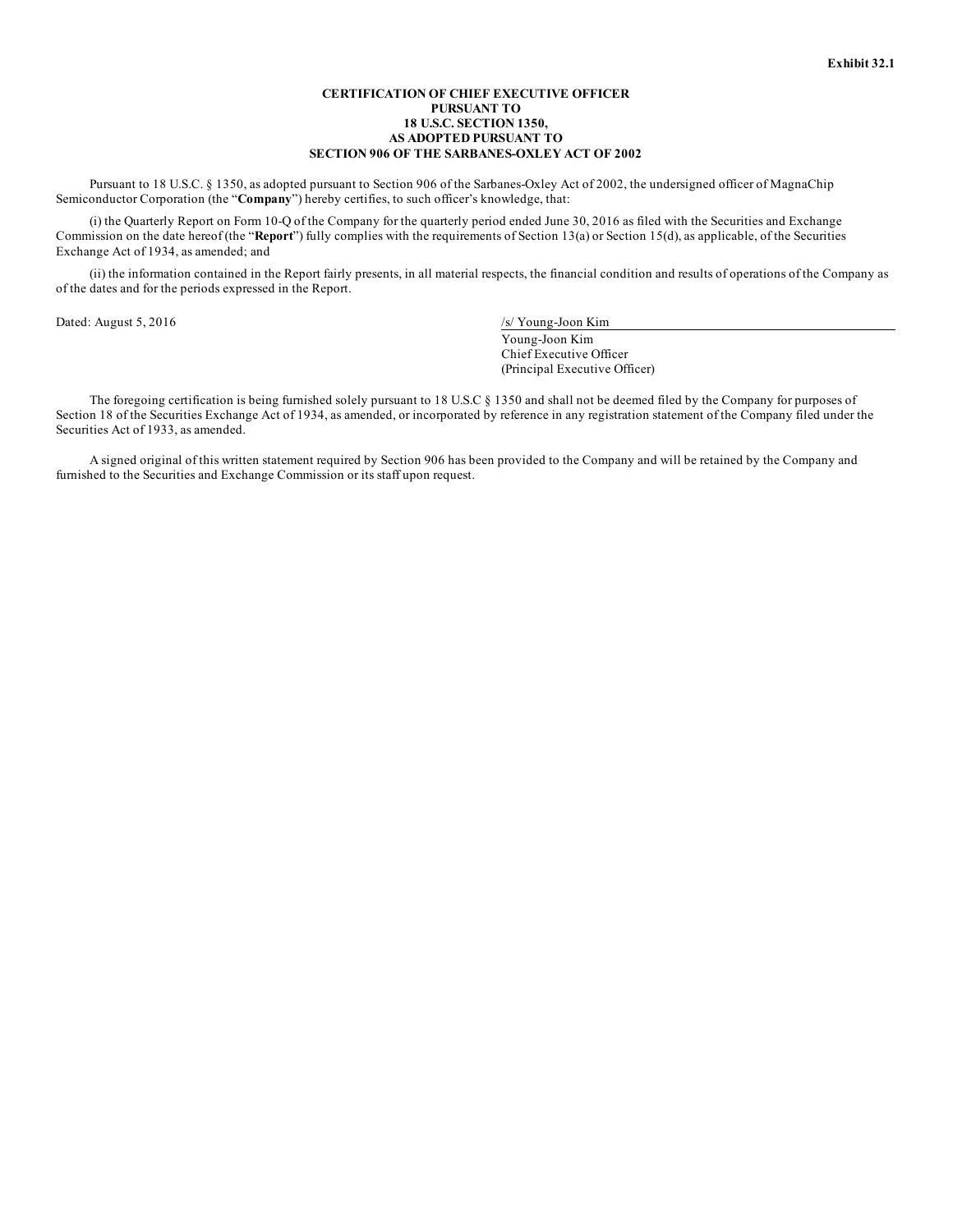**Exhibit 32.1**

**CERTIFICATION OF CHIEF EXECUTIVE OFFICER
PURSUANT TO
18 U.S.C. SECTION 1350,
AS ADOPTED PURSUANT TO
SECTION 906 OF THE SARBANES-OXLEY ACT OF 2002**

Pursuant to 18 U.S.C. § 1350, as adopted pursuant to Section 906 of the Sarbanes-Oxley Act of 2002, the undersigned officer of MagnaChip Semiconductor Corporation (the "**Company**") hereby certifies, to such officer's knowledge, that:

(i) the Quarterly Report on Form 10-Q of the Company for the quarterly period ended June 30, 2016 as filed with the Securities and Exchange Commission on the date hereof (the "**Report**") fully complies with the requirements of Section 13(a) or Section 15(d), as applicable, of the Securities Exchange Act of 1934, as amended; and

(ii) the information contained in the Report fairly presents, in all material respects, the financial condition and results of operations of the Company as of the dates and for the periods expressed in the Report.

Dated: August 5, 2016

/s/ Young-Joon Kim
Young-Joon Kim
Chief Executive Officer
(Principal Executive Officer)

The foregoing certification is being furnished solely pursuant to 18 U.S.C § 1350 and shall not be deemed filed by the Company for purposes of Section 18 of the Securities Exchange Act of 1934, as amended, or incorporated by reference in any registration statement of the Company filed under the Securities Act of 1933, as amended.

A signed original of this written statement required by Section 906 has been provided to the Company and will be retained by the Company and furnished to the Securities and Exchange Commission or its staff upon request.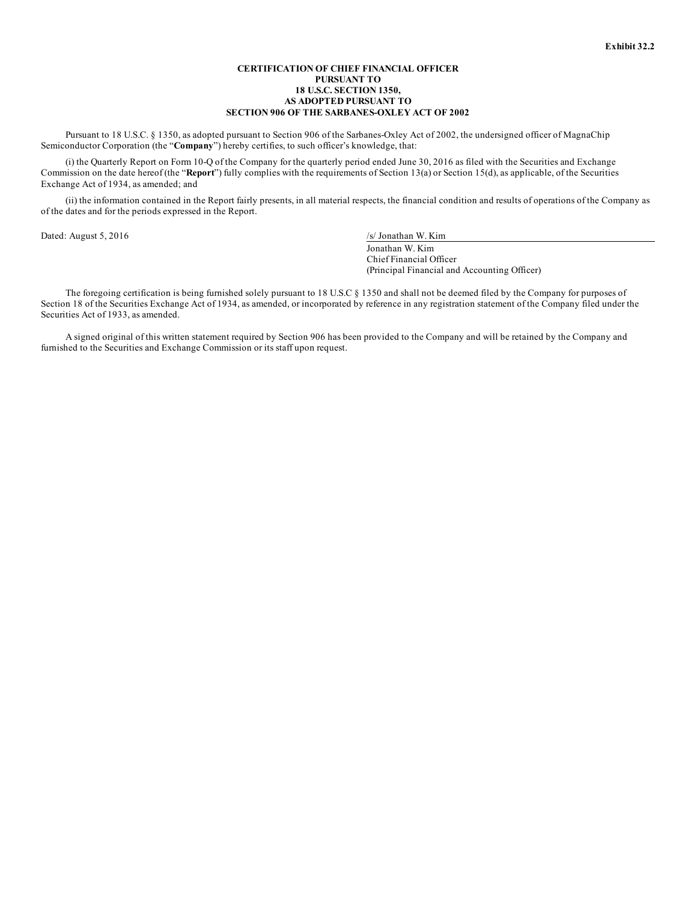**Exhibit 32.2**

**CERTIFICATION OF CHIEF FINANCIAL OFFICER
PURSUANT TO
18 U.S.C. SECTION 1350,
AS ADOPTED PURSUANT TO
SECTION 906 OF THE SARBANES-OXLEY ACT OF 2002**

Pursuant to 18 U.S.C. § 1350, as adopted pursuant to Section 906 of the Sarbanes-Oxley Act of 2002, the undersigned officer of MagnaChip Semiconductor Corporation (the "**Company**") hereby certifies, to such officer's knowledge, that:

(i) the Quarterly Report on Form 10-Q of the Company for the quarterly period ended June 30, 2016 as filed with the Securities and Exchange Commission on the date hereof (the "**Report**") fully complies with the requirements of Section 13(a) or Section 15(d), as applicable, of the Securities Exchange Act of 1934, as amended; and

(ii) the information contained in the Report fairly presents, in all material respects, the financial condition and results of operations of the Company as of the dates and for the periods expressed in the Report.

Dated: August 5, 2016

/s/ Jonathan W. Kim
Jonathan W. Kim
Chief Financial Officer
(Principal Financial and Accounting Officer)

The foregoing certification is being furnished solely pursuant to 18 U.S.C § 1350 and shall not be deemed filed by the Company for purposes of Section 18 of the Securities Exchange Act of 1934, as amended, or incorporated by reference in any registration statement of the Company filed under the Securities Act of 1933, as amended.

A signed original of this written statement required by Section 906 has been provided to the Company and will be retained by the Company and furnished to the Securities and Exchange Commission or its staff upon request.